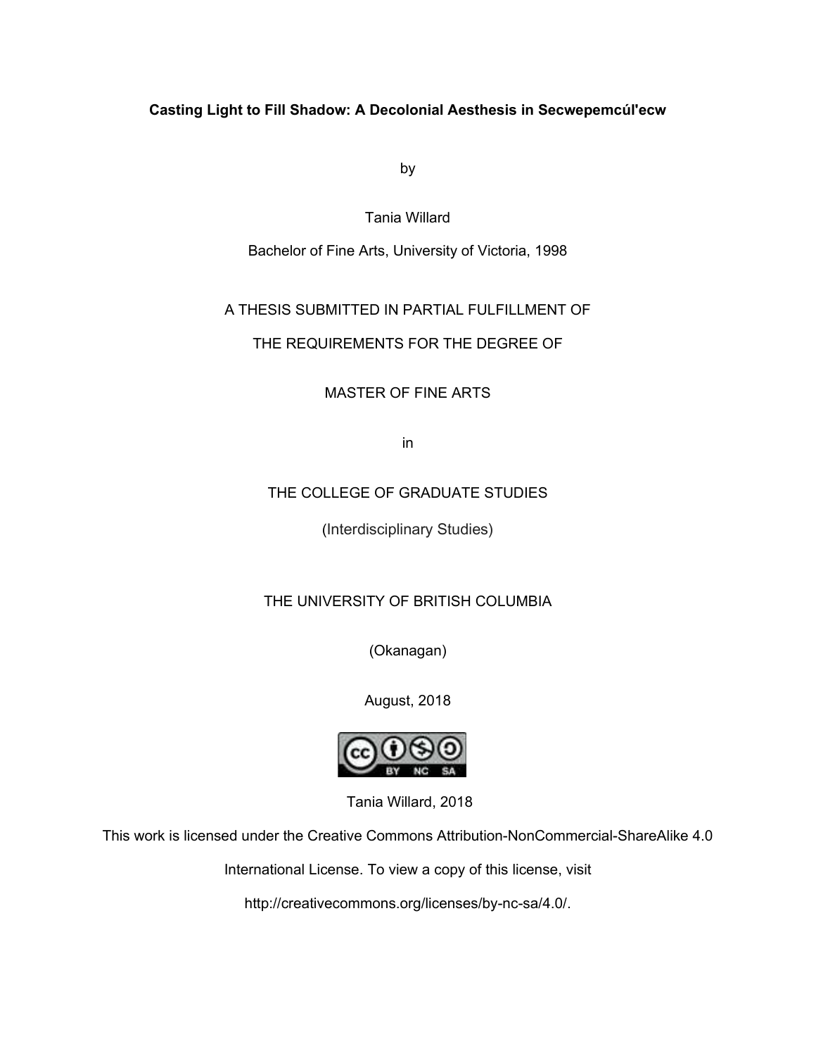**Casting Light to Fill Shadow: A Decolonial Aesthesis in Secwepemcúl'ecw**

by

Tania Willard

Bachelor of Fine Arts, University of Victoria, 1998

A THESIS SUBMITTED IN PARTIAL FULFILLMENT OF

THE REQUIREMENTS FOR THE DEGREE OF

MASTER OF FINE ARTS

in

THE COLLEGE OF GRADUATE STUDIES

(Interdisciplinary Studies)

THE UNIVERSITY OF BRITISH COLUMBIA

(Okanagan)

August, 2018

Tania Willard, 2018

This work is licensed under the Creative Commons Attribution-NonCommercial-ShareAlike 4.0

International License. To view a copy of this license, visit

http://creativecommons.org/licenses/by-nc-sa/4.0/.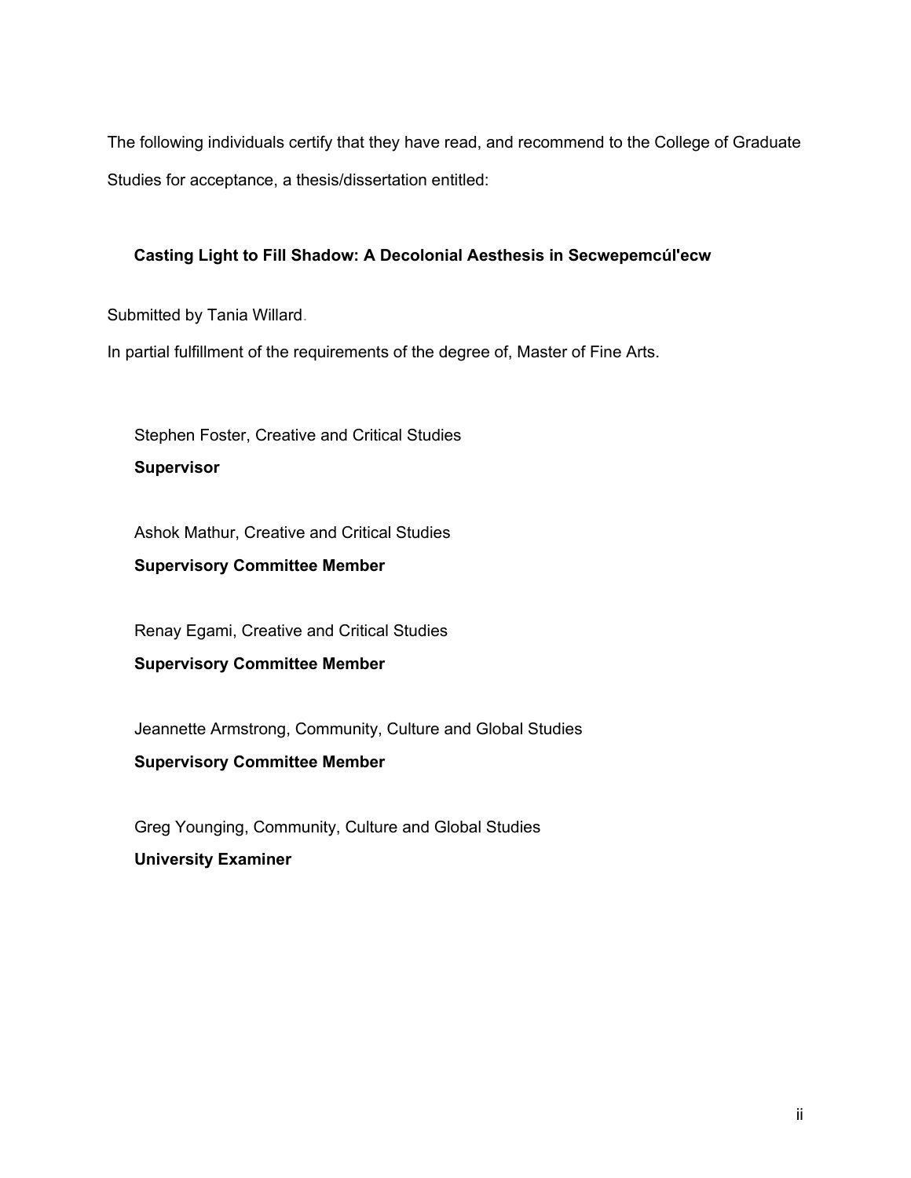The following individuals certify that they have read, and recommend to the College of Graduate Studies for acceptance, a thesis/dissertation entitled:

**Casting Light to Fill Shadow: A Decolonial Aesthesis in Secwepemcúl'ecw**

Submitted by Tania Willard.

In partial fulfillment of the requirements of the degree of, Master of Fine Arts.

Stephen Foster, Creative and Critical Studies
**Supervisor**

Ashok Mathur, Creative and Critical Studies
**Supervisory Committee Member**

Renay Egami, Creative and Critical Studies
**Supervisory Committee Member**

Jeannette Armstrong, Community, Culture and Global Studies
**Supervisory Committee Member**

Greg Younging, Community, Culture and Global Studies
**University Examiner**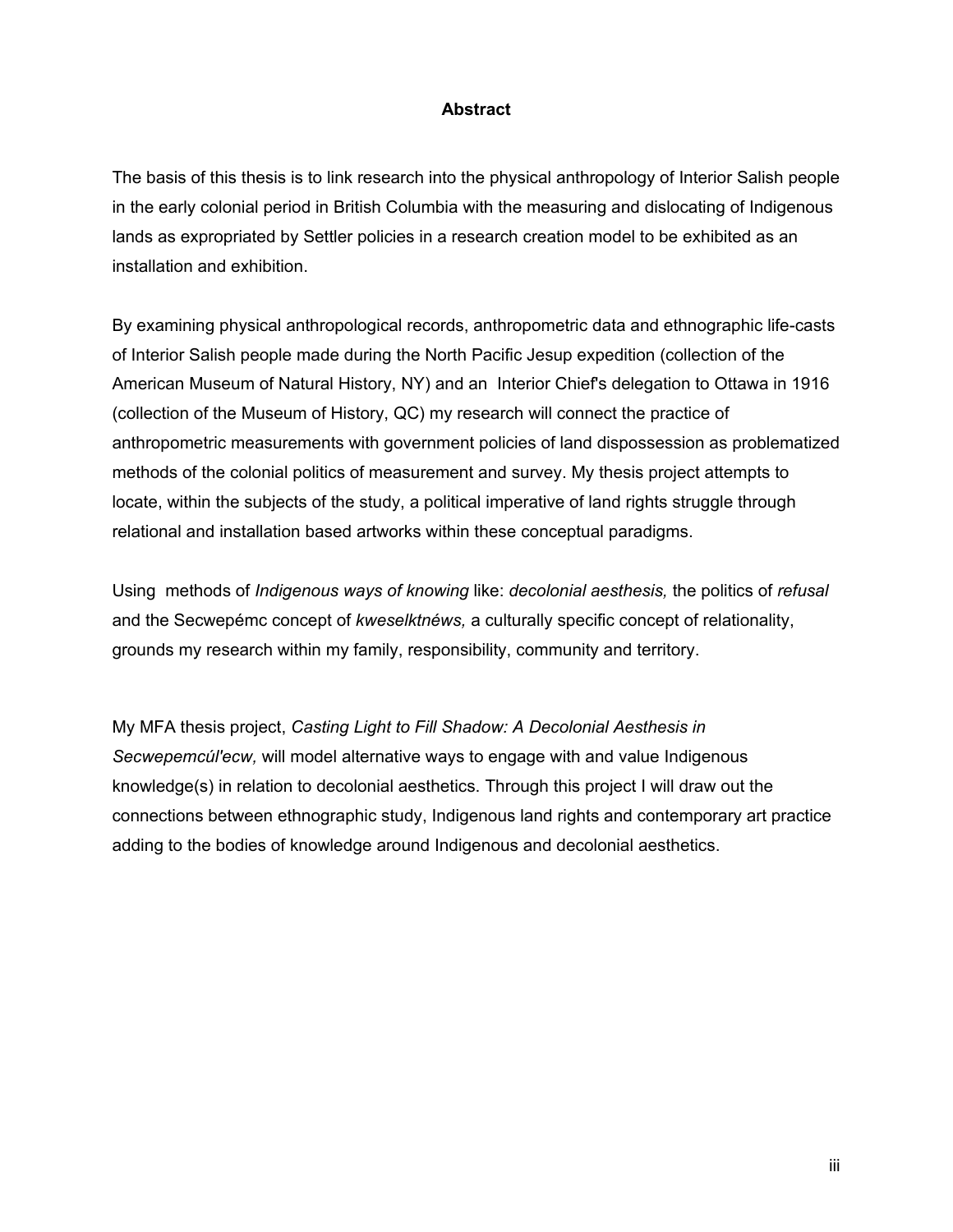# Abstract

The basis of this thesis is to link research into the physical anthropology of Interior Salish people in the early colonial period in British Columbia with the measuring and dislocating of Indigenous lands as expropriated by Settler policies in a research creation model to be exhibited as an installation and exhibition.

By examining physical anthropological records, anthropometric data and ethnographic life-casts of Interior Salish people made during the North Pacific Jesup expedition (collection of the American Museum of Natural History, NY) and an Interior Chief's delegation to Ottawa in 1916 (collection of the Museum of History, QC) my research will connect the practice of anthropometric measurements with government policies of land dispossession as problematized methods of the colonial politics of measurement and survey. My thesis project attempts to locate, within the subjects of the study, a political imperative of land rights struggle through relational and installation based artworks within these conceptual paradigms.

Using methods of *Indigenous ways of knowing* like: *decolonial aesthesis,* the politics of *refusal* and the Secwepémc concept of *kweselktnéws,* a culturally specific concept of relationality, grounds my research within my family, responsibility, community and territory.

My MFA thesis project, *Casting Light to Fill Shadow: A Decolonial Aesthesis in Secwepemcúl'ecw,* will model alternative ways to engage with and value Indigenous knowledge(s) in relation to decolonial aesthetics. Through this project I will draw out the connections between ethnographic study, Indigenous land rights and contemporary art practice adding to the bodies of knowledge around Indigenous and decolonial aesthetics.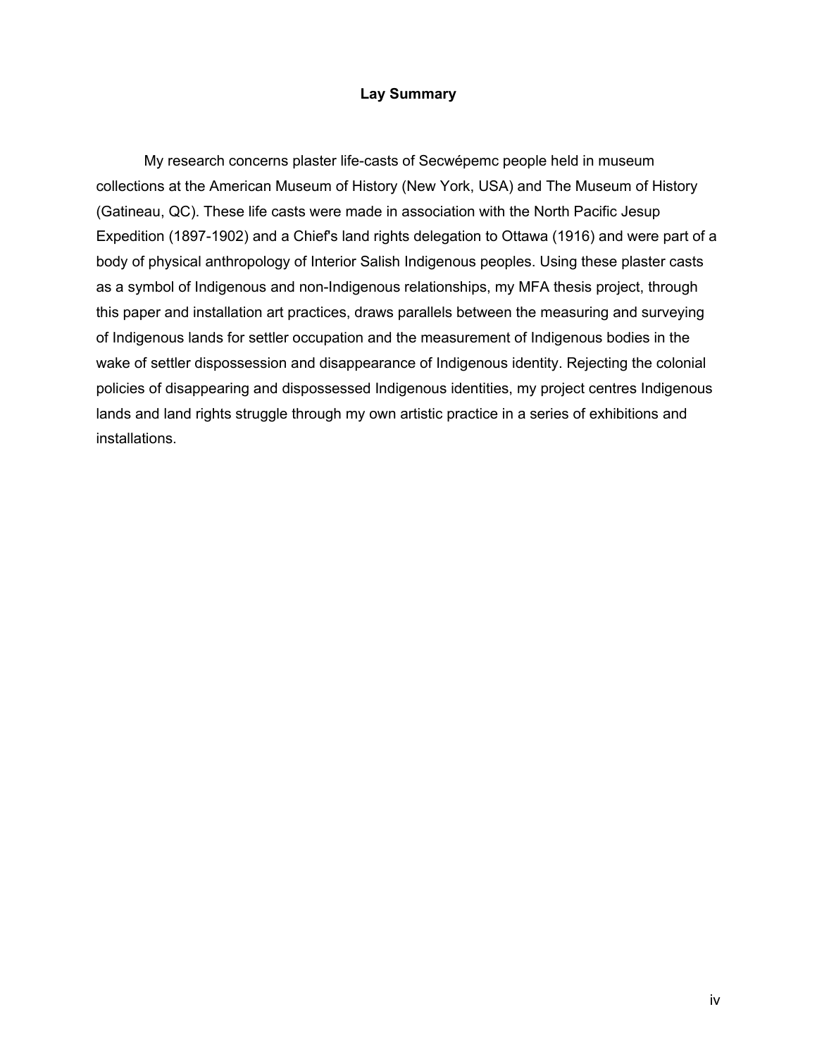## Lay Summary

My research concerns plaster life-casts of Secwépemc people held in museum collections at the American Museum of History (New York, USA) and The Museum of History (Gatineau, QC). These life casts were made in association with the North Pacific Jesup Expedition (1897-1902) and a Chief's land rights delegation to Ottawa (1916) and were part of a body of physical anthropology of Interior Salish Indigenous peoples. Using these plaster casts as a symbol of Indigenous and non-Indigenous relationships, my MFA thesis project, through this paper and installation art practices, draws parallels between the measuring and surveying of Indigenous lands for settler occupation and the measurement of Indigenous bodies in the wake of settler dispossession and disappearance of Indigenous identity. Rejecting the colonial policies of disappearing and dispossessed Indigenous identities, my project centres Indigenous lands and land rights struggle through my own artistic practice in a series of exhibitions and installations.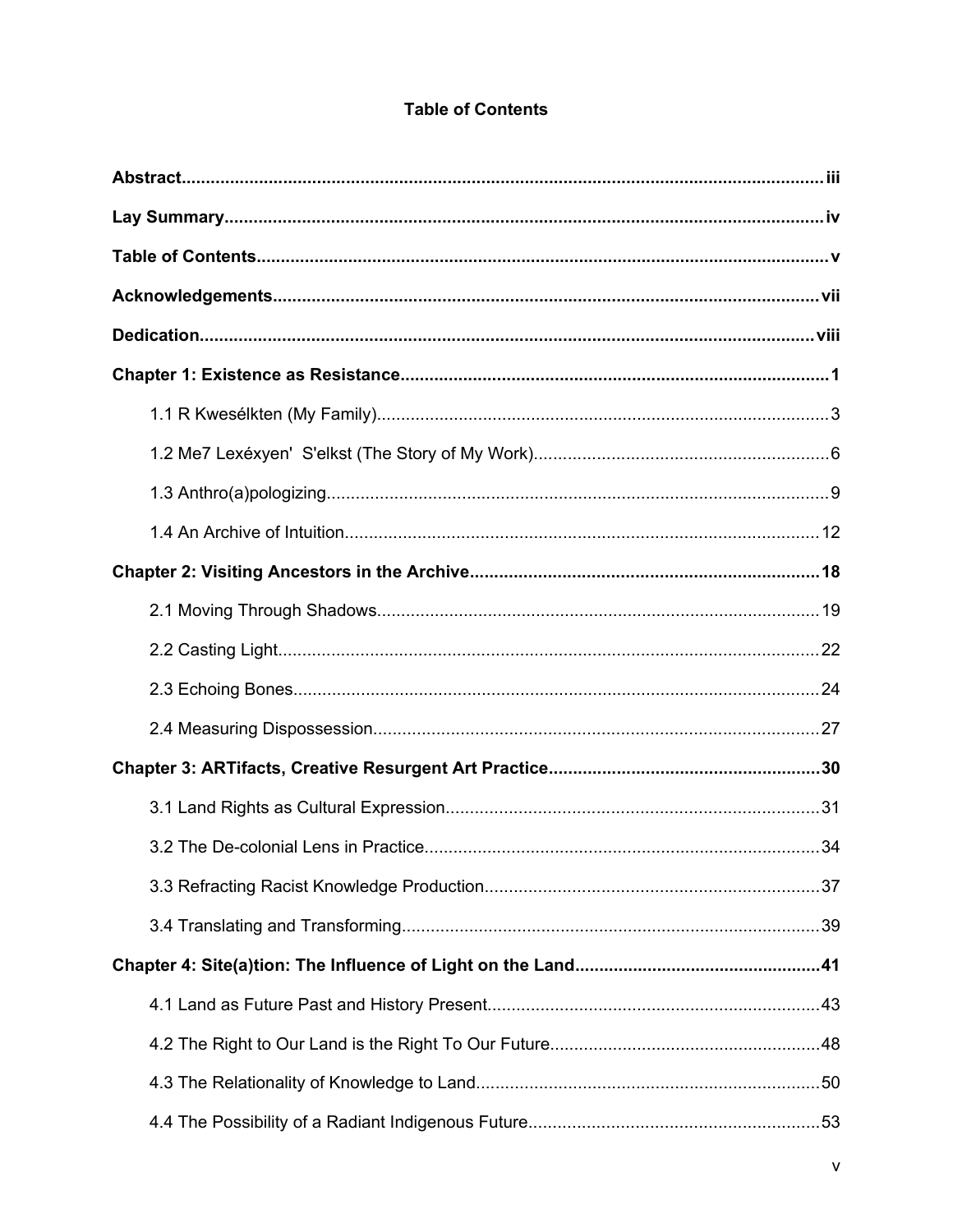# Table of Contents

**Abstract** .... iii

**Lay Summary** .... iv

**Table of Contents** .... v

**Acknowledgements** .... vii

**Dedication** .... viii

**Chapter 1: Existence as Resistance** .... 1

- 1.1 R Kwesélkten (My Family) .... 3
- 1.2 Me7 Lexéxyen'  S'elkst (The Story of My Work) .... 6
- 1.3 Anthro(a)pologizing .... 9
- 1.4 An Archive of Intuition .... 12

**Chapter 2: Visiting Ancestors in the Archive** .... 18

- 2.1 Moving Through Shadows .... 19
- 2.2 Casting Light .... 22
- 2.3 Echoing Bones .... 24
- 2.4 Measuring Dispossession .... 27

**Chapter 3: ARTifacts, Creative Resurgent Art Practice** .... 30

- 3.1 Land Rights as Cultural Expression .... 31
- 3.2 The De-colonial Lens in Practice .... 34
- 3.3 Refracting Racist Knowledge Production .... 37
- 3.4 Translating and Transforming .... 39

**Chapter 4: Site(a)tion: The Influence of Light on the Land** .... 41

- 4.1 Land as Future Past and History Present .... 43
- 4.2 The Right to Our Land is the Right To Our Future .... 48
- 4.3 The Relationality of Knowledge to Land .... 50
- 4.4 The Possibility of a Radiant Indigenous Future .... 53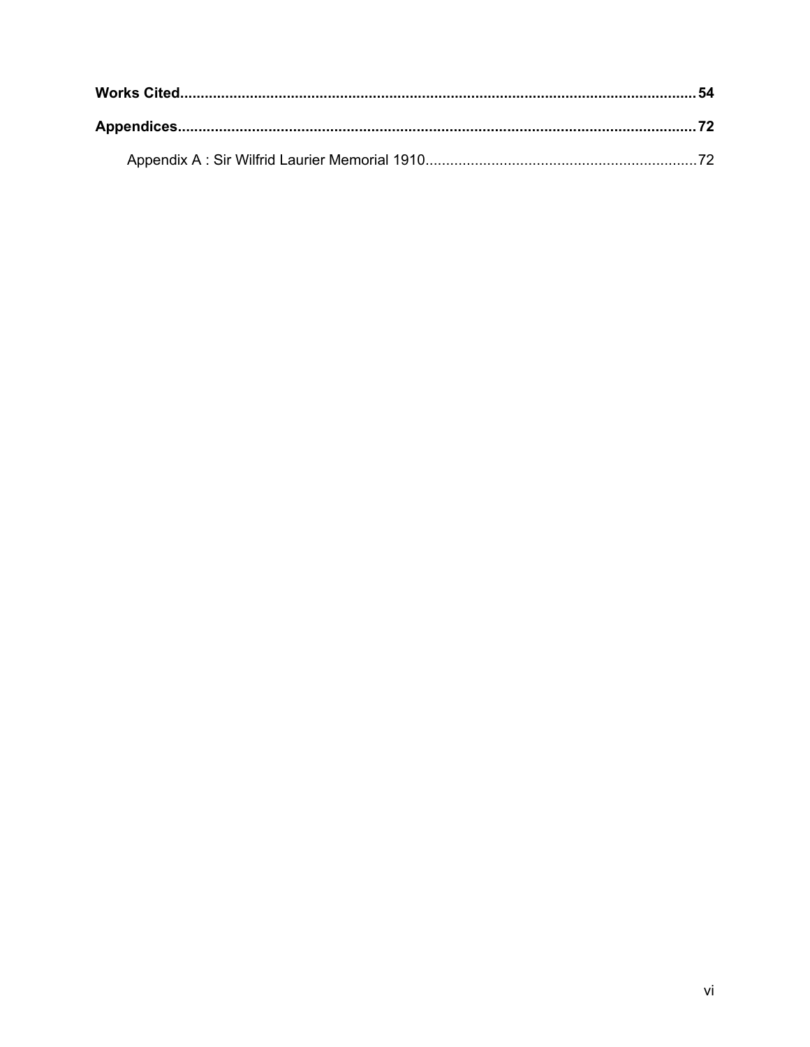**Works Cited.....54**

**Appendices.....72**

Appendix A : Sir Wilfrid Laurier Memorial 1910.....72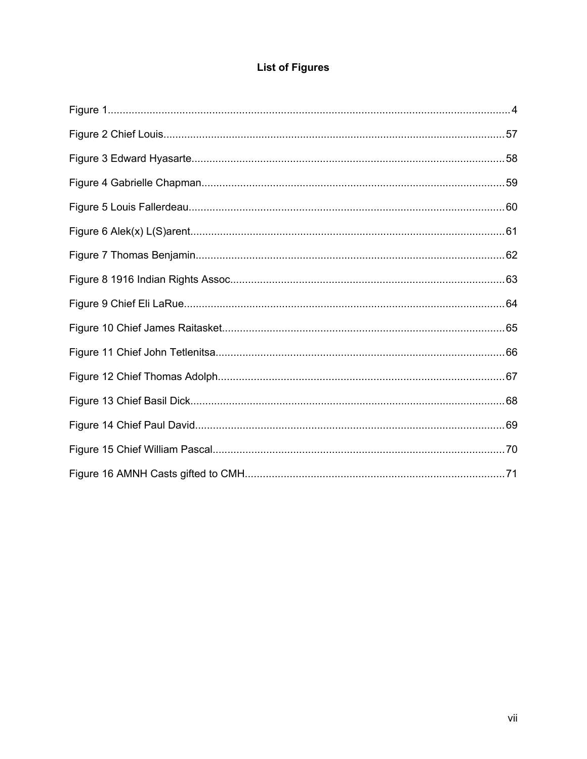# List of Figures

Figure 1 .......... 4

Figure 2 Chief Louis .......... 57

Figure 3 Edward Hyasarte .......... 58

Figure 4 Gabrielle Chapman .......... 59

Figure 5 Louis Fallerdeau .......... 60

Figure 6 Alek(x) L(S)arent .......... 61

Figure 7 Thomas Benjamin .......... 62

Figure 8 1916 Indian Rights Assoc. .......... 63

Figure 9 Chief Eli LaRue .......... 64

Figure 10 Chief James Raitasket .......... 65

Figure 11 Chief John Tetlenitsa .......... 66

Figure 12 Chief Thomas Adolph .......... 67

Figure 13 Chief Basil Dick .......... 68

Figure 14 Chief Paul David .......... 69

Figure 15 Chief William Pascal .......... 70

Figure 16 AMNH Casts gifted to CMH .......... 71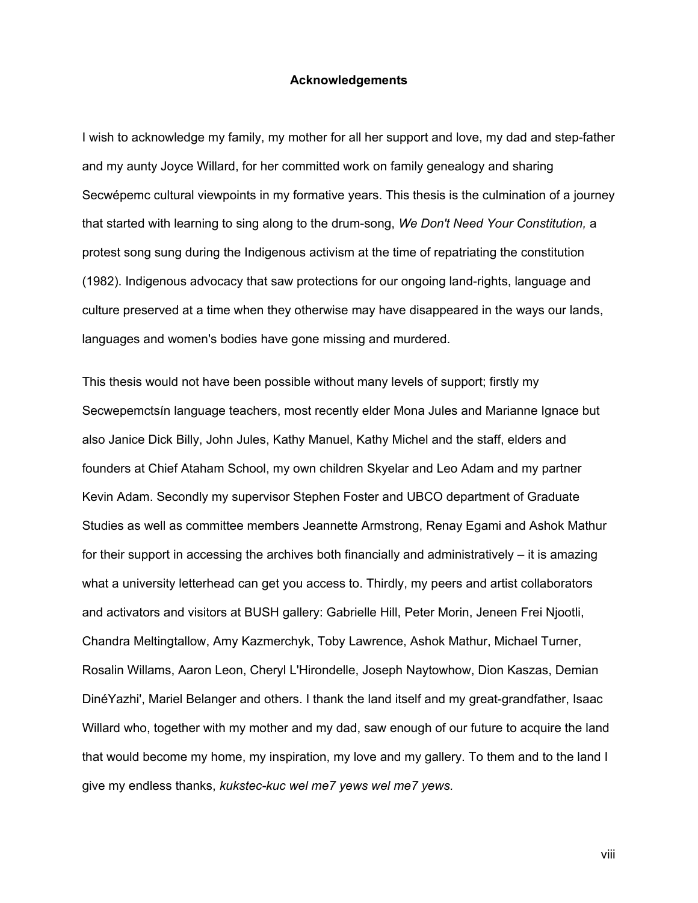# Acknowledgements

I wish to acknowledge my family, my mother for all her support and love, my dad and step-father and my aunty Joyce Willard, for her committed work on family genealogy and sharing Secwépemc cultural viewpoints in my formative years. This thesis is the culmination of a journey that started with learning to sing along to the drum-song, *We Don't Need Your Constitution,* a protest song sung during the Indigenous activism at the time of repatriating the constitution (1982). Indigenous advocacy that saw protections for our ongoing land-rights, language and culture preserved at a time when they otherwise may have disappeared in the ways our lands, languages and women's bodies have gone missing and murdered.

This thesis would not have been possible without many levels of support; firstly my Secwepemctsín language teachers, most recently elder Mona Jules and Marianne Ignace but also Janice Dick Billy, John Jules, Kathy Manuel, Kathy Michel and the staff, elders and founders at Chief Ataham School, my own children Skyelar and Leo Adam and my partner Kevin Adam. Secondly my supervisor Stephen Foster and UBCO department of Graduate Studies as well as committee members Jeannette Armstrong, Renay Egami and Ashok Mathur for their support in accessing the archives both financially and administratively – it is amazing what a university letterhead can get you access to. Thirdly, my peers and artist collaborators and activators and visitors at BUSH gallery: Gabrielle Hill, Peter Morin, Jeneen Frei Njootli, Chandra Meltingtallow, Amy Kazmerchyk, Toby Lawrence, Ashok Mathur, Michael Turner, Rosalin Willams, Aaron Leon, Cheryl L'Hirondelle, Joseph Naytowhow, Dion Kaszas, Demian DinéYazhi', Mariel Belanger and others. I thank the land itself and my great-grandfather, Isaac Willard who, together with my mother and my dad, saw enough of our future to acquire the land that would become my home, my inspiration, my love and my gallery. To them and to the land I give my endless thanks, *kukstec-kuc wel me7 yews wel me7 yews.*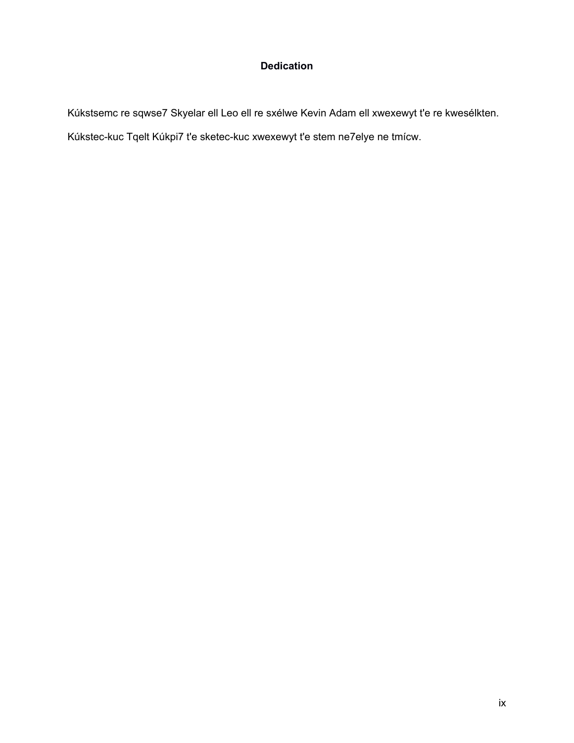# Dedication

Kúkstsemc re sqwse7 Skyelar ell Leo ell re sxélwe Kevin Adam ell xwexewyt t'e re kwesélkten.

Kúkstec-kuc Tqelt Kúkpi7 t'e sketec-kuc xwexewyt t'e stem ne7elye ne tmícw.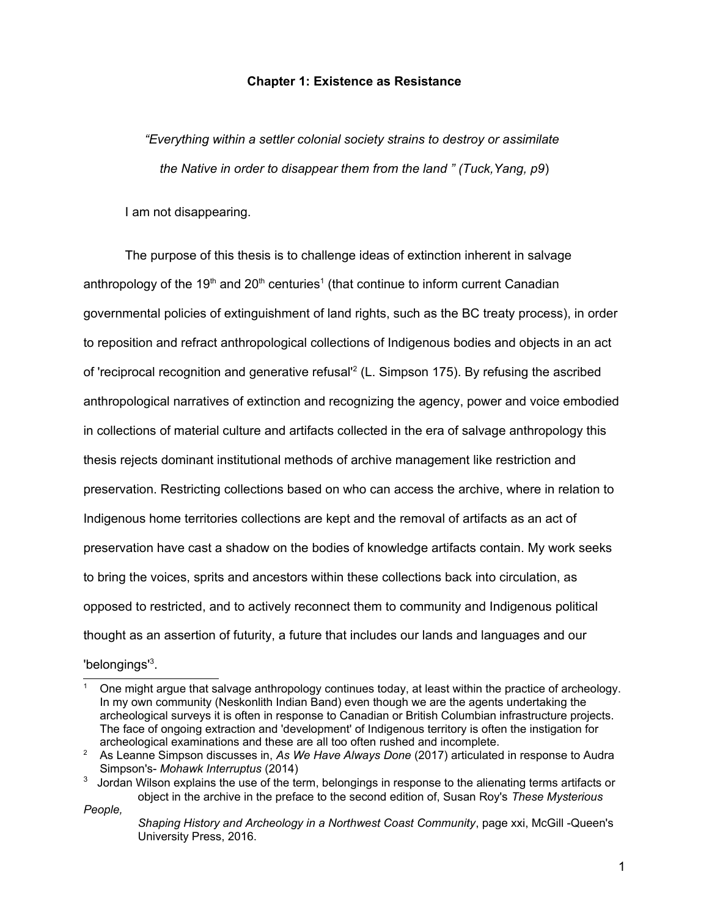# Chapter 1: Existence as Resistance

*"Everything within a settler colonial society strains to destroy or assimilate the Native in order to disappear them from the land " (Tuck,Yang, p9*)

I am not disappearing.

The purpose of this thesis is to challenge ideas of extinction inherent in salvage anthropology of the 19th and 20th centuries[1] (that continue to inform current Canadian governmental policies of extinguishment of land rights, such as the BC treaty process), in order to reposition and refract anthropological collections of Indigenous bodies and objects in an act of 'reciprocal recognition and generative refusal'[2] (L. Simpson 175). By refusing the ascribed anthropological narratives of extinction and recognizing the agency, power and voice embodied in collections of material culture and artifacts collected in the era of salvage anthropology this thesis rejects dominant institutional methods of archive management like restriction and preservation. Restricting collections based on who can access the archive, where in relation to Indigenous home territories collections are kept and the removal of artifacts as an act of preservation have cast a shadow on the bodies of knowledge artifacts contain. My work seeks to bring the voices, sprits and ancestors within these collections back into circulation, as opposed to restricted, and to actively reconnect them to community and Indigenous political thought as an assertion of futurity, a future that includes our lands and languages and our 'belongings'[3].

---

[1] One might argue that salvage anthropology continues today, at least within the practice of archeology. In my own community (Neskonlith Indian Band) even though we are the agents undertaking the archeological surveys it is often in response to Canadian or British Columbian infrastructure projects. The face of ongoing extraction and 'development' of Indigenous territory is often the instigation for archeological examinations and these are all too often rushed and incomplete.

[2] As Leanne Simpson discusses in, *As We Have Always Done* (2017) articulated in response to Audra Simpson's- *Mohawk Interruptus* (2014)

[3] Jordan Wilson explains the use of the term, belongings in response to the alienating terms artifacts or object in the archive in the preface to the second edition of, Susan Roy's *These Mysterious People, Shaping History and Archeology in a Northwest Coast Community*, page xxi, McGill -Queen's University Press, 2016.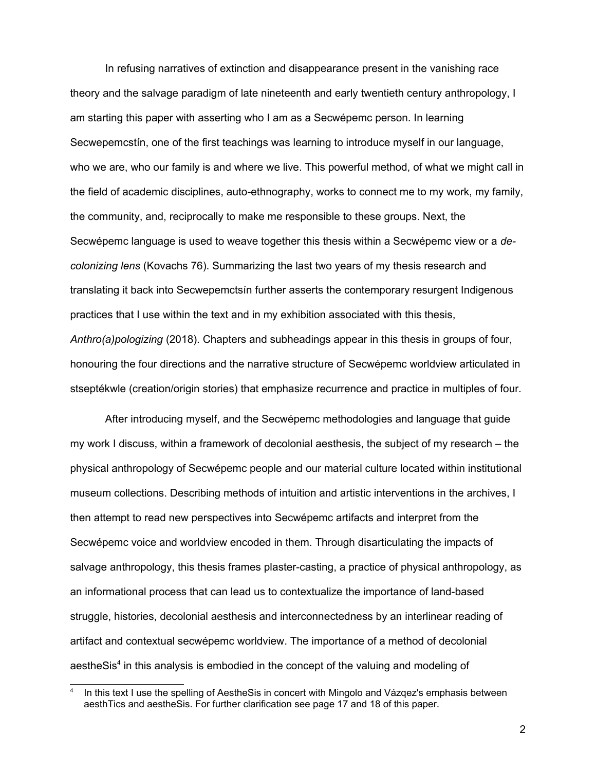In refusing narratives of extinction and disappearance present in the vanishing race theory and the salvage paradigm of late nineteenth and early twentieth century anthropology, I am starting this paper with asserting who I am as a Secwépemc person. In learning Secwepemcstín, one of the first teachings was learning to introduce myself in our language, who we are, who our family is and where we live. This powerful method, of what we might call in the field of academic disciplines, auto-ethnography, works to connect me to my work, my family, the community, and, reciprocally to make me responsible to these groups. Next, the Secwépemc language is used to weave together this thesis within a Secwépemc view or a *de-colonizing lens* (Kovachs 76). Summarizing the last two years of my thesis research and translating it back into Secwepemctsín further asserts the contemporary resurgent Indigenous practices that I use within the text and in my exhibition associated with this thesis, *Anthro(a)pologizing* (2018). Chapters and subheadings appear in this thesis in groups of four, honouring the four directions and the narrative structure of Secwépemc worldview articulated in stseptékwle (creation/origin stories) that emphasize recurrence and practice in multiples of four.

After introducing myself, and the Secwépemc methodologies and language that guide my work I discuss, within a framework of decolonial aesthesis, the subject of my research – the physical anthropology of Secwépemc people and our material culture located within institutional museum collections. Describing methods of intuition and artistic interventions in the archives, I then attempt to read new perspectives into Secwépemc artifacts and interpret from the Secwépemc voice and worldview encoded in them. Through disarticulating the impacts of salvage anthropology, this thesis frames plaster-casting, a practice of physical anthropology, as an informational process that can lead us to contextualize the importance of land-based struggle, histories, decolonial aesthesis and interconnectedness by an interlinear reading of artifact and contextual secwépemc worldview. The importance of a method of decolonial aestheSis[4] in this analysis is embodied in the concept of the valuing and modeling of

[4] In this text I use the spelling of AestheSis in concert with Mingolo and Vázqez's emphasis between aesthTics and aestheSis. For further clarification see page 17 and 18 of this paper.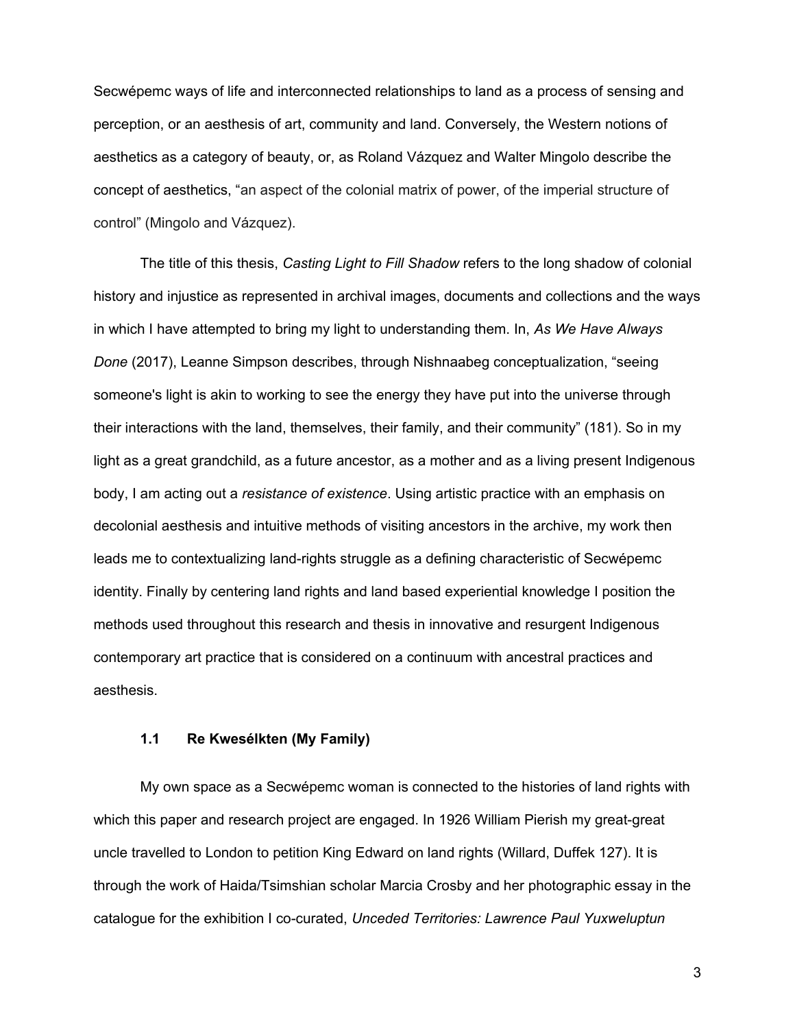Secwépemc ways of life and interconnected relationships to land as a process of sensing and perception, or an aesthesis of art, community and land. Conversely, the Western notions of aesthetics as a category of beauty, or, as Roland Vázquez and Walter Mingolo describe the concept of aesthetics, "an aspect of the colonial matrix of power, of the imperial structure of control" (Mingolo and Vázquez).

The title of this thesis, *Casting Light to Fill Shadow* refers to the long shadow of colonial history and injustice as represented in archival images, documents and collections and the ways in which I have attempted to bring my light to understanding them. In, *As We Have Always Done* (2017), Leanne Simpson describes, through Nishnaabeg conceptualization, "seeing someone's light is akin to working to see the energy they have put into the universe through their interactions with the land, themselves, their family, and their community" (181). So in my light as a great grandchild, as a future ancestor, as a mother and as a living present Indigenous body, I am acting out a *resistance of existence*. Using artistic practice with an emphasis on decolonial aesthesis and intuitive methods of visiting ancestors in the archive, my work then leads me to contextualizing land-rights struggle as a defining characteristic of Secwépemc identity. Finally by centering land rights and land based experiential knowledge I position the methods used throughout this research and thesis in innovative and resurgent Indigenous contemporary art practice that is considered on a continuum with ancestral practices and aesthesis.

### 1.1 Re Kwesélkten (My Family)

My own space as a Secwépemc woman is connected to the histories of land rights with which this paper and research project are engaged. In 1926 William Pierish my great-great uncle travelled to London to petition King Edward on land rights (Willard, Duffek 127). It is through the work of Haida/Tsimshian scholar Marcia Crosby and her photographic essay in the catalogue for the exhibition I co-curated, *Unceded Territories: Lawrence Paul Yuxweluptun*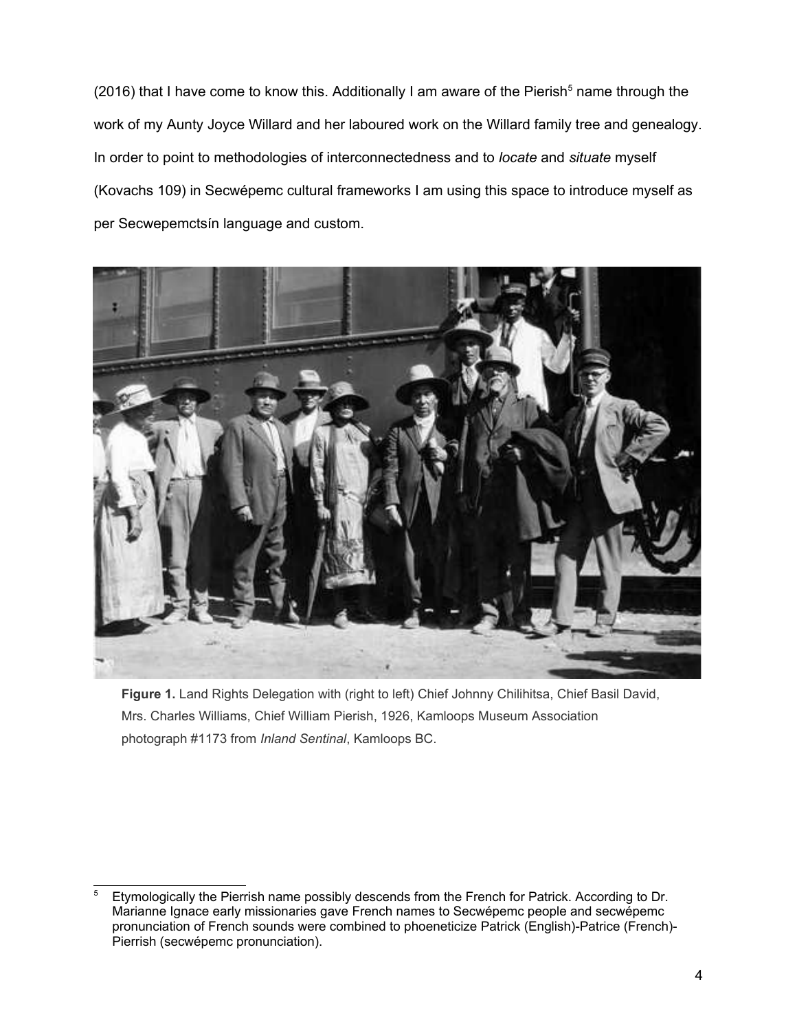(2016) that I have come to know this. Additionally I am aware of the Pierish[5] name through the work of my Aunty Joyce Willard and her laboured work on the Willard family tree and genealogy. In order to point to methodologies of interconnectedness and to *locate* and *situate* myself (Kovachs 109) in Secwépemc cultural frameworks I am using this space to introduce myself as per Secwepemctsín language and custom.

**Figure 1.** Land Rights Delegation with (right to left) Chief Johnny Chilihitsa, Chief Basil David, Mrs. Charles Williams, Chief William Pierish, 1926, Kamloops Museum Association photograph #1173 from *Inland Sentinal*, Kamloops BC.

[5] Etymologically the Pierrish name possibly descends from the French for Patrick. According to Dr. Marianne Ignace early missionaries gave French names to Secwépemc people and secwépemc pronunciation of French sounds were combined to phoeneticize Patrick (English)-Patrice (French)-Pierrish (secwépemc pronunciation).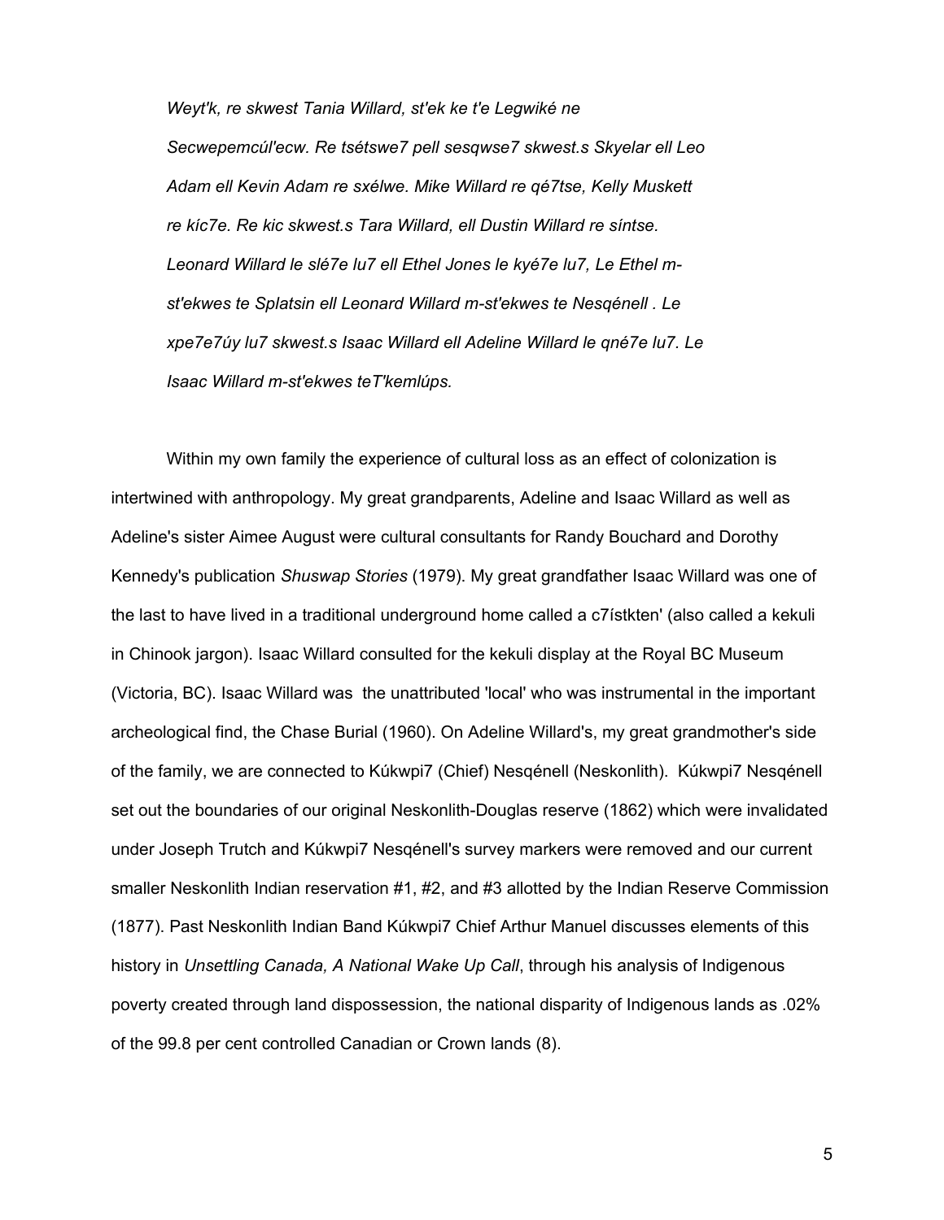*Weyt'k, re skwest Tania Willard, st'ek ke t'e Legwiké ne Secwepemcúl'ecw. Re tsétswe7 pell sesqwse7 skwest.s Skyelar ell Leo Adam ell Kevin Adam re sxélwe. Mike Willard re qé7tse, Kelly Muskett re kíc7e. Re kic skwest.s Tara Willard, ell Dustin Willard re síntse. Leonard Willard le slé7e lu7 ell Ethel Jones le kyé7e lu7, Le Ethel m-st'ekwes te Splatsin ell Leonard Willard m-st'ekwes te Nesqénell . Le xpe7e7úy lu7 skwest.s Isaac Willard ell Adeline Willard le qné7e lu7. Le Isaac Willard m-st'ekwes teT'kemlúps.*

Within my own family the experience of cultural loss as an effect of colonization is intertwined with anthropology. My great grandparents, Adeline and Isaac Willard as well as Adeline's sister Aimee August were cultural consultants for Randy Bouchard and Dorothy Kennedy's publication *Shuswap Stories* (1979). My great grandfather Isaac Willard was one of the last to have lived in a traditional underground home called a c7ístkten' (also called a kekuli in Chinook jargon). Isaac Willard consulted for the kekuli display at the Royal BC Museum (Victoria, BC). Isaac Willard was the unattributed 'local' who was instrumental in the important archeological find, the Chase Burial (1960). On Adeline Willard's, my great grandmother's side of the family, we are connected to Kúkwpi7 (Chief) Nesqénell (Neskonlith). Kúkwpi7 Nesqénell set out the boundaries of our original Neskonlith-Douglas reserve (1862) which were invalidated under Joseph Trutch and Kúkwpi7 Nesqénell's survey markers were removed and our current smaller Neskonlith Indian reservation #1, #2, and #3 allotted by the Indian Reserve Commission (1877). Past Neskonlith Indian Band Kúkwpi7 Chief Arthur Manuel discusses elements of this history in *Unsettling Canada, A National Wake Up Call*, through his analysis of Indigenous poverty created through land dispossession, the national disparity of Indigenous lands as .02% of the 99.8 per cent controlled Canadian or Crown lands (8).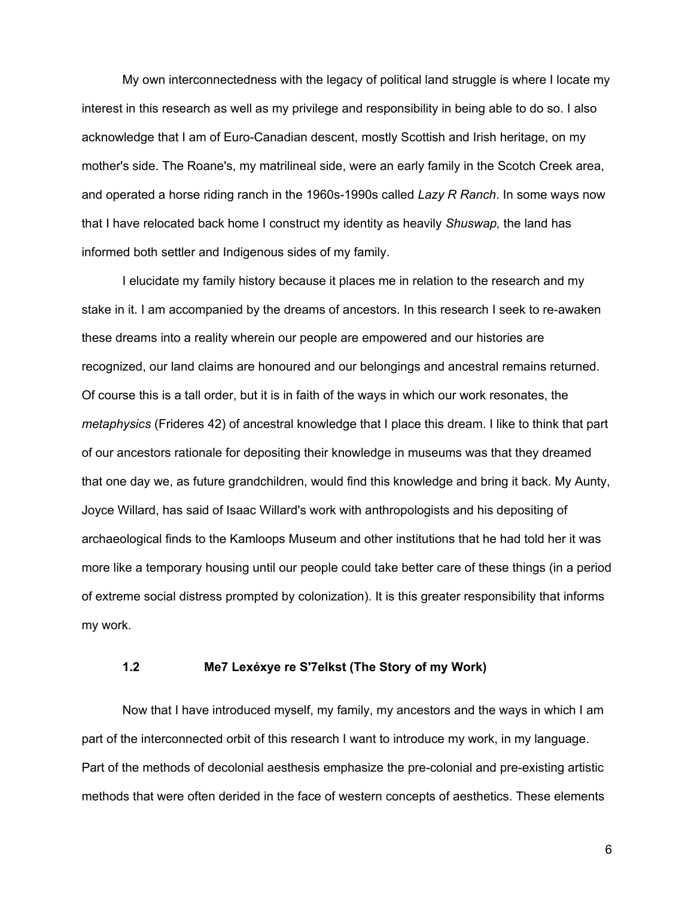My own interconnectedness with the legacy of political land struggle is where I locate my interest in this research as well as my privilege and responsibility in being able to do so. I also acknowledge that I am of Euro-Canadian descent, mostly Scottish and Irish heritage, on my mother's side. The Roane's, my matrilineal side, were an early family in the Scotch Creek area, and operated a horse riding ranch in the 1960s-1990s called *Lazy R Ranch*. In some ways now that I have relocated back home I construct my identity as heavily *Shuswap,* the land has informed both settler and Indigenous sides of my family.

I elucidate my family history because it places me in relation to the research and my stake in it. I am accompanied by the dreams of ancestors. In this research I seek to re-awaken these dreams into a reality wherein our people are empowered and our histories are recognized, our land claims are honoured and our belongings and ancestral remains returned. Of course this is a tall order, but it is in faith of the ways in which our work resonates, the *metaphysics* (Frideres 42) of ancestral knowledge that I place this dream. I like to think that part of our ancestors rationale for depositing their knowledge in museums was that they dreamed that one day we, as future grandchildren, would find this knowledge and bring it back. My Aunty, Joyce Willard, has said of Isaac Willard's work with anthropologists and his depositing of archaeological finds to the Kamloops Museum and other institutions that he had told her it was more like a temporary housing until our people could take better care of these things (in a period of extreme social distress prompted by colonization). It is this greater responsibility that informs my work.

### 1.2 Me7 Lexéxye re S'7elkst (The Story of my Work)

Now that I have introduced myself, my family, my ancestors and the ways in which I am part of the interconnected orbit of this research I want to introduce my work, in my language. Part of the methods of decolonial aesthesis emphasize the pre-colonial and pre-existing artistic methods that were often derided in the face of western concepts of aesthetics. These elements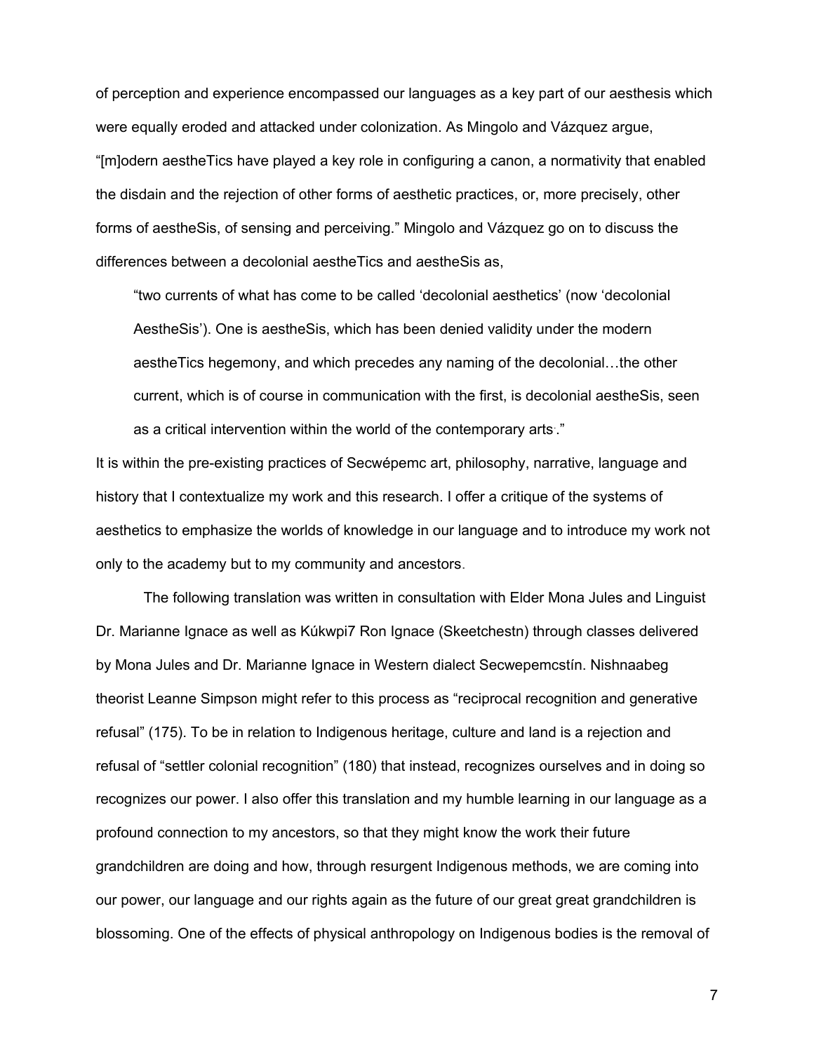of perception and experience encompassed our languages as a key part of our aesthesis which were equally eroded and attacked under colonization. As Mingolo and Vázquez argue, "[m]odern aestheTics have played a key role in configuring a canon, a normativity that enabled the disdain and the rejection of other forms of aesthetic practices, or, more precisely, other forms of aestheSis, of sensing and perceiving." Mingolo and Vázquez go on to discuss the differences between a decolonial aestheTics and aestheSis as,

> "two currents of what has come to be called 'decolonial aesthetics' (now 'decolonial AestheSis'). One is aestheSis, which has been denied validity under the modern aestheTics hegemony, and which precedes any naming of the decolonial…the other current, which is of course in communication with the first, is decolonial aestheSis, seen as a critical intervention within the world of the contemporary arts."

It is within the pre-existing practices of Secwépemc art, philosophy, narrative, language and history that I contextualize my work and this research. I offer a critique of the systems of aesthetics to emphasize the worlds of knowledge in our language and to introduce my work not only to the academy but to my community and ancestors.

The following translation was written in consultation with Elder Mona Jules and Linguist Dr. Marianne Ignace as well as Kúkwpi7 Ron Ignace (Skeetchestn) through classes delivered by Mona Jules and Dr. Marianne Ignace in Western dialect Secwepemcstín. Nishnaabeg theorist Leanne Simpson might refer to this process as "reciprocal recognition and generative refusal" (175). To be in relation to Indigenous heritage, culture and land is a rejection and refusal of "settler colonial recognition" (180) that instead, recognizes ourselves and in doing so recognizes our power. I also offer this translation and my humble learning in our language as a profound connection to my ancestors, so that they might know the work their future grandchildren are doing and how, through resurgent Indigenous methods, we are coming into our power, our language and our rights again as the future of our great great grandchildren is blossoming. One of the effects of physical anthropology on Indigenous bodies is the removal of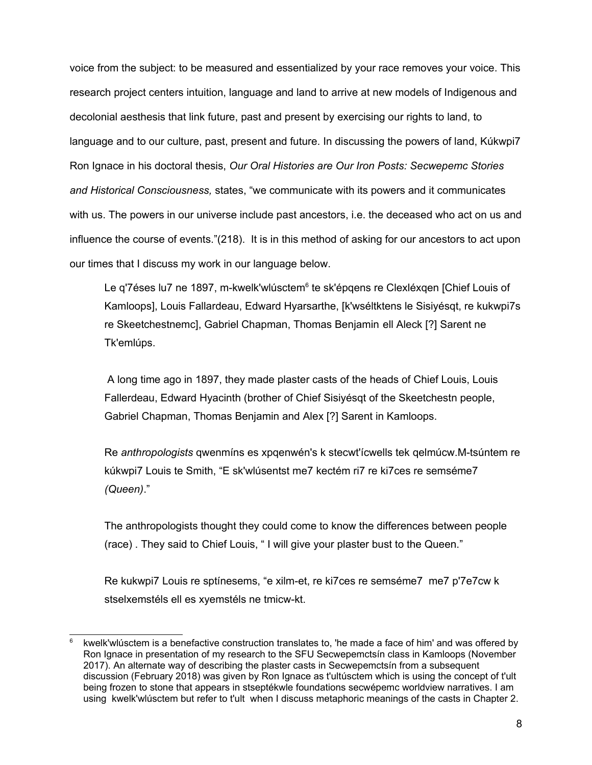voice from the subject: to be measured and essentialized by your race removes your voice. This research project centers intuition, language and land to arrive at new models of Indigenous and decolonial aesthesis that link future, past and present by exercising our rights to land, to language and to our culture, past, present and future. In discussing the powers of land, Kúkwpi7 Ron Ignace in his doctoral thesis, *Our Oral Histories are Our Iron Posts: Secwepemc Stories and Historical Consciousness,* states, "we communicate with its powers and it communicates with us. The powers in our universe include past ancestors, i.e. the deceased who act on us and influence the course of events."(218). It is in this method of asking for our ancestors to act upon our times that I discuss my work in our language below.

> Le q'7éses lu7 ne 1897, m-kwelk'wlúsctem[6] te sk'épqens re Clexléxqen [Chief Louis of Kamloops], Louis Fallardeau, Edward Hyarsarthe, [k'wséltktens le Sisiyésqt, re kukwpi7s re Skeetchestnemc], Gabriel Chapman, Thomas Benjamin ell Aleck [?] Sarent ne Tk'emlúps.
>
> A long time ago in 1897, they made plaster casts of the heads of Chief Louis, Louis Fallerdeau, Edward Hyacinth (brother of Chief Sisiyésqt of the Skeetchestn people, Gabriel Chapman, Thomas Benjamin and Alex [?] Sarent in Kamloops.
>
> Re *anthropologists* qwenmíns es xpqenwén's k stecwt'ícwells tek qelmúcw.M-tsúntem re kúkwpi7 Louis te Smith, "E sk'wlúsentst me7 kectém ri7 re ki7ces re semséme7 *(Queen)*."
>
> The anthropologists thought they could come to know the differences between people (race) . They said to Chief Louis, " I will give your plaster bust to the Queen."
>
> Re kukwpi7 Louis re sptínesems, "e xilm-et, re ki7ces re semséme7 me7 p'7e7cw k stselxemstéls ell es xyemstéls ne tmicw-kt.

[6] kwelk'wlúsctem is a benefactive construction translates to, 'he made a face of him' and was offered by Ron Ignace in presentation of my research to the SFU Secwepemctsín class in Kamloops (November 2017). An alternate way of describing the plaster casts in Secwepemctsín from a subsequent discussion (February 2018) was given by Ron Ignace as t'ultúsctem which is using the concept of t'ult being frozen to stone that appears in stseptékwle foundations secwépemc worldview narratives. I am using kwelk'wlúsctem but refer to t'ult when I discuss metaphoric meanings of the casts in Chapter 2.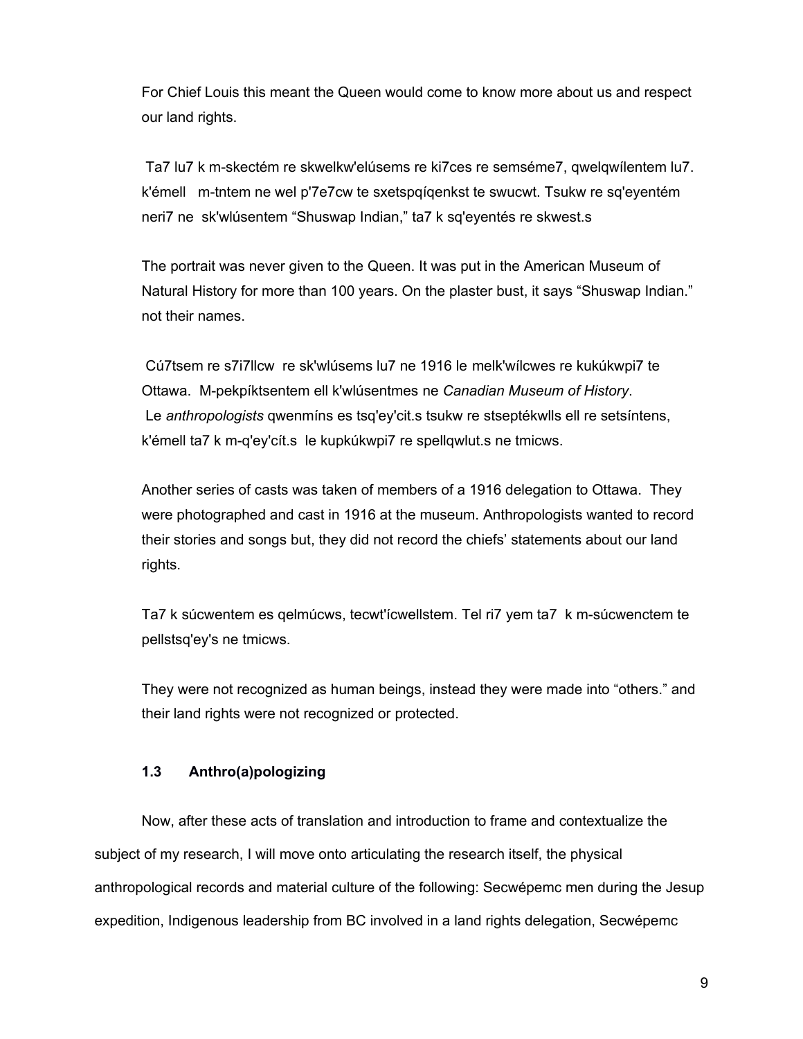For Chief Louis this meant the Queen would come to know more about us and respect our land rights.

Ta7 lu7 k m-skectém re skwelkw'elúsems re ki7ces re semséme7, qwelqwílentem lu7. k'émell m-tntem ne wel p'7e7cw te sxetspqíqenkst te swucwt. Tsukw re sq'eyentém neri7 ne sk'wlúsentem "Shuswap Indian," ta7 k sq'eyentés re skwest.s

The portrait was never given to the Queen. It was put in the American Museum of Natural History for more than 100 years. On the plaster bust, it says "Shuswap Indian." not their names.

Cú7tsem re s7i7llcw re sk'wlúsems lu7 ne 1916 le melk'wílcwes re kukúkwpi7 te Ottawa. M-pekpíktsentem ell k'wlúsentmes ne *Canadian Museum of History*. Le *anthropologists* qwenmíns es tsq'ey'cit.s tsukw re stseptékwlls ell re setsíntens, k'émell ta7 k m-q'ey'cít.s le kupkúkwpi7 re spellqwlut.s ne tmicws.

Another series of casts was taken of members of a 1916 delegation to Ottawa. They were photographed and cast in 1916 at the museum. Anthropologists wanted to record their stories and songs but, they did not record the chiefs' statements about our land rights.

Ta7 k súcwentem es qelmúcws, tecwt'ícwellstem. Tel ri7 yem ta7 k m-súcwenctem te pellstsq'ey's ne tmicws.

They were not recognized as human beings, instead they were made into "others." and their land rights were not recognized or protected.

### 1.3 Anthro(a)pologizing

Now, after these acts of translation and introduction to frame and contextualize the subject of my research, I will move onto articulating the research itself, the physical anthropological records and material culture of the following: Secwépemc men during the Jesup expedition, Indigenous leadership from BC involved in a land rights delegation, Secwépemc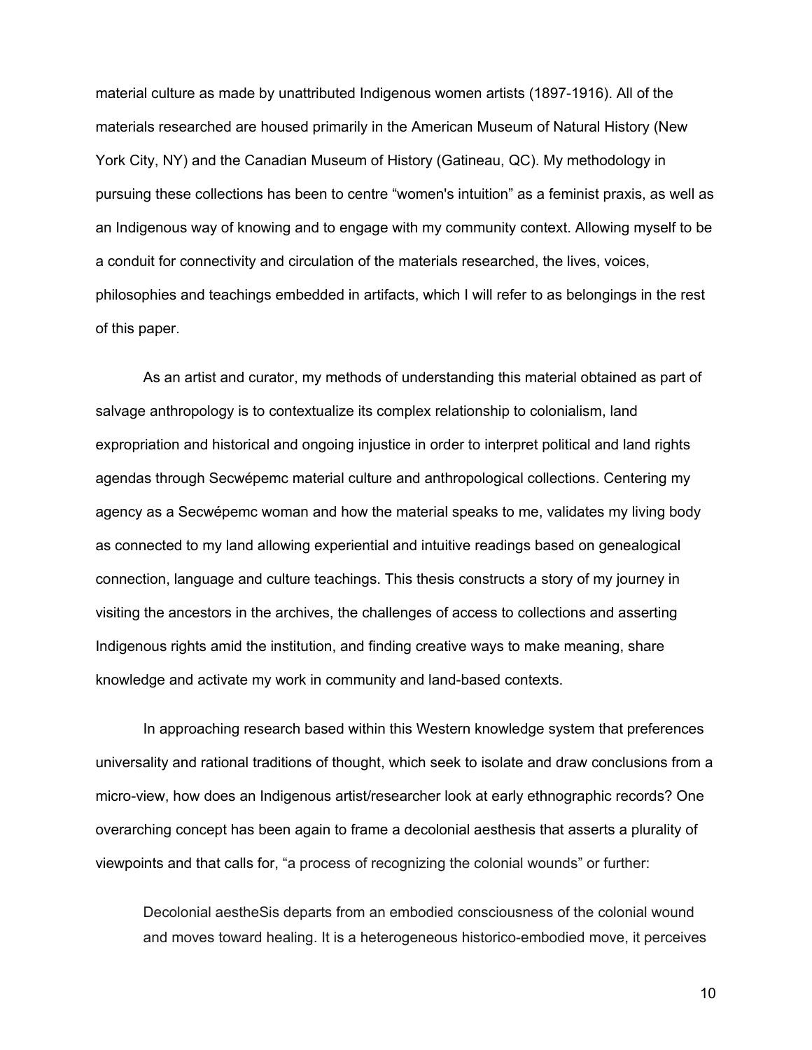material culture as made by unattributed Indigenous women artists (1897-1916). All of the materials researched are housed primarily in the American Museum of Natural History (New York City, NY) and the Canadian Museum of History (Gatineau, QC). My methodology in pursuing these collections has been to centre "women's intuition" as a feminist praxis, as well as an Indigenous way of knowing and to engage with my community context. Allowing myself to be a conduit for connectivity and circulation of the materials researched, the lives, voices, philosophies and teachings embedded in artifacts, which I will refer to as belongings in the rest of this paper.

As an artist and curator, my methods of understanding this material obtained as part of salvage anthropology is to contextualize its complex relationship to colonialism, land expropriation and historical and ongoing injustice in order to interpret political and land rights agendas through Secwépemc material culture and anthropological collections. Centering my agency as a Secwépemc woman and how the material speaks to me, validates my living body as connected to my land allowing experiential and intuitive readings based on genealogical connection, language and culture teachings. This thesis constructs a story of my journey in visiting the ancestors in the archives, the challenges of access to collections and asserting Indigenous rights amid the institution, and finding creative ways to make meaning, share knowledge and activate my work in community and land-based contexts.

In approaching research based within this Western knowledge system that preferences universality and rational traditions of thought, which seek to isolate and draw conclusions from a micro-view, how does an Indigenous artist/researcher look at early ethnographic records? One overarching concept has been again to frame a decolonial aesthesis that asserts a plurality of viewpoints and that calls for, "a process of recognizing the colonial wounds" or further:

> Decolonial aestheSis departs from an embodied consciousness of the colonial wound and moves toward healing. It is a heterogeneous historico-embodied move, it perceives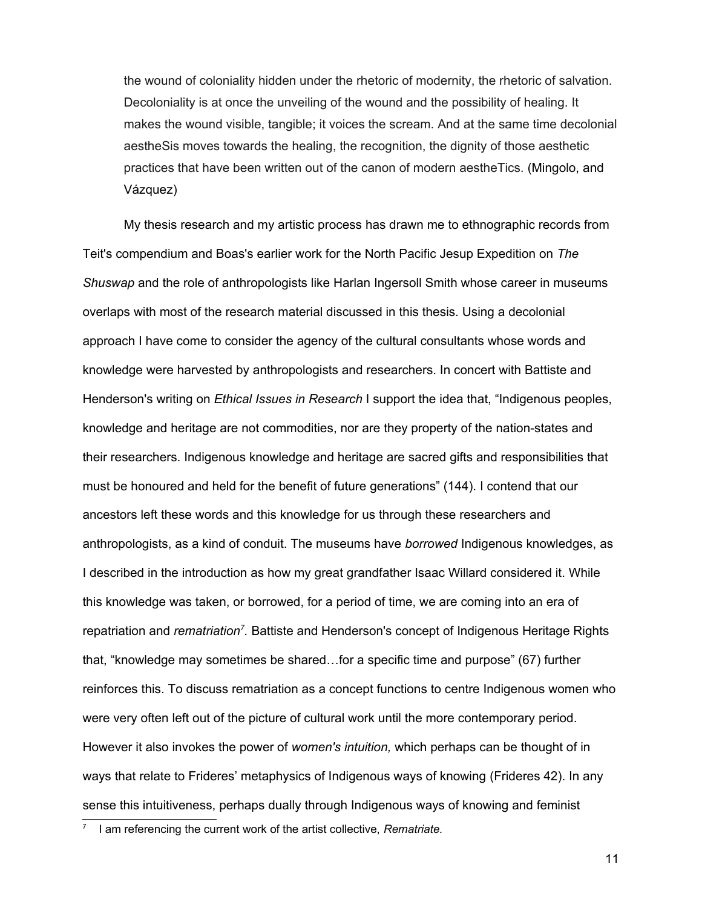> the wound of coloniality hidden under the rhetoric of modernity, the rhetoric of salvation. Decoloniality is at once the unveiling of the wound and the possibility of healing. It makes the wound visible, tangible; it voices the scream. And at the same time decolonial aestheSis moves towards the healing, the recognition, the dignity of those aesthetic practices that have been written out of the canon of modern aestheTics. (Mingolo, and Vázquez)

My thesis research and my artistic process has drawn me to ethnographic records from Teit's compendium and Boas's earlier work for the North Pacific Jesup Expedition on *The Shuswap* and the role of anthropologists like Harlan Ingersoll Smith whose career in museums overlaps with most of the research material discussed in this thesis. Using a decolonial approach I have come to consider the agency of the cultural consultants whose words and knowledge were harvested by anthropologists and researchers. In concert with Battiste and Henderson's writing on *Ethical Issues in Research* I support the idea that, “Indigenous peoples, knowledge and heritage are not commodities, nor are they property of the nation-states and their researchers. Indigenous knowledge and heritage are sacred gifts and responsibilities that must be honoured and held for the benefit of future generations” (144). I contend that our ancestors left these words and this knowledge for us through these researchers and anthropologists, as a kind of conduit. The museums have *borrowed* Indigenous knowledges, as I described in the introduction as how my great grandfather Isaac Willard considered it. While this knowledge was taken, or borrowed, for a period of time, we are coming into an era of repatriation and *rematriation*[7]. Battiste and Henderson's concept of Indigenous Heritage Rights that, “knowledge may sometimes be shared…for a specific time and purpose” (67) further reinforces this. To discuss rematriation as a concept functions to centre Indigenous women who were very often left out of the picture of cultural work until the more contemporary period. However it also invokes the power of *women's intuition,* which perhaps can be thought of in ways that relate to Frideres’ metaphysics of Indigenous ways of knowing (Frideres 42). In any sense this intuitiveness, perhaps dually through Indigenous ways of knowing and feminist

[7] I am referencing the current work of the artist collective, *Rematriate.*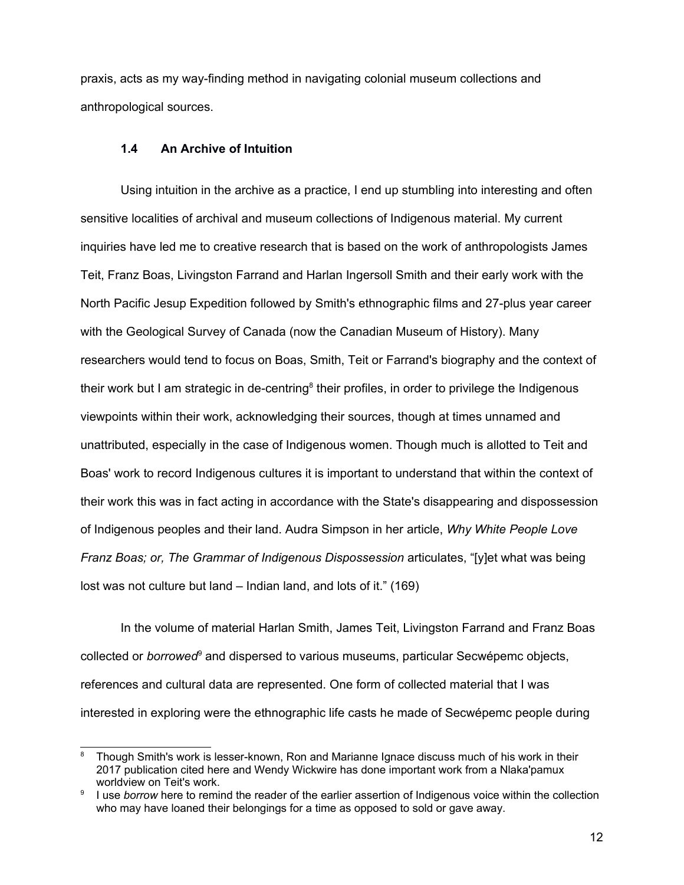praxis, acts as my way-finding method in navigating colonial museum collections and anthropological sources.

### 1.4 An Archive of Intuition

Using intuition in the archive as a practice, I end up stumbling into interesting and often sensitive localities of archival and museum collections of Indigenous material. My current inquiries have led me to creative research that is based on the work of anthropologists James Teit, Franz Boas, Livingston Farrand and Harlan Ingersoll Smith and their early work with the North Pacific Jesup Expedition followed by Smith's ethnographic films and 27-plus year career with the Geological Survey of Canada (now the Canadian Museum of History). Many researchers would tend to focus on Boas, Smith, Teit or Farrand's biography and the context of their work but I am strategic in de-centring[8] their profiles, in order to privilege the Indigenous viewpoints within their work, acknowledging their sources, though at times unnamed and unattributed, especially in the case of Indigenous women. Though much is allotted to Teit and Boas' work to record Indigenous cultures it is important to understand that within the context of their work this was in fact acting in accordance with the State's disappearing and dispossession of Indigenous peoples and their land. Audra Simpson in her article, *Why White People Love Franz Boas; or, The Grammar of Indigenous Dispossession* articulates, "[y]et what was being lost was not culture but land – Indian land, and lots of it." (169)

In the volume of material Harlan Smith, James Teit, Livingston Farrand and Franz Boas collected or *borrowed*[9] and dispersed to various museums, particular Secwépemc objects, references and cultural data are represented. One form of collected material that I was interested in exploring were the ethnographic life casts he made of Secwépemc people during

---

[8] Though Smith's work is lesser-known, Ron and Marianne Ignace discuss much of his work in their 2017 publication cited here and Wendy Wickwire has done important work from a Nlaka'pamux worldview on Teit's work.

[9] I use *borrow* here to remind the reader of the earlier assertion of Indigenous voice within the collection who may have loaned their belongings for a time as opposed to sold or gave away.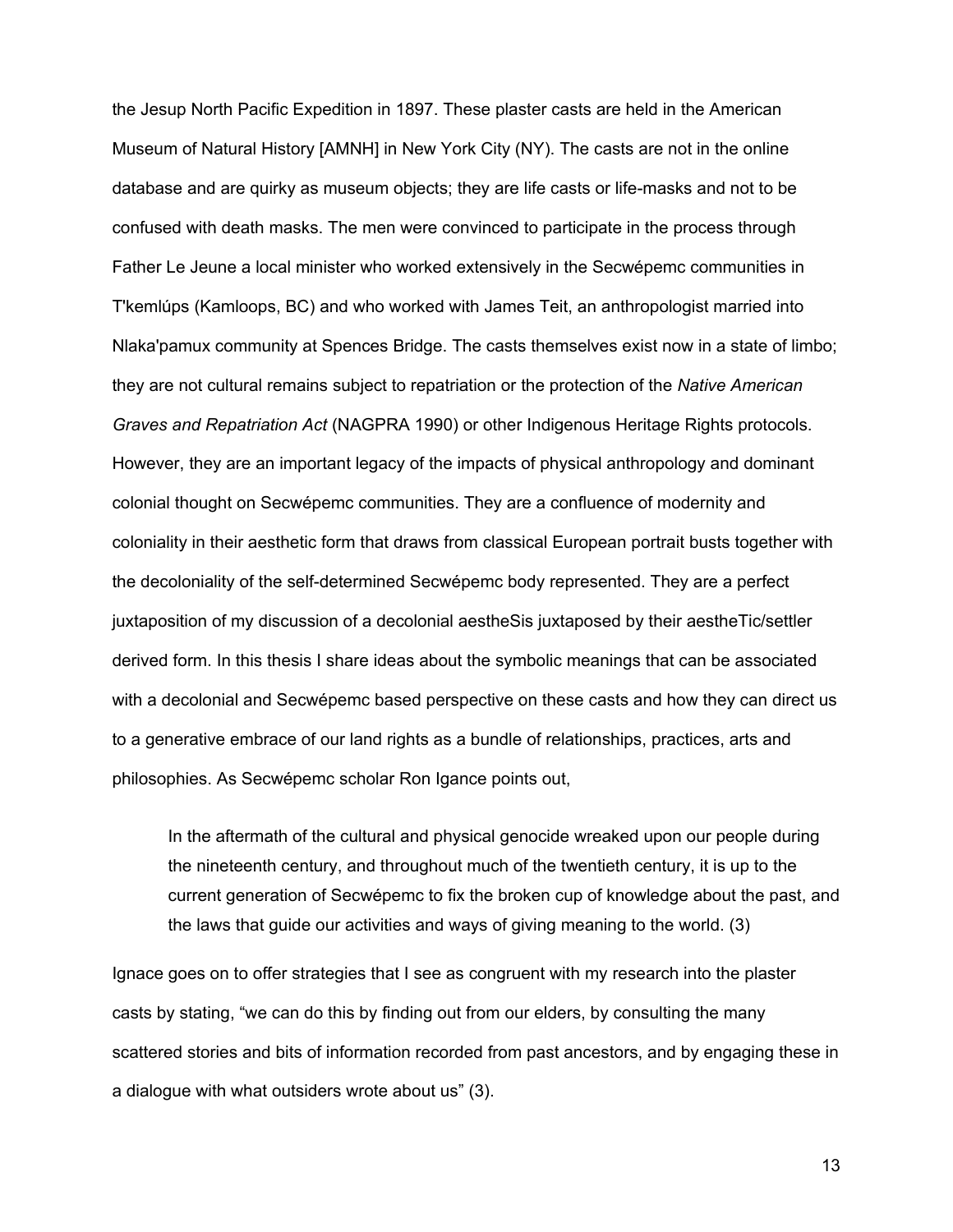the Jesup North Pacific Expedition in 1897. These plaster casts are held in the American Museum of Natural History [AMNH] in New York City (NY). The casts are not in the online database and are quirky as museum objects; they are life casts or life-masks and not to be confused with death masks. The men were convinced to participate in the process through Father Le Jeune a local minister who worked extensively in the Secwépemc communities in T'kemlúps (Kamloops, BC) and who worked with James Teit, an anthropologist married into Nlaka'pamux community at Spences Bridge. The casts themselves exist now in a state of limbo; they are not cultural remains subject to repatriation or the protection of the *Native American Graves and Repatriation Act* (NAGPRA 1990) or other Indigenous Heritage Rights protocols. However, they are an important legacy of the impacts of physical anthropology and dominant colonial thought on Secwépemc communities. They are a confluence of modernity and coloniality in their aesthetic form that draws from classical European portrait busts together with the decoloniality of the self-determined Secwépemc body represented. They are a perfect juxtaposition of my discussion of a decolonial aestheSis juxtaposed by their aestheTic/settler derived form. In this thesis I share ideas about the symbolic meanings that can be associated with a decolonial and Secwépemc based perspective on these casts and how they can direct us to a generative embrace of our land rights as a bundle of relationships, practices, arts and philosophies. As Secwépemc scholar Ron Igance points out,

> In the aftermath of the cultural and physical genocide wreaked upon our people during the nineteenth century, and throughout much of the twentieth century, it is up to the current generation of Secwépemc to fix the broken cup of knowledge about the past, and the laws that guide our activities and ways of giving meaning to the world. (3)

Ignace goes on to offer strategies that I see as congruent with my research into the plaster casts by stating, "we can do this by finding out from our elders, by consulting the many scattered stories and bits of information recorded from past ancestors, and by engaging these in a dialogue with what outsiders wrote about us" (3).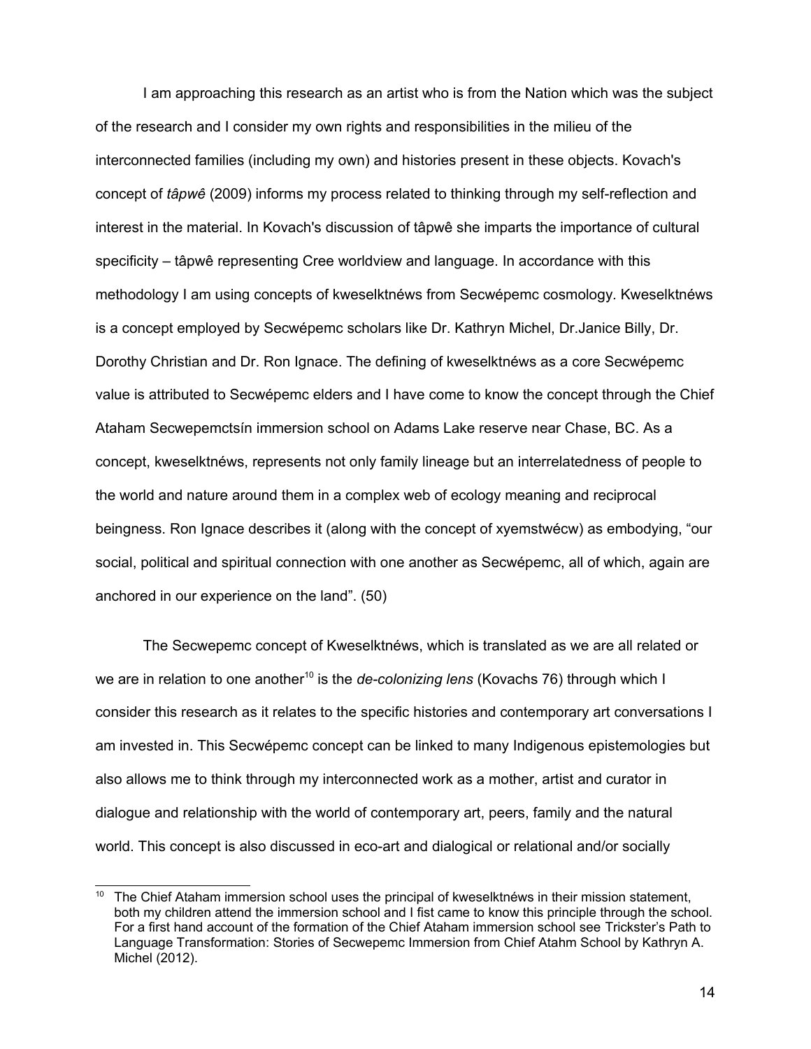I am approaching this research as an artist who is from the Nation which was the subject of the research and I consider my own rights and responsibilities in the milieu of the interconnected families (including my own) and histories present in these objects. Kovach's concept of *tâpwê* (2009) informs my process related to thinking through my self-reflection and interest in the material. In Kovach's discussion of tâpwê she imparts the importance of cultural specificity – tâpwê representing Cree worldview and language. In accordance with this methodology I am using concepts of kweselktnéws from Secwépemc cosmology. Kweselktnéws is a concept employed by Secwépemc scholars like Dr. Kathryn Michel, Dr.Janice Billy, Dr. Dorothy Christian and Dr. Ron Ignace. The defining of kweselktnéws as a core Secwépemc value is attributed to Secwépemc elders and I have come to know the concept through the Chief Ataham Secwepemctsín immersion school on Adams Lake reserve near Chase, BC. As a concept, kweselktnéws, represents not only family lineage but an interrelatedness of people to the world and nature around them in a complex web of ecology meaning and reciprocal beingness. Ron Ignace describes it (along with the concept of xyemstwécw) as embodying, "our social, political and spiritual connection with one another as Secwépemc, all of which, again are anchored in our experience on the land". (50)

The Secwepemc concept of Kweselktnéws, which is translated as we are all related or we are in relation to one another[10] is the *de-colonizing lens* (Kovachs 76) through which I consider this research as it relates to the specific histories and contemporary art conversations I am invested in. This Secwépemc concept can be linked to many Indigenous epistemologies but also allows me to think through my interconnected work as a mother, artist and curator in dialogue and relationship with the world of contemporary art, peers, family and the natural world. This concept is also discussed in eco-art and dialogical or relational and/or socially

[10] The Chief Ataham immersion school uses the principal of kweselktnéws in their mission statement, both my children attend the immersion school and I fist came to know this principle through the school. For a first hand account of the formation of the Chief Ataham immersion school see Trickster's Path to Language Transformation: Stories of Secwepemc Immersion from Chief Atahm School by Kathryn A. Michel (2012).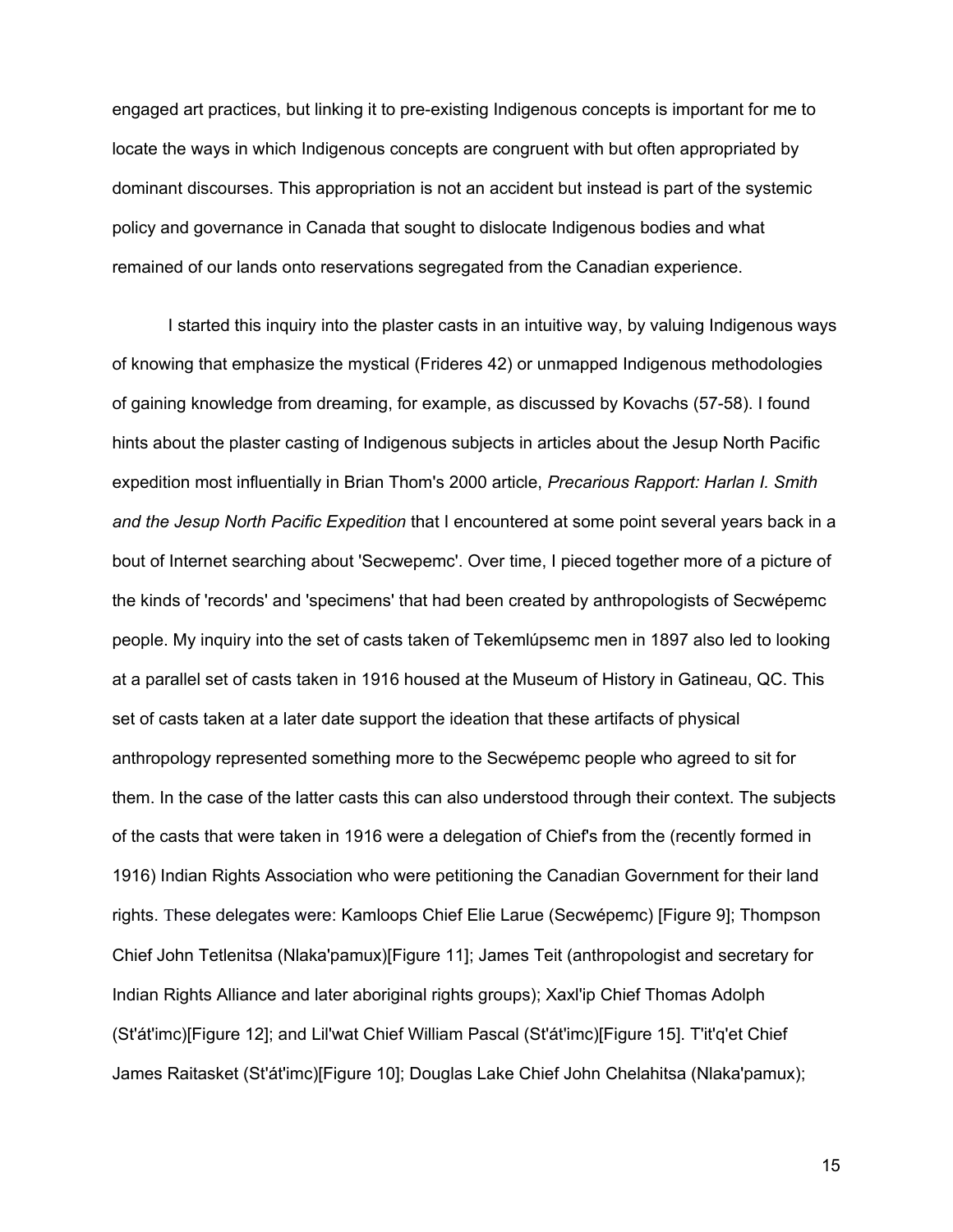engaged art practices, but linking it to pre-existing Indigenous concepts is important for me to locate the ways in which Indigenous concepts are congruent with but often appropriated by dominant discourses. This appropriation is not an accident but instead is part of the systemic policy and governance in Canada that sought to dislocate Indigenous bodies and what remained of our lands onto reservations segregated from the Canadian experience.

I started this inquiry into the plaster casts in an intuitive way, by valuing Indigenous ways of knowing that emphasize the mystical (Frideres 42) or unmapped Indigenous methodologies of gaining knowledge from dreaming, for example, as discussed by Kovachs (57-58). I found hints about the plaster casting of Indigenous subjects in articles about the Jesup North Pacific expedition most influentially in Brian Thom's 2000 article, *Precarious Rapport: Harlan I. Smith and the Jesup North Pacific Expedition* that I encountered at some point several years back in a bout of Internet searching about 'Secwepemc'. Over time, I pieced together more of a picture of the kinds of 'records' and 'specimens' that had been created by anthropologists of Secwépemc people. My inquiry into the set of casts taken of Tekemlúpsemc men in 1897 also led to looking at a parallel set of casts taken in 1916 housed at the Museum of History in Gatineau, QC. This set of casts taken at a later date support the ideation that these artifacts of physical anthropology represented something more to the Secwépemc people who agreed to sit for them. In the case of the latter casts this can also understood through their context. The subjects of the casts that were taken in 1916 were a delegation of Chief's from the (recently formed in 1916) Indian Rights Association who were petitioning the Canadian Government for their land rights. These delegates were: Kamloops Chief Elie Larue (Secwépemc) [Figure 9]; Thompson Chief John Tetlenitsa (Nlaka'pamux)[Figure 11]; James Teit (anthropologist and secretary for Indian Rights Alliance and later aboriginal rights groups); Xaxl'ip Chief Thomas Adolph (St'át'imc)[Figure 12]; and Lil'wat Chief William Pascal (St'át'imc)[Figure 15]. T'it'q'et Chief James Raitasket (St'át'imc)[Figure 10]; Douglas Lake Chief John Chelahitsa (Nlaka'pamux);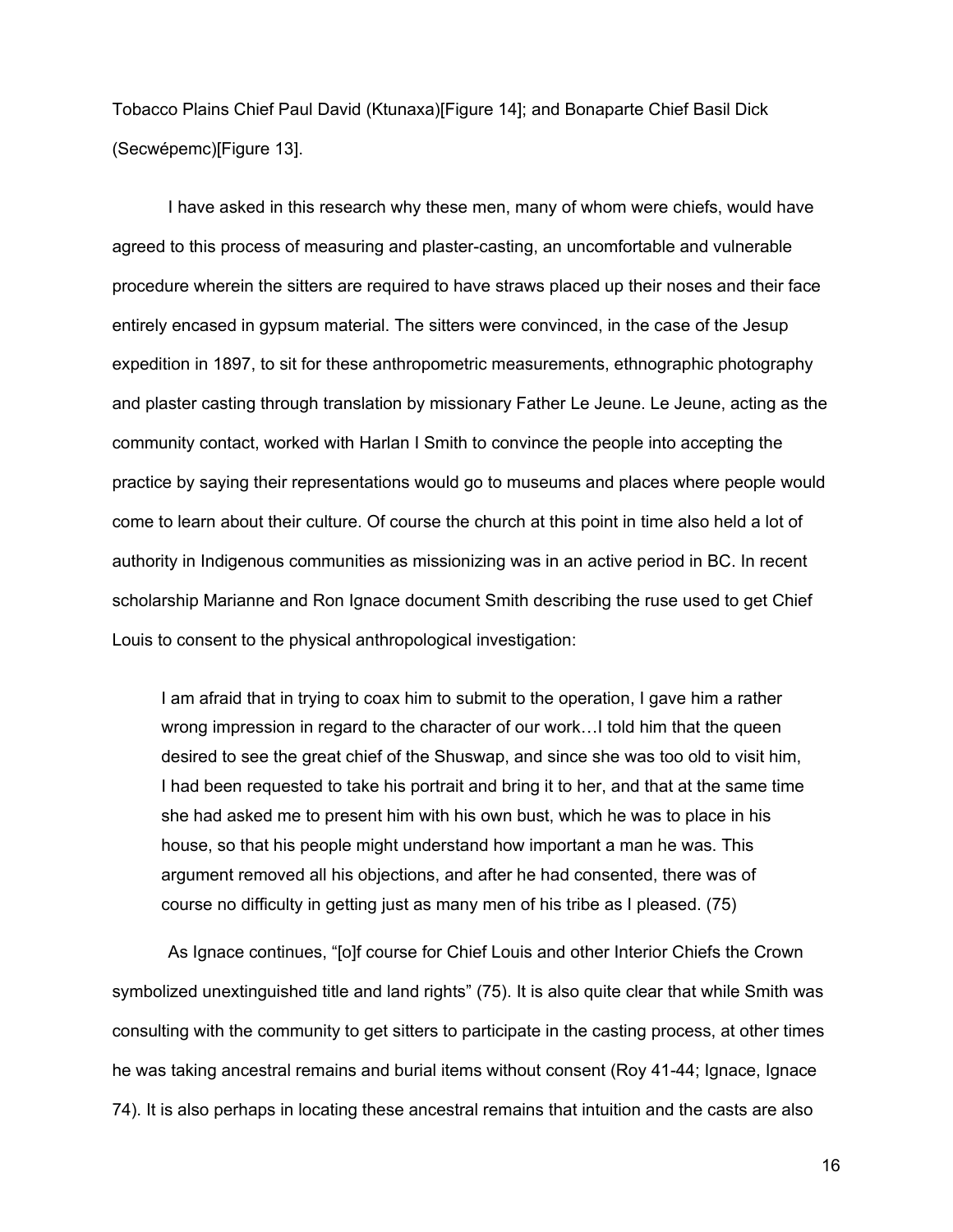Tobacco Plains Chief Paul David (Ktunaxa)[Figure 14]; and Bonaparte Chief Basil Dick (Secwépemc)[Figure 13].

I have asked in this research why these men, many of whom were chiefs, would have agreed to this process of measuring and plaster-casting, an uncomfortable and vulnerable procedure wherein the sitters are required to have straws placed up their noses and their face entirely encased in gypsum material. The sitters were convinced, in the case of the Jesup expedition in 1897, to sit for these anthropometric measurements, ethnographic photography and plaster casting through translation by missionary Father Le Jeune. Le Jeune, acting as the community contact, worked with Harlan I Smith to convince the people into accepting the practice by saying their representations would go to museums and places where people would come to learn about their culture. Of course the church at this point in time also held a lot of authority in Indigenous communities as missionizing was in an active period in BC. In recent scholarship Marianne and Ron Ignace document Smith describing the ruse used to get Chief Louis to consent to the physical anthropological investigation:

> I am afraid that in trying to coax him to submit to the operation, I gave him a rather wrong impression in regard to the character of our work…I told him that the queen desired to see the great chief of the Shuswap, and since she was too old to visit him, I had been requested to take his portrait and bring it to her, and that at the same time she had asked me to present him with his own bust, which he was to place in his house, so that his people might understand how important a man he was. This argument removed all his objections, and after he had consented, there was of course no difficulty in getting just as many men of his tribe as I pleased. (75)

As Ignace continues, "[o]f course for Chief Louis and other Interior Chiefs the Crown symbolized unextinguished title and land rights" (75). It is also quite clear that while Smith was consulting with the community to get sitters to participate in the casting process, at other times he was taking ancestral remains and burial items without consent (Roy 41-44; Ignace, Ignace 74). It is also perhaps in locating these ancestral remains that intuition and the casts are also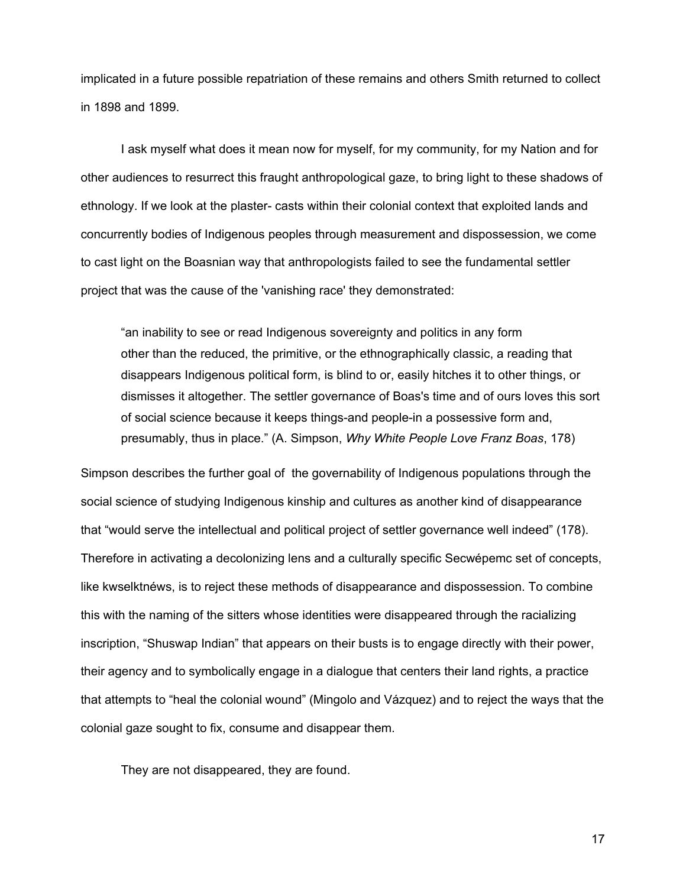implicated in a future possible repatriation of these remains and others Smith returned to collect in 1898 and 1899.

I ask myself what does it mean now for myself, for my community, for my Nation and for other audiences to resurrect this fraught anthropological gaze, to bring light to these shadows of ethnology. If we look at the plaster- casts within their colonial context that exploited lands and concurrently bodies of Indigenous peoples through measurement and dispossession, we come to cast light on the Boasnian way that anthropologists failed to see the fundamental settler project that was the cause of the 'vanishing race' they demonstrated:

> "an inability to see or read Indigenous sovereignty and politics in any form other than the reduced, the primitive, or the ethnographically classic, a reading that disappears Indigenous political form, is blind to or, easily hitches it to other things, or dismisses it altogether. The settler governance of Boas's time and of ours loves this sort of social science because it keeps things-and people-in a possessive form and, presumably, thus in place." (A. Simpson, *Why White People Love Franz Boas*, 178)

Simpson describes the further goal of the governability of Indigenous populations through the social science of studying Indigenous kinship and cultures as another kind of disappearance that "would serve the intellectual and political project of settler governance well indeed" (178). Therefore in activating a decolonizing lens and a culturally specific Secwépemc set of concepts, like kwselktnéws, is to reject these methods of disappearance and dispossession. To combine this with the naming of the sitters whose identities were disappeared through the racializing inscription, "Shuswap Indian" that appears on their busts is to engage directly with their power, their agency and to symbolically engage in a dialogue that centers their land rights, a practice that attempts to "heal the colonial wound" (Mingolo and Vázquez) and to reject the ways that the colonial gaze sought to fix, consume and disappear them.

They are not disappeared, they are found.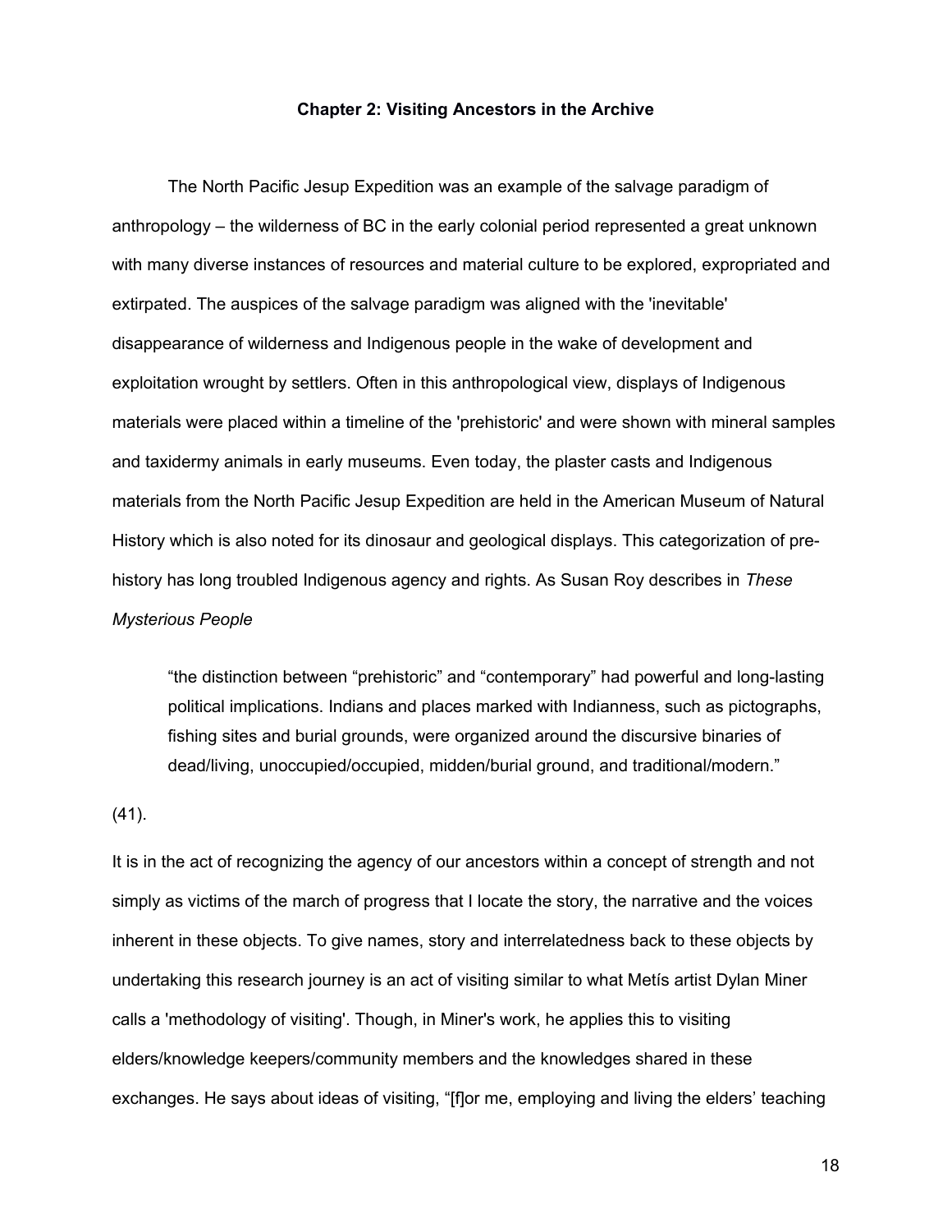## Chapter 2: Visiting Ancestors in the Archive

The North Pacific Jesup Expedition was an example of the salvage paradigm of anthropology – the wilderness of BC in the early colonial period represented a great unknown with many diverse instances of resources and material culture to be explored, expropriated and extirpated. The auspices of the salvage paradigm was aligned with the 'inevitable' disappearance of wilderness and Indigenous people in the wake of development and exploitation wrought by settlers. Often in this anthropological view, displays of Indigenous materials were placed within a timeline of the 'prehistoric' and were shown with mineral samples and taxidermy animals in early museums. Even today, the plaster casts and Indigenous materials from the North Pacific Jesup Expedition are held in the American Museum of Natural History which is also noted for its dinosaur and geological displays. This categorization of pre-history has long troubled Indigenous agency and rights. As Susan Roy describes in *These Mysterious People*

> "the distinction between "prehistoric" and "contemporary" had powerful and long-lasting political implications. Indians and places marked with Indianness, such as pictographs, fishing sites and burial grounds, were organized around the discursive binaries of dead/living, unoccupied/occupied, midden/burial ground, and traditional/modern."

(41).

It is in the act of recognizing the agency of our ancestors within a concept of strength and not simply as victims of the march of progress that I locate the story, the narrative and the voices inherent in these objects. To give names, story and interrelatedness back to these objects by undertaking this research journey is an act of visiting similar to what Metís artist Dylan Miner calls a 'methodology of visiting'. Though, in Miner's work, he applies this to visiting elders/knowledge keepers/community members and the knowledges shared in these exchanges. He says about ideas of visiting, "[f]or me, employing and living the elders' teaching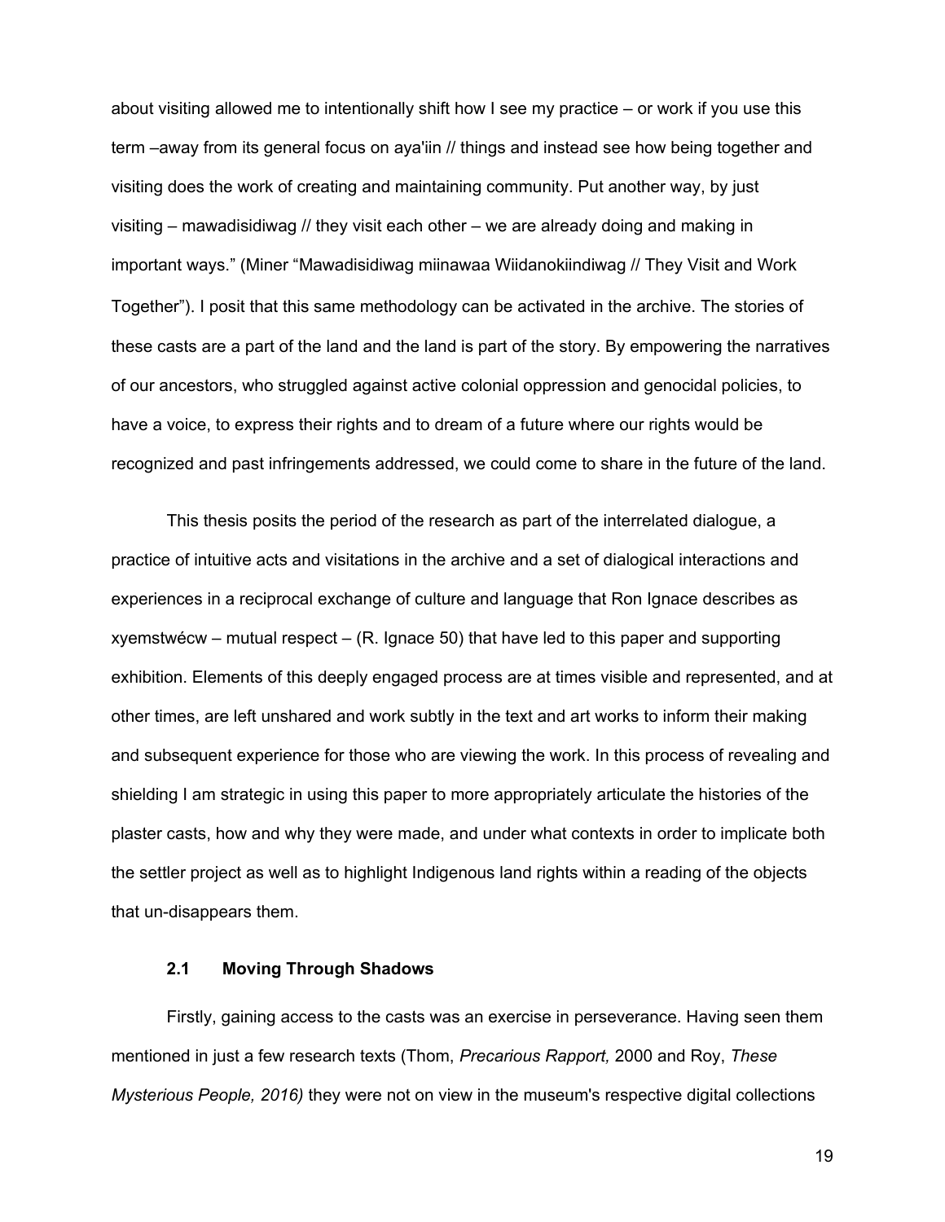about visiting allowed me to intentionally shift how I see my practice – or work if you use this term –away from its general focus on aya'iin // things and instead see how being together and visiting does the work of creating and maintaining community. Put another way, by just visiting – mawadisidiwag // they visit each other – we are already doing and making in important ways." (Miner "Mawadisidiwag miinawaa Wiidanokiindiwag // They Visit and Work Together"). I posit that this same methodology can be activated in the archive. The stories of these casts are a part of the land and the land is part of the story. By empowering the narratives of our ancestors, who struggled against active colonial oppression and genocidal policies, to have a voice, to express their rights and to dream of a future where our rights would be recognized and past infringements addressed, we could come to share in the future of the land.

This thesis posits the period of the research as part of the interrelated dialogue, a practice of intuitive acts and visitations in the archive and a set of dialogical interactions and experiences in a reciprocal exchange of culture and language that Ron Ignace describes as xyemstwécw – mutual respect – (R. Ignace 50) that have led to this paper and supporting exhibition. Elements of this deeply engaged process are at times visible and represented, and at other times, are left unshared and work subtly in the text and art works to inform their making and subsequent experience for those who are viewing the work. In this process of revealing and shielding I am strategic in using this paper to more appropriately articulate the histories of the plaster casts, how and why they were made, and under what contexts in order to implicate both the settler project as well as to highlight Indigenous land rights within a reading of the objects that un-disappears them.

### 2.1 Moving Through Shadows

Firstly, gaining access to the casts was an exercise in perseverance. Having seen them mentioned in just a few research texts (Thom, *Precarious Rapport,* 2000 and Roy, *These Mysterious People, 2016)* they were not on view in the museum's respective digital collections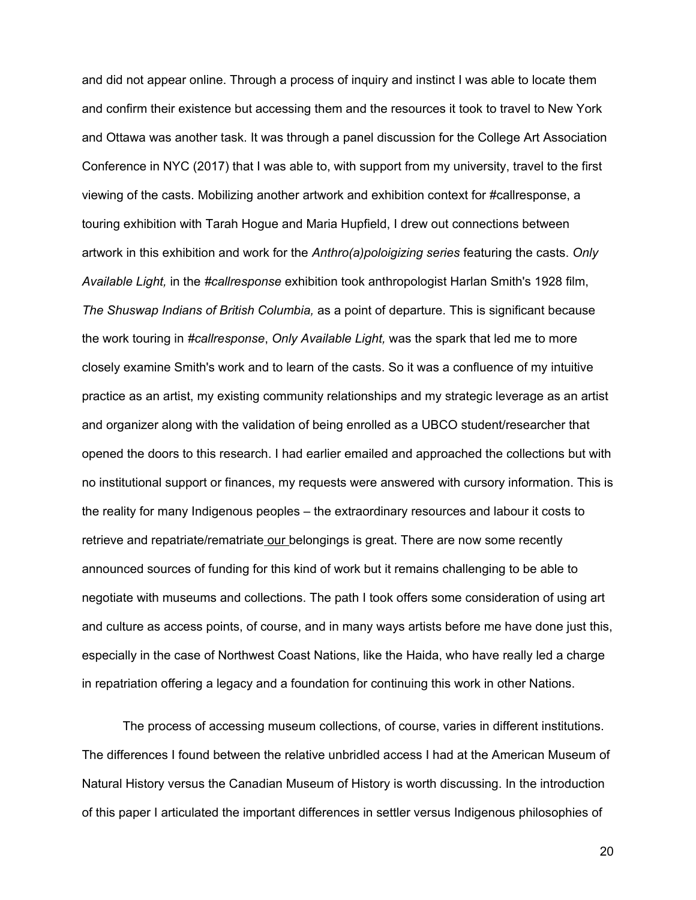and did not appear online. Through a process of inquiry and instinct I was able to locate them and confirm their existence but accessing them and the resources it took to travel to New York and Ottawa was another task. It was through a panel discussion for the College Art Association Conference in NYC (2017) that I was able to, with support from my university, travel to the first viewing of the casts. Mobilizing another artwork and exhibition context for #callresponse, a touring exhibition with Tarah Hogue and Maria Hupfield, I drew out connections between artwork in this exhibition and work for the *Anthro(a)poloigizing series* featuring the casts. *Only Available Light,* in the *#callresponse* exhibition took anthropologist Harlan Smith's 1928 film, *The Shuswap Indians of British Columbia,* as a point of departure. This is significant because the work touring in *#callresponse*, *Only Available Light,* was the spark that led me to more closely examine Smith's work and to learn of the casts. So it was a confluence of my intuitive practice as an artist, my existing community relationships and my strategic leverage as an artist and organizer along with the validation of being enrolled as a UBCO student/researcher that opened the doors to this research. I had earlier emailed and approached the collections but with no institutional support or finances, my requests were answered with cursory information. This is the reality for many Indigenous peoples – the extraordinary resources and labour it costs to retrieve and repatriate/rematriate our belongings is great. There are now some recently announced sources of funding for this kind of work but it remains challenging to be able to negotiate with museums and collections. The path I took offers some consideration of using art and culture as access points, of course, and in many ways artists before me have done just this, especially in the case of Northwest Coast Nations, like the Haida, who have really led a charge in repatriation offering a legacy and a foundation for continuing this work in other Nations.

The process of accessing museum collections, of course, varies in different institutions. The differences I found between the relative unbridled access I had at the American Museum of Natural History versus the Canadian Museum of History is worth discussing. In the introduction of this paper I articulated the important differences in settler versus Indigenous philosophies of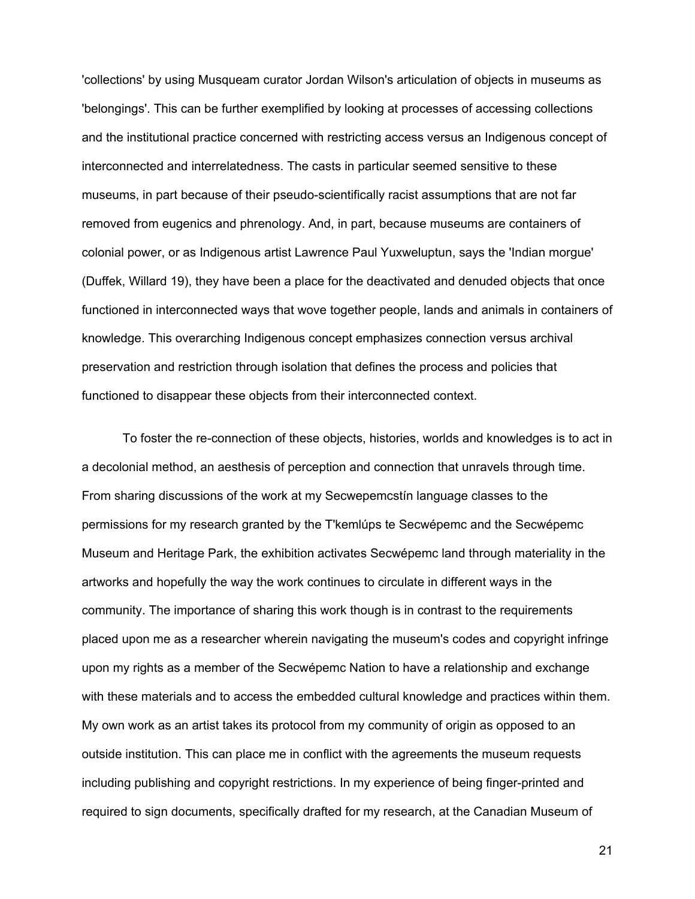'collections' by using Musqueam curator Jordan Wilson's articulation of objects in museums as 'belongings'. This can be further exemplified by looking at processes of accessing collections and the institutional practice concerned with restricting access versus an Indigenous concept of interconnected and interrelatedness. The casts in particular seemed sensitive to these museums, in part because of their pseudo-scientifically racist assumptions that are not far removed from eugenics and phrenology. And, in part, because museums are containers of colonial power, or as Indigenous artist Lawrence Paul Yuxweluptun, says the 'Indian morgue' (Duffek, Willard 19), they have been a place for the deactivated and denuded objects that once functioned in interconnected ways that wove together people, lands and animals in containers of knowledge. This overarching Indigenous concept emphasizes connection versus archival preservation and restriction through isolation that defines the process and policies that functioned to disappear these objects from their interconnected context.

To foster the re-connection of these objects, histories, worlds and knowledges is to act in a decolonial method, an aesthesis of perception and connection that unravels through time. From sharing discussions of the work at my Secwepemcstín language classes to the permissions for my research granted by the T'kemlúps te Secwépemc and the Secwépemc Museum and Heritage Park, the exhibition activates Secwépemc land through materiality in the artworks and hopefully the way the work continues to circulate in different ways in the community. The importance of sharing this work though is in contrast to the requirements placed upon me as a researcher wherein navigating the museum's codes and copyright infringe upon my rights as a member of the Secwépemc Nation to have a relationship and exchange with these materials and to access the embedded cultural knowledge and practices within them. My own work as an artist takes its protocol from my community of origin as opposed to an outside institution. This can place me in conflict with the agreements the museum requests including publishing and copyright restrictions. In my experience of being finger-printed and required to sign documents, specifically drafted for my research, at the Canadian Museum of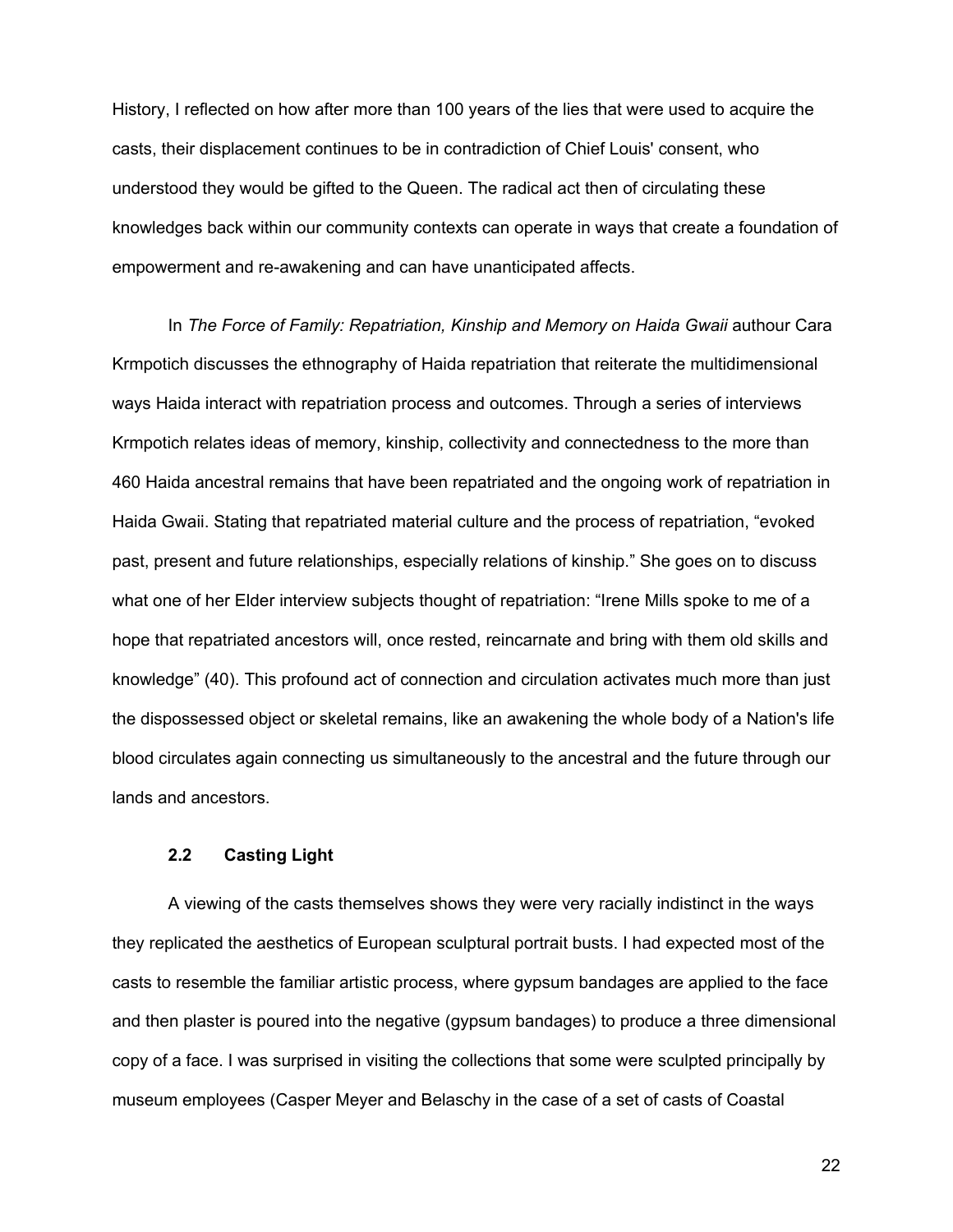History, I reflected on how after more than 100 years of the lies that were used to acquire the casts, their displacement continues to be in contradiction of Chief Louis' consent, who understood they would be gifted to the Queen. The radical act then of circulating these knowledges back within our community contexts can operate in ways that create a foundation of empowerment and re-awakening and can have unanticipated affects.

In *The Force of Family: Repatriation, Kinship and Memory on Haida Gwaii* authour Cara Krmpotich discusses the ethnography of Haida repatriation that reiterate the multidimensional ways Haida interact with repatriation process and outcomes. Through a series of interviews Krmpotich relates ideas of memory, kinship, collectivity and connectedness to the more than 460 Haida ancestral remains that have been repatriated and the ongoing work of repatriation in Haida Gwaii. Stating that repatriated material culture and the process of repatriation, "evoked past, present and future relationships, especially relations of kinship." She goes on to discuss what one of her Elder interview subjects thought of repatriation: "Irene Mills spoke to me of a hope that repatriated ancestors will, once rested, reincarnate and bring with them old skills and knowledge" (40). This profound act of connection and circulation activates much more than just the dispossessed object or skeletal remains, like an awakening the whole body of a Nation's life blood circulates again connecting us simultaneously to the ancestral and the future through our lands and ancestors.

### 2.2 Casting Light

A viewing of the casts themselves shows they were very racially indistinct in the ways they replicated the aesthetics of European sculptural portrait busts. I had expected most of the casts to resemble the familiar artistic process, where gypsum bandages are applied to the face and then plaster is poured into the negative (gypsum bandages) to produce a three dimensional copy of a face. I was surprised in visiting the collections that some were sculpted principally by museum employees (Casper Meyer and Belaschy in the case of a set of casts of Coastal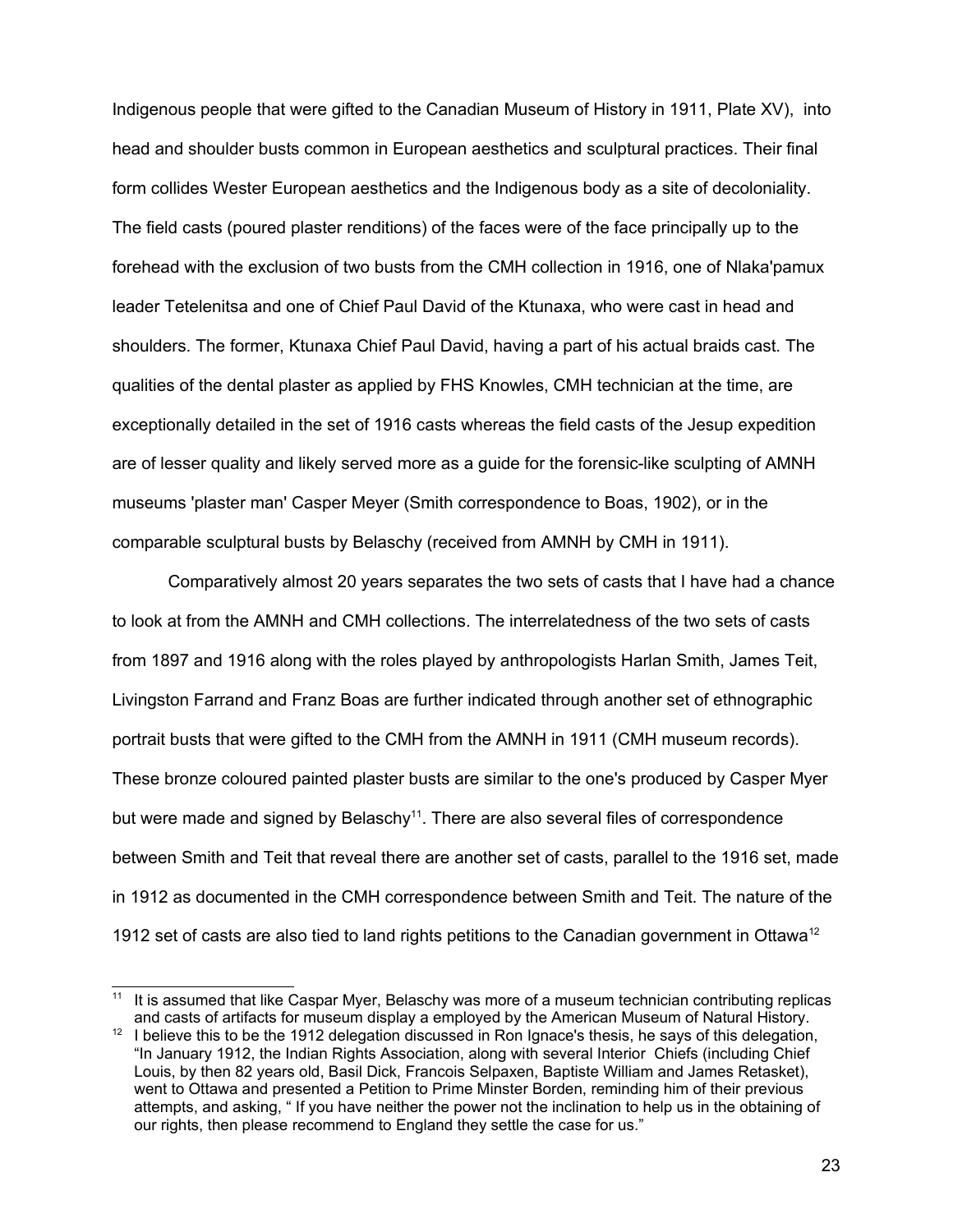Indigenous people that were gifted to the Canadian Museum of History in 1911, Plate XV), into head and shoulder busts common in European aesthetics and sculptural practices. Their final form collides Wester European aesthetics and the Indigenous body as a site of decoloniality. The field casts (poured plaster renditions) of the faces were of the face principally up to the forehead with the exclusion of two busts from the CMH collection in 1916, one of Nlaka'pamux leader Tetelenitsa and one of Chief Paul David of the Ktunaxa, who were cast in head and shoulders. The former, Ktunaxa Chief Paul David, having a part of his actual braids cast. The qualities of the dental plaster as applied by FHS Knowles, CMH technician at the time, are exceptionally detailed in the set of 1916 casts whereas the field casts of the Jesup expedition are of lesser quality and likely served more as a guide for the forensic-like sculpting of AMNH museums 'plaster man' Casper Meyer (Smith correspondence to Boas, 1902), or in the comparable sculptural busts by Belaschy (received from AMNH by CMH in 1911).

Comparatively almost 20 years separates the two sets of casts that I have had a chance to look at from the AMNH and CMH collections. The interrelatedness of the two sets of casts from 1897 and 1916 along with the roles played by anthropologists Harlan Smith, James Teit, Livingston Farrand and Franz Boas are further indicated through another set of ethnographic portrait busts that were gifted to the CMH from the AMNH in 1911 (CMH museum records). These bronze coloured painted plaster busts are similar to the one's produced by Casper Myer but were made and signed by Belaschy[11]. There are also several files of correspondence between Smith and Teit that reveal there are another set of casts, parallel to the 1916 set, made in 1912 as documented in the CMH correspondence between Smith and Teit. The nature of the 1912 set of casts are also tied to land rights petitions to the Canadian government in Ottawa[12]

---

[11] It is assumed that like Caspar Myer, Belaschy was more of a museum technician contributing replicas and casts of artifacts for museum display a employed by the American Museum of Natural History.

[12] I believe this to be the 1912 delegation discussed in Ron Ignace's thesis, he says of this delegation, "In January 1912, the Indian Rights Association, along with several Interior Chiefs (including Chief Louis, by then 82 years old, Basil Dick, Francois Selpaxen, Baptiste William and James Retasket), went to Ottawa and presented a Petition to Prime Minster Borden, reminding him of their previous attempts, and asking, " If you have neither the power not the inclination to help us in the obtaining of our rights, then please recommend to England they settle the case for us."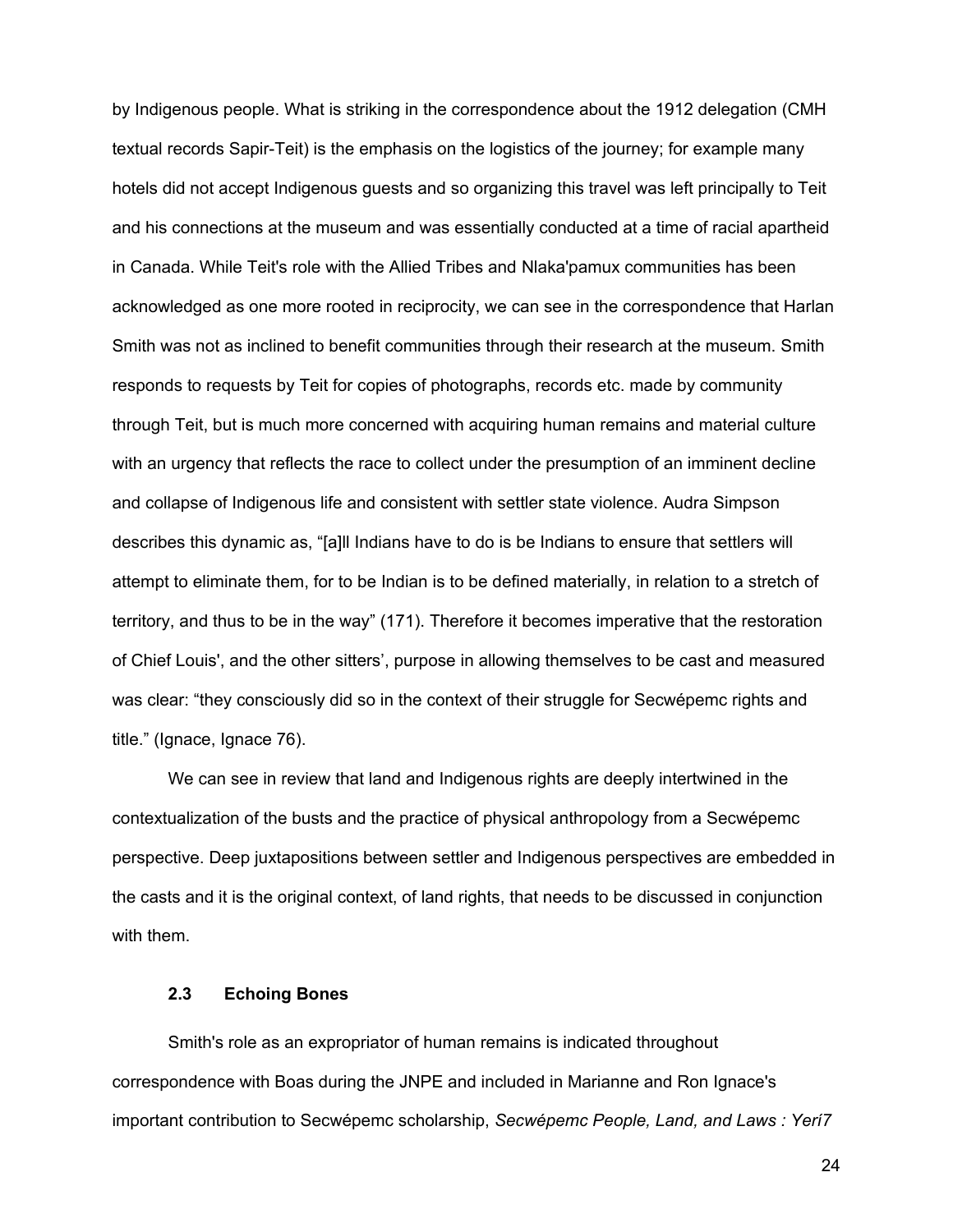by Indigenous people. What is striking in the correspondence about the 1912 delegation (CMH textual records Sapir-Teit) is the emphasis on the logistics of the journey; for example many hotels did not accept Indigenous guests and so organizing this travel was left principally to Teit and his connections at the museum and was essentially conducted at a time of racial apartheid in Canada. While Teit's role with the Allied Tribes and Nlaka'pamux communities has been acknowledged as one more rooted in reciprocity, we can see in the correspondence that Harlan Smith was not as inclined to benefit communities through their research at the museum. Smith responds to requests by Teit for copies of photographs, records etc. made by community through Teit, but is much more concerned with acquiring human remains and material culture with an urgency that reflects the race to collect under the presumption of an imminent decline and collapse of Indigenous life and consistent with settler state violence. Audra Simpson describes this dynamic as, "[a]ll Indians have to do is be Indians to ensure that settlers will attempt to eliminate them, for to be Indian is to be defined materially, in relation to a stretch of territory, and thus to be in the way" (171). Therefore it becomes imperative that the restoration of Chief Louis', and the other sitters', purpose in allowing themselves to be cast and measured was clear: "they consciously did so in the context of their struggle for Secwépemc rights and title." (Ignace, Ignace 76).

We can see in review that land and Indigenous rights are deeply intertwined in the contextualization of the busts and the practice of physical anthropology from a Secwépemc perspective. Deep juxtapositions between settler and Indigenous perspectives are embedded in the casts and it is the original context, of land rights, that needs to be discussed in conjunction with them.

### 2.3 Echoing Bones

Smith's role as an expropriator of human remains is indicated throughout correspondence with Boas during the JNPE and included in Marianne and Ron Ignace's important contribution to Secwépemc scholarship, *Secwépemc People, Land, and Laws : Yerí7*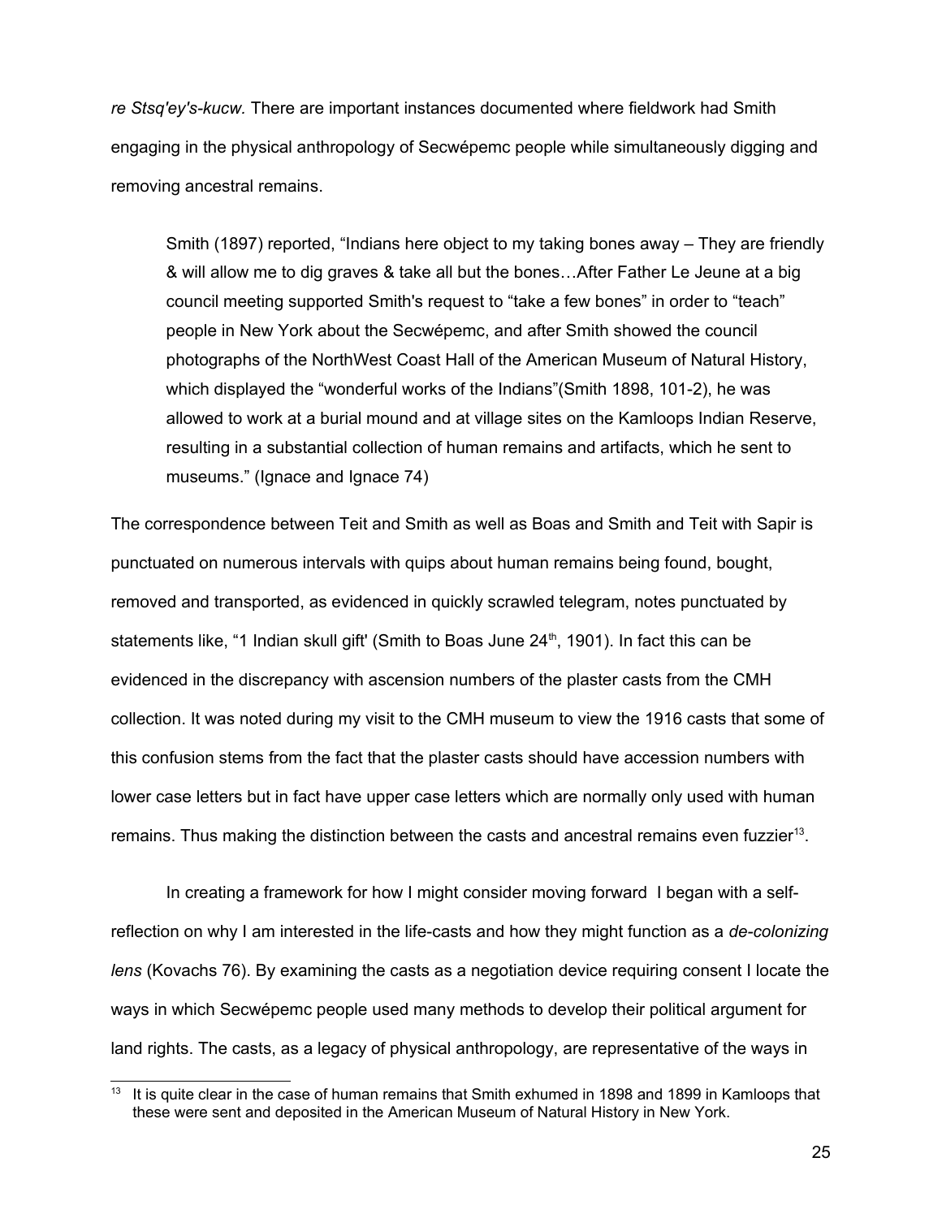*re Stsq'ey's-kucw.* There are important instances documented where fieldwork had Smith engaging in the physical anthropology of Secwépemc people while simultaneously digging and removing ancestral remains.

> Smith (1897) reported, "Indians here object to my taking bones away – They are friendly & will allow me to dig graves & take all but the bones…After Father Le Jeune at a big council meeting supported Smith's request to "take a few bones" in order to "teach" people in New York about the Secwépemc, and after Smith showed the council photographs of the NorthWest Coast Hall of the American Museum of Natural History, which displayed the "wonderful works of the Indians"(Smith 1898, 101-2), he was allowed to work at a burial mound and at village sites on the Kamloops Indian Reserve, resulting in a substantial collection of human remains and artifacts, which he sent to museums." (Ignace and Ignace 74)

The correspondence between Teit and Smith as well as Boas and Smith and Teit with Sapir is punctuated on numerous intervals with quips about human remains being found, bought, removed and transported, as evidenced in quickly scrawled telegram, notes punctuated by statements like, "1 Indian skull gift' (Smith to Boas June 24th, 1901). In fact this can be evidenced in the discrepancy with ascension numbers of the plaster casts from the CMH collection. It was noted during my visit to the CMH museum to view the 1916 casts that some of this confusion stems from the fact that the plaster casts should have accession numbers with lower case letters but in fact have upper case letters which are normally only used with human remains. Thus making the distinction between the casts and ancestral remains even fuzzier[13].

In creating a framework for how I might consider moving forward I began with a self-reflection on why I am interested in the life-casts and how they might function as a *de-colonizing lens* (Kovachs 76). By examining the casts as a negotiation device requiring consent I locate the ways in which Secwépemc people used many methods to develop their political argument for land rights. The casts, as a legacy of physical anthropology, are representative of the ways in

[13] It is quite clear in the case of human remains that Smith exhumed in 1898 and 1899 in Kamloops that these were sent and deposited in the American Museum of Natural History in New York.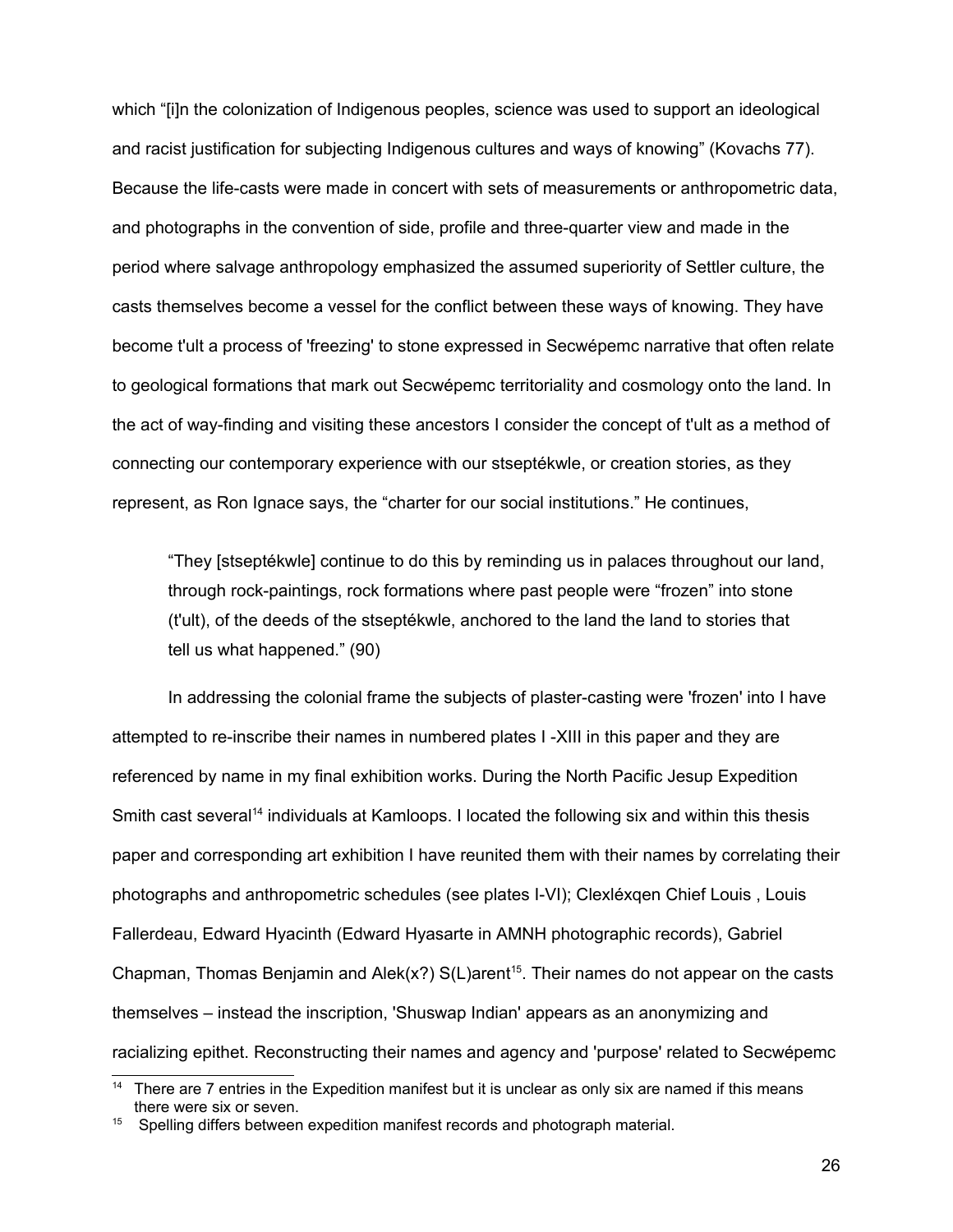which "[i]n the colonization of Indigenous peoples, science was used to support an ideological and racist justification for subjecting Indigenous cultures and ways of knowing" (Kovachs 77). Because the life-casts were made in concert with sets of measurements or anthropometric data, and photographs in the convention of side, profile and three-quarter view and made in the period where salvage anthropology emphasized the assumed superiority of Settler culture, the casts themselves become a vessel for the conflict between these ways of knowing. They have become t'ult a process of 'freezing' to stone expressed in Secwépemc narrative that often relate to geological formations that mark out Secwépemc territoriality and cosmology onto the land. In the act of way-finding and visiting these ancestors I consider the concept of t'ult as a method of connecting our contemporary experience with our stseptékwle, or creation stories, as they represent, as Ron Ignace says, the "charter for our social institutions." He continues,

> "They [stseptékwle] continue to do this by reminding us in palaces throughout our land, through rock-paintings, rock formations where past people were "frozen" into stone (t'ult), of the deeds of the stseptékwle, anchored to the land the land to stories that tell us what happened." (90)

In addressing the colonial frame the subjects of plaster-casting were 'frozen' into I have attempted to re-inscribe their names in numbered plates I -XIII in this paper and they are referenced by name in my final exhibition works. During the North Pacific Jesup Expedition Smith cast several[14] individuals at Kamloops. I located the following six and within this thesis paper and corresponding art exhibition I have reunited them with their names by correlating their photographs and anthropometric schedules (see plates I-VI); Clexléxqen Chief Louis , Louis Fallerdeau, Edward Hyacinth (Edward Hyasarte in AMNH photographic records), Gabriel Chapman, Thomas Benjamin and Alek(x?) S(L)arent[15]. Their names do not appear on the casts themselves – instead the inscription, 'Shuswap Indian' appears as an anonymizing and racializing epithet. Reconstructing their names and agency and 'purpose' related to Secwépemc

---

[14] There are 7 entries in the Expedition manifest but it is unclear as only six are named if this means there were six or seven.

[15] Spelling differs between expedition manifest records and photograph material.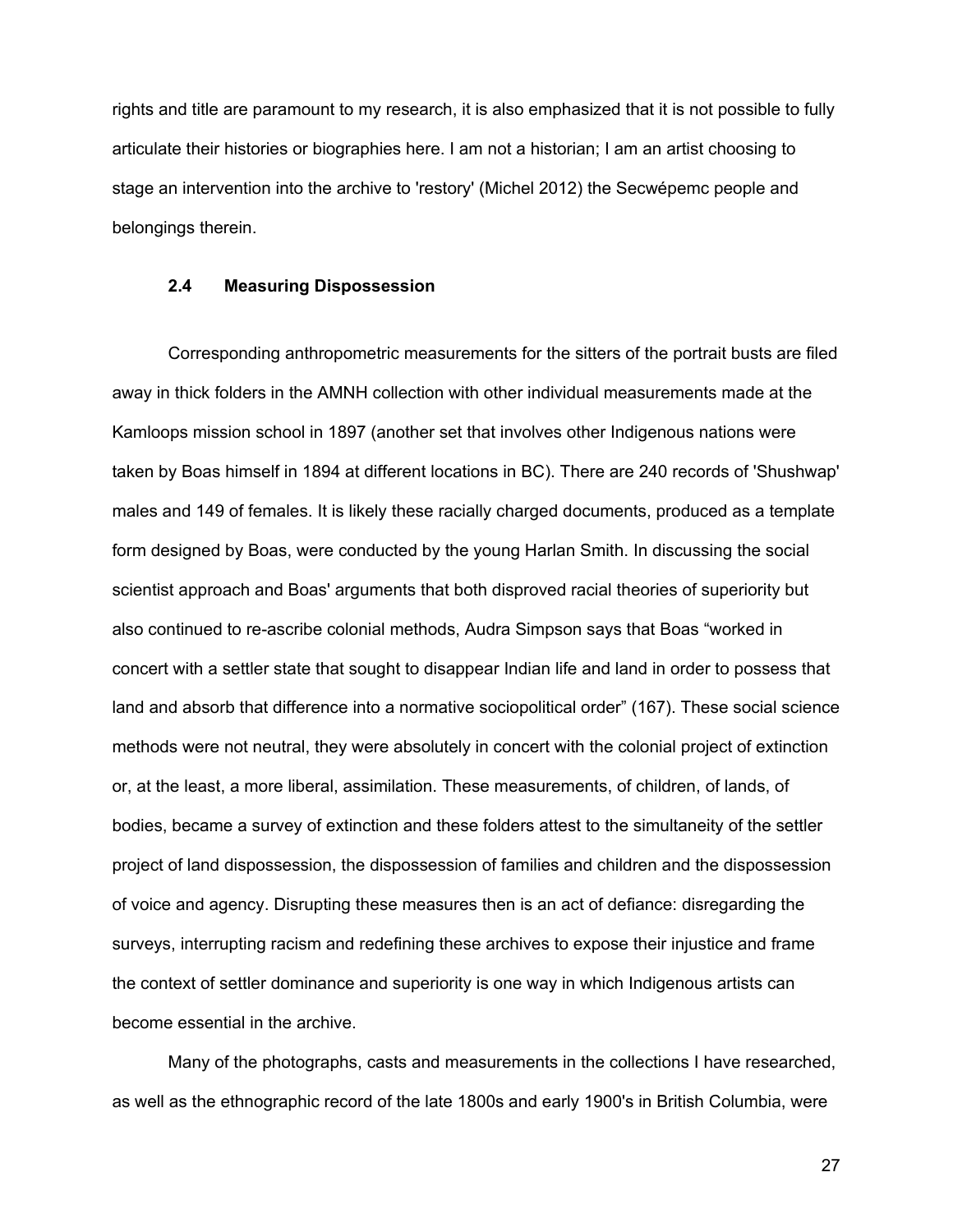rights and title are paramount to my research, it is also emphasized that it is not possible to fully articulate their histories or biographies here. I am not a historian; I am an artist choosing to stage an intervention into the archive to 'restory' (Michel 2012) the Secwépemc people and belongings therein.

### 2.4 Measuring Dispossession

Corresponding anthropometric measurements for the sitters of the portrait busts are filed away in thick folders in the AMNH collection with other individual measurements made at the Kamloops mission school in 1897 (another set that involves other Indigenous nations were taken by Boas himself in 1894 at different locations in BC). There are 240 records of 'Shushwap' males and 149 of females. It is likely these racially charged documents, produced as a template form designed by Boas, were conducted by the young Harlan Smith. In discussing the social scientist approach and Boas' arguments that both disproved racial theories of superiority but also continued to re-ascribe colonial methods, Audra Simpson says that Boas "worked in concert with a settler state that sought to disappear Indian life and land in order to possess that land and absorb that difference into a normative sociopolitical order" (167). These social science methods were not neutral, they were absolutely in concert with the colonial project of extinction or, at the least, a more liberal, assimilation. These measurements, of children, of lands, of bodies, became a survey of extinction and these folders attest to the simultaneity of the settler project of land dispossession, the dispossession of families and children and the dispossession of voice and agency. Disrupting these measures then is an act of defiance: disregarding the surveys, interrupting racism and redefining these archives to expose their injustice and frame the context of settler dominance and superiority is one way in which Indigenous artists can become essential in the archive.

Many of the photographs, casts and measurements in the collections I have researched, as well as the ethnographic record of the late 1800s and early 1900's in British Columbia, were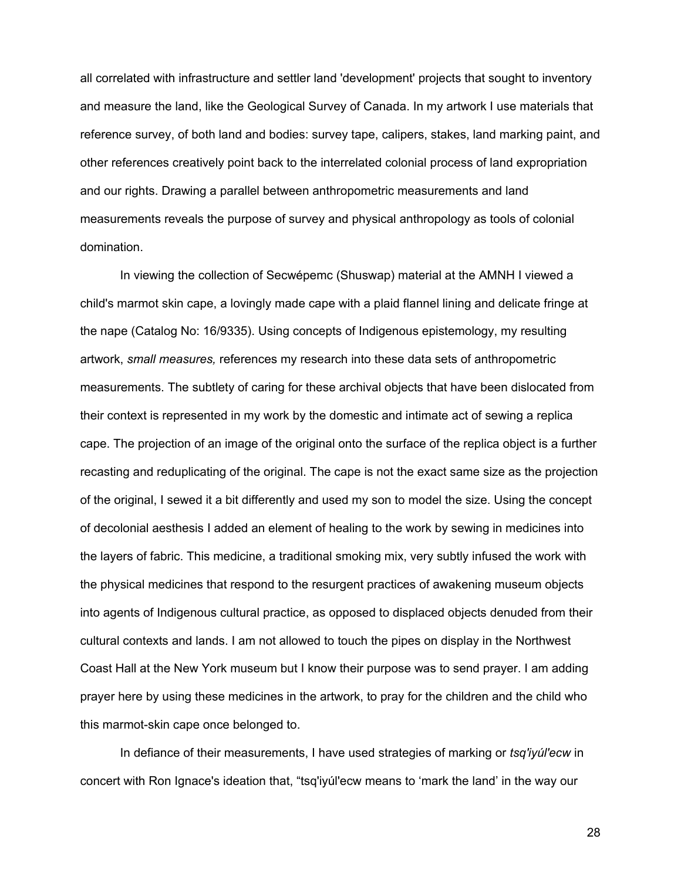all correlated with infrastructure and settler land 'development' projects that sought to inventory and measure the land, like the Geological Survey of Canada. In my artwork I use materials that reference survey, of both land and bodies: survey tape, calipers, stakes, land marking paint, and other references creatively point back to the interrelated colonial process of land expropriation and our rights. Drawing a parallel between anthropometric measurements and land measurements reveals the purpose of survey and physical anthropology as tools of colonial domination.

In viewing the collection of Secwépemc (Shuswap) material at the AMNH I viewed a child's marmot skin cape, a lovingly made cape with a plaid flannel lining and delicate fringe at the nape (Catalog No: 16/9335). Using concepts of Indigenous epistemology, my resulting artwork, *small measures,* references my research into these data sets of anthropometric measurements. The subtlety of caring for these archival objects that have been dislocated from their context is represented in my work by the domestic and intimate act of sewing a replica cape. The projection of an image of the original onto the surface of the replica object is a further recasting and reduplicating of the original. The cape is not the exact same size as the projection of the original, I sewed it a bit differently and used my son to model the size. Using the concept of decolonial aesthesis I added an element of healing to the work by sewing in medicines into the layers of fabric. This medicine, a traditional smoking mix, very subtly infused the work with the physical medicines that respond to the resurgent practices of awakening museum objects into agents of Indigenous cultural practice, as opposed to displaced objects denuded from their cultural contexts and lands. I am not allowed to touch the pipes on display in the Northwest Coast Hall at the New York museum but I know their purpose was to send prayer. I am adding prayer here by using these medicines in the artwork, to pray for the children and the child who this marmot-skin cape once belonged to.

In defiance of their measurements, I have used strategies of marking or *tsq'iyúl'ecw* in concert with Ron Ignace's ideation that, "tsq'iyúl'ecw means to 'mark the land' in the way our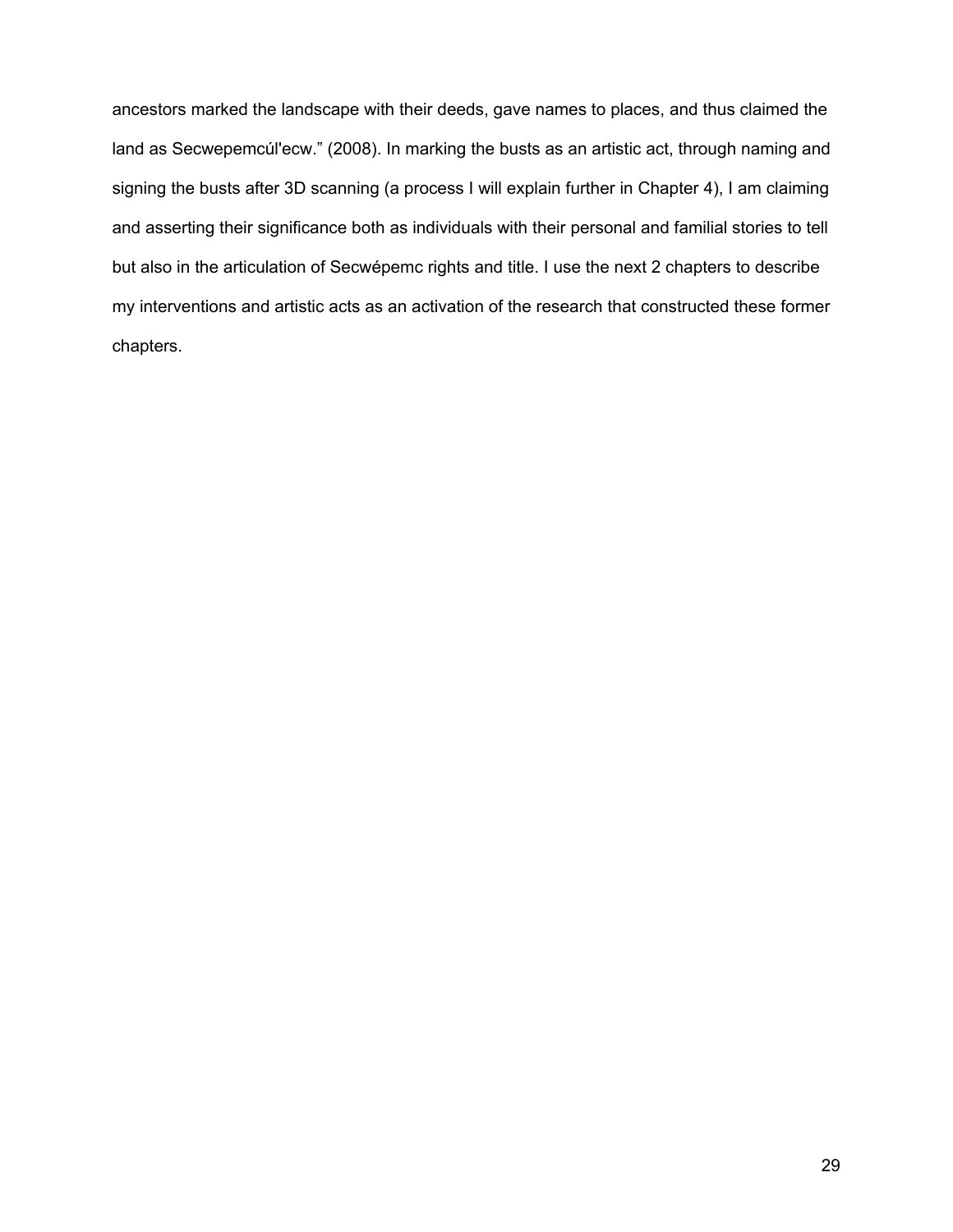ancestors marked the landscape with their deeds, gave names to places, and thus claimed the land as Secwepemcúl'ecw." (2008). In marking the busts as an artistic act, through naming and signing the busts after 3D scanning (a process I will explain further in Chapter 4), I am claiming and asserting their significance both as individuals with their personal and familial stories to tell but also in the articulation of Secwépemc rights and title. I use the next 2 chapters to describe my interventions and artistic acts as an activation of the research that constructed these former chapters.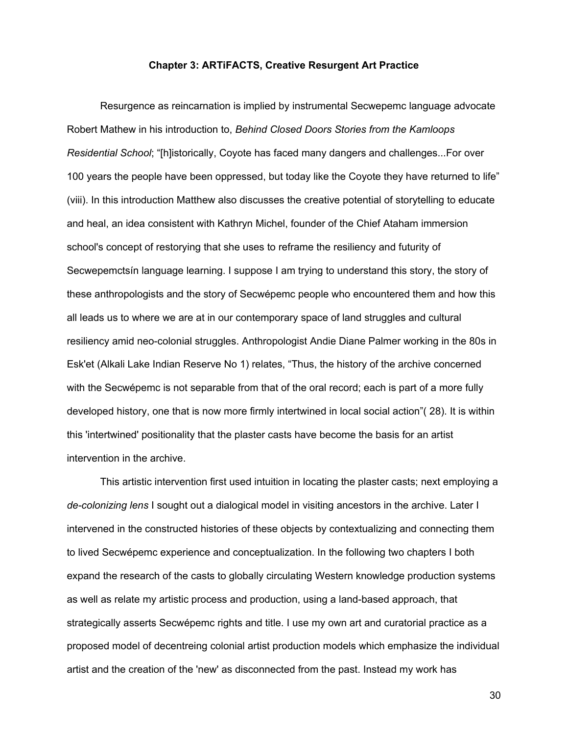## Chapter 3: ARTiFACTS, Creative Resurgent Art Practice

Resurgence as reincarnation is implied by instrumental Secwepemc language advocate Robert Mathew in his introduction to, *Behind Closed Doors Stories from the Kamloops Residential School*; “[h]istorically, Coyote has faced many dangers and challenges...For over 100 years the people have been oppressed, but today like the Coyote they have returned to life” (viii). In this introduction Matthew also discusses the creative potential of storytelling to educate and heal, an idea consistent with Kathryn Michel, founder of the Chief Ataham immersion school's concept of restorying that she uses to reframe the resiliency and futurity of Secwepemctsín language learning. I suppose I am trying to understand this story, the story of these anthropologists and the story of Secwépemc people who encountered them and how this all leads us to where we are at in our contemporary space of land struggles and cultural resiliency amid neo-colonial struggles. Anthropologist Andie Diane Palmer working in the 80s in Esk'et (Alkali Lake Indian Reserve No 1) relates, “Thus, the history of the archive concerned with the Secwépemc is not separable from that of the oral record; each is part of a more fully developed history, one that is now more firmly intertwined in local social action”( 28). It is within this 'intertwined' positionality that the plaster casts have become the basis for an artist intervention in the archive.

This artistic intervention first used intuition in locating the plaster casts; next employing a *de-colonizing lens* I sought out a dialogical model in visiting ancestors in the archive. Later I intervened in the constructed histories of these objects by contextualizing and connecting them to lived Secwépemc experience and conceptualization. In the following two chapters I both expand the research of the casts to globally circulating Western knowledge production systems as well as relate my artistic process and production, using a land-based approach, that strategically asserts Secwépemc rights and title. I use my own art and curatorial practice as a proposed model of decentreing colonial artist production models which emphasize the individual artist and the creation of the 'new' as disconnected from the past. Instead my work has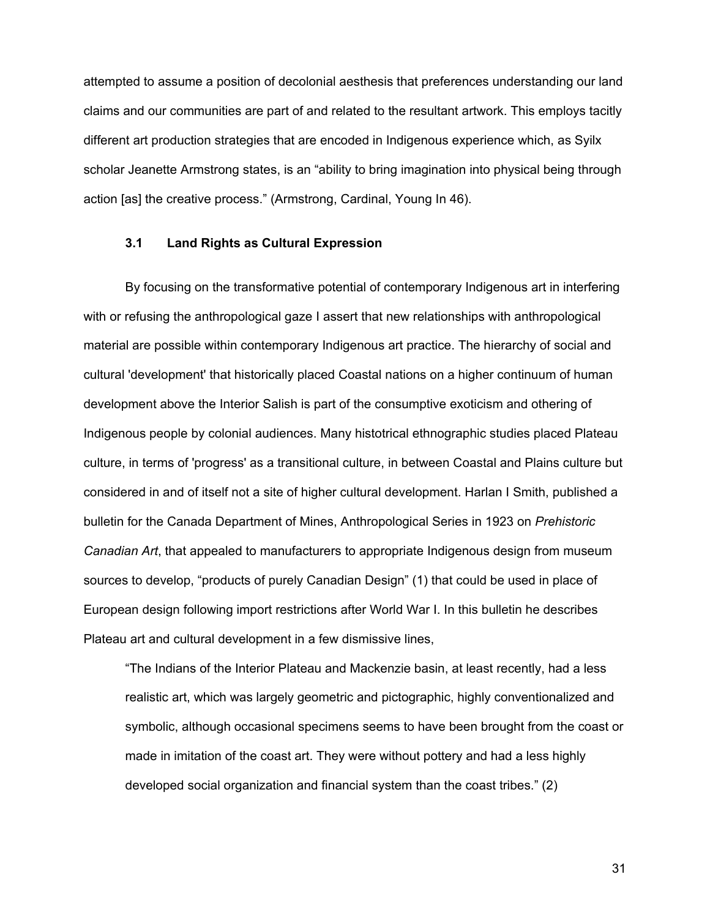attempted to assume a position of decolonial aesthesis that preferences understanding our land claims and our communities are part of and related to the resultant artwork. This employs tacitly different art production strategies that are encoded in Indigenous experience which, as Syilx scholar Jeanette Armstrong states, is an "ability to bring imagination into physical being through action [as] the creative process." (Armstrong, Cardinal, Young In 46).

### 3.1 Land Rights as Cultural Expression

By focusing on the transformative potential of contemporary Indigenous art in interfering with or refusing the anthropological gaze I assert that new relationships with anthropological material are possible within contemporary Indigenous art practice. The hierarchy of social and cultural 'development' that historically placed Coastal nations on a higher continuum of human development above the Interior Salish is part of the consumptive exoticism and othering of Indigenous people by colonial audiences. Many histotrical ethnographic studies placed Plateau culture, in terms of 'progress' as a transitional culture, in between Coastal and Plains culture but considered in and of itself not a site of higher cultural development. Harlan I Smith, published a bulletin for the Canada Department of Mines, Anthropological Series in 1923 on *Prehistoric Canadian Art*, that appealed to manufacturers to appropriate Indigenous design from museum sources to develop, "products of purely Canadian Design" (1) that could be used in place of European design following import restrictions after World War I. In this bulletin he describes Plateau art and cultural development in a few dismissive lines,

> "The Indians of the Interior Plateau and Mackenzie basin, at least recently, had a less realistic art, which was largely geometric and pictographic, highly conventionalized and symbolic, although occasional specimens seems to have been brought from the coast or made in imitation of the coast art. They were without pottery and had a less highly developed social organization and financial system than the coast tribes." (2)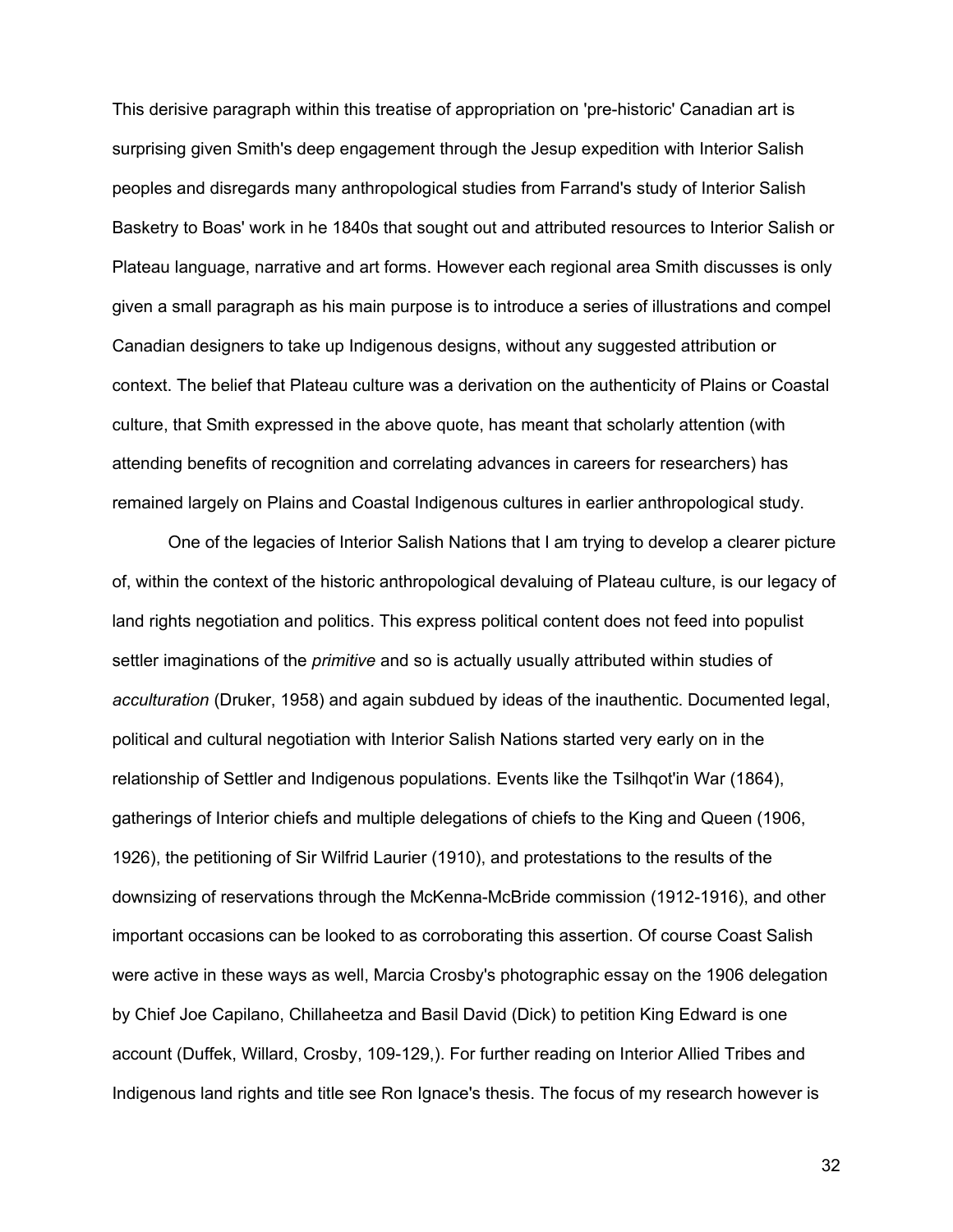This derisive paragraph within this treatise of appropriation on 'pre-historic' Canadian art is surprising given Smith's deep engagement through the Jesup expedition with Interior Salish peoples and disregards many anthropological studies from Farrand's study of Interior Salish Basketry to Boas' work in he 1840s that sought out and attributed resources to Interior Salish or Plateau language, narrative and art forms. However each regional area Smith discusses is only given a small paragraph as his main purpose is to introduce a series of illustrations and compel Canadian designers to take up Indigenous designs, without any suggested attribution or context. The belief that Plateau culture was a derivation on the authenticity of Plains or Coastal culture, that Smith expressed in the above quote, has meant that scholarly attention (with attending benefits of recognition and correlating advances in careers for researchers) has remained largely on Plains and Coastal Indigenous cultures in earlier anthropological study.

One of the legacies of Interior Salish Nations that I am trying to develop a clearer picture of, within the context of the historic anthropological devaluing of Plateau culture, is our legacy of land rights negotiation and politics. This express political content does not feed into populist settler imaginations of the *primitive* and so is actually usually attributed within studies of *acculturation* (Druker, 1958) and again subdued by ideas of the inauthentic. Documented legal, political and cultural negotiation with Interior Salish Nations started very early on in the relationship of Settler and Indigenous populations. Events like the Tsilhqot'in War (1864), gatherings of Interior chiefs and multiple delegations of chiefs to the King and Queen (1906, 1926), the petitioning of Sir Wilfrid Laurier (1910), and protestations to the results of the downsizing of reservations through the McKenna-McBride commission (1912-1916), and other important occasions can be looked to as corroborating this assertion. Of course Coast Salish were active in these ways as well, Marcia Crosby's photographic essay on the 1906 delegation by Chief Joe Capilano, Chillaheetza and Basil David (Dick) to petition King Edward is one account (Duffek, Willard, Crosby, 109-129,). For further reading on Interior Allied Tribes and Indigenous land rights and title see Ron Ignace's thesis. The focus of my research however is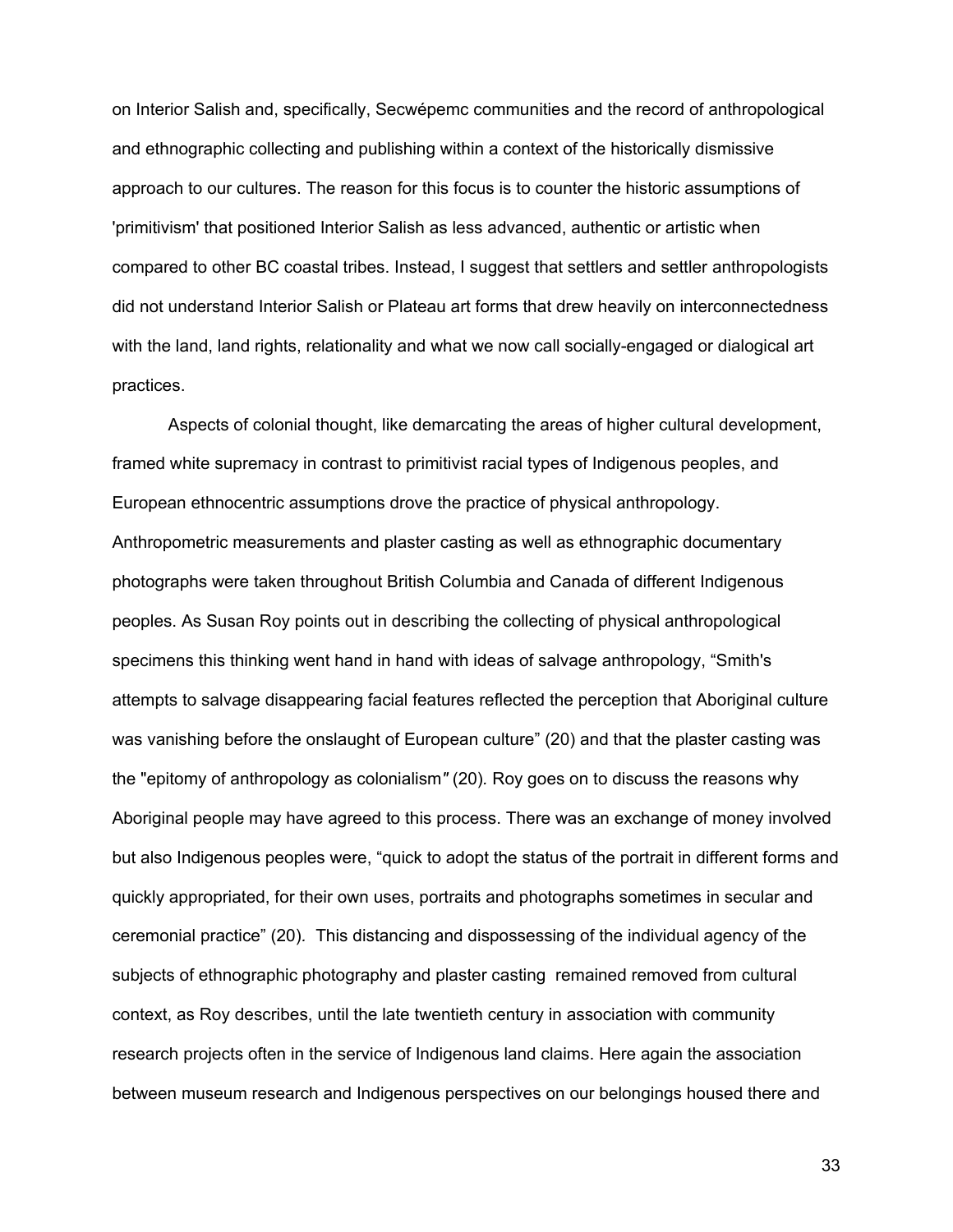on Interior Salish and, specifically, Secwépemc communities and the record of anthropological and ethnographic collecting and publishing within a context of the historically dismissive approach to our cultures. The reason for this focus is to counter the historic assumptions of 'primitivism' that positioned Interior Salish as less advanced, authentic or artistic when compared to other BC coastal tribes. Instead, I suggest that settlers and settler anthropologists did not understand Interior Salish or Plateau art forms that drew heavily on interconnectedness with the land, land rights, relationality and what we now call socially-engaged or dialogical art practices.

Aspects of colonial thought, like demarcating the areas of higher cultural development, framed white supremacy in contrast to primitivist racial types of Indigenous peoples, and European ethnocentric assumptions drove the practice of physical anthropology. Anthropometric measurements and plaster casting as well as ethnographic documentary photographs were taken throughout British Columbia and Canada of different Indigenous peoples. As Susan Roy points out in describing the collecting of physical anthropological specimens this thinking went hand in hand with ideas of salvage anthropology, "Smith's attempts to salvage disappearing facial features reflected the perception that Aboriginal culture was vanishing before the onslaught of European culture" (20) and that the plaster casting was the "epitomy of anthropology as colonialism" (20). Roy goes on to discuss the reasons why Aboriginal people may have agreed to this process. There was an exchange of money involved but also Indigenous peoples were, "quick to adopt the status of the portrait in different forms and quickly appropriated, for their own uses, portraits and photographs sometimes in secular and ceremonial practice" (20). This distancing and dispossessing of the individual agency of the subjects of ethnographic photography and plaster casting remained removed from cultural context, as Roy describes, until the late twentieth century in association with community research projects often in the service of Indigenous land claims. Here again the association between museum research and Indigenous perspectives on our belongings housed there and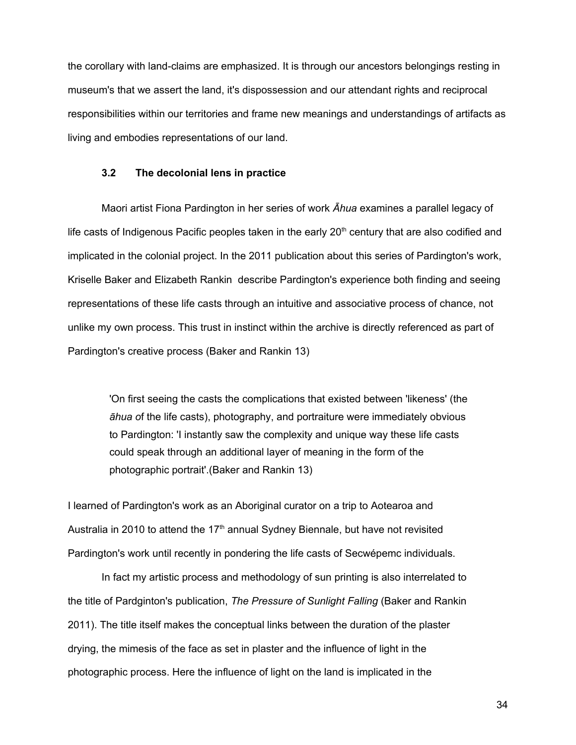the corollary with land-claims are emphasized. It is through our ancestors belongings resting in museum's that we assert the land, it's dispossession and our attendant rights and reciprocal responsibilities within our territories and frame new meanings and understandings of artifacts as living and embodies representations of our land.

### 3.2 The decolonial lens in practice

Maori artist Fiona Pardington in her series of work *Āhua* examines a parallel legacy of life casts of Indigenous Pacific peoples taken in the early 20th century that are also codified and implicated in the colonial project. In the 2011 publication about this series of Pardington's work, Kriselle Baker and Elizabeth Rankin describe Pardington's experience both finding and seeing representations of these life casts through an intuitive and associative process of chance, not unlike my own process. This trust in instinct within the archive is directly referenced as part of Pardington's creative process (Baker and Rankin 13)

> 'On first seeing the casts the complications that existed between 'likeness' (the *āhua o*f the life casts), photography, and portraiture were immediately obvious to Pardington: 'I instantly saw the complexity and unique way these life casts could speak through an additional layer of meaning in the form of the photographic portrait'.(Baker and Rankin 13)

I learned of Pardington's work as an Aboriginal curator on a trip to Aotearoa and Australia in 2010 to attend the 17th annual Sydney Biennale, but have not revisited Pardington's work until recently in pondering the life casts of Secwépemc individuals.

In fact my artistic process and methodology of sun printing is also interrelated to the title of Pardginton's publication, *The Pressure of Sunlight Falling* (Baker and Rankin 2011). The title itself makes the conceptual links between the duration of the plaster drying, the mimesis of the face as set in plaster and the influence of light in the photographic process. Here the influence of light on the land is implicated in the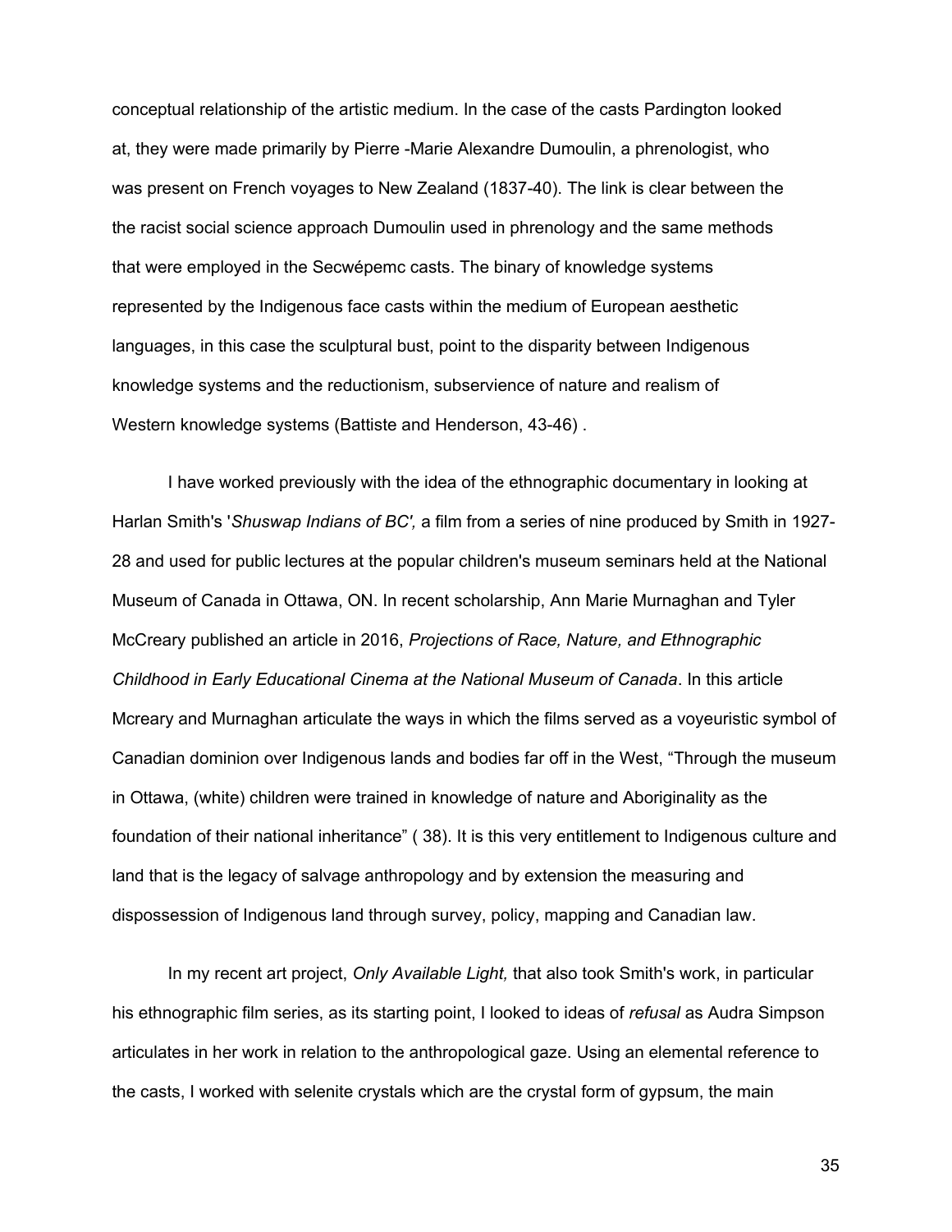conceptual relationship of the artistic medium. In the case of the casts Pardington looked at, they were made primarily by Pierre -Marie Alexandre Dumoulin, a phrenologist, who was present on French voyages to New Zealand (1837-40). The link is clear between the the racist social science approach Dumoulin used in phrenology and the same methods that were employed in the Secwépemc casts. The binary of knowledge systems represented by the Indigenous face casts within the medium of European aesthetic languages, in this case the sculptural bust, point to the disparity between Indigenous knowledge systems and the reductionism, subservience of nature and realism of Western knowledge systems (Battiste and Henderson, 43-46) .

I have worked previously with the idea of the ethnographic documentary in looking at Harlan Smith's '*Shuswap Indians of BC',* a film from a series of nine produced by Smith in 1927-28 and used for public lectures at the popular children's museum seminars held at the National Museum of Canada in Ottawa, ON. In recent scholarship, Ann Marie Murnaghan and Tyler McCreary published an article in 2016, *Projections of Race, Nature, and Ethnographic Childhood in Early Educational Cinema at the National Museum of Canada*. In this article Mcreary and Murnaghan articulate the ways in which the films served as a voyeuristic symbol of Canadian dominion over Indigenous lands and bodies far off in the West, "Through the museum in Ottawa, (white) children were trained in knowledge of nature and Aboriginality as the foundation of their national inheritance" ( 38). It is this very entitlement to Indigenous culture and land that is the legacy of salvage anthropology and by extension the measuring and dispossession of Indigenous land through survey, policy, mapping and Canadian law.

In my recent art project, *Only Available Light,* that also took Smith's work, in particular his ethnographic film series, as its starting point, I looked to ideas of *refusal* as Audra Simpson articulates in her work in relation to the anthropological gaze. Using an elemental reference to the casts, I worked with selenite crystals which are the crystal form of gypsum, the main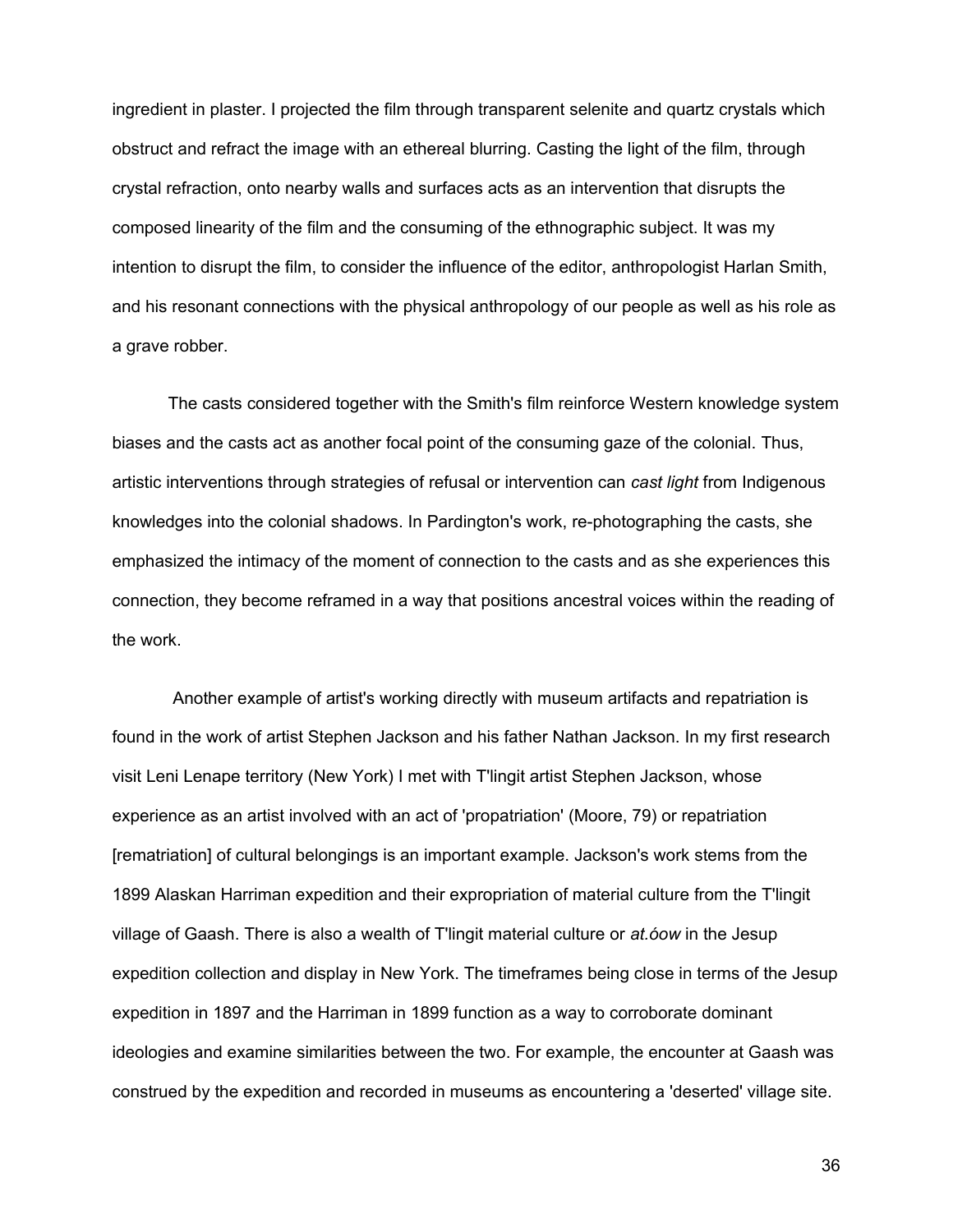ingredient in plaster. I projected the film through transparent selenite and quartz crystals which obstruct and refract the image with an ethereal blurring. Casting the light of the film, through crystal refraction, onto nearby walls and surfaces acts as an intervention that disrupts the composed linearity of the film and the consuming of the ethnographic subject. It was my intention to disrupt the film, to consider the influence of the editor, anthropologist Harlan Smith, and his resonant connections with the physical anthropology of our people as well as his role as a grave robber.

The casts considered together with the Smith's film reinforce Western knowledge system biases and the casts act as another focal point of the consuming gaze of the colonial. Thus, artistic interventions through strategies of refusal or intervention can *cast light* from Indigenous knowledges into the colonial shadows. In Pardington's work, re-photographing the casts, she emphasized the intimacy of the moment of connection to the casts and as she experiences this connection, they become reframed in a way that positions ancestral voices within the reading of the work.

Another example of artist's working directly with museum artifacts and repatriation is found in the work of artist Stephen Jackson and his father Nathan Jackson. In my first research visit Leni Lenape territory (New York) I met with T'lingit artist Stephen Jackson, whose experience as an artist involved with an act of 'propatriation' (Moore, 79) or repatriation [rematriation] of cultural belongings is an important example. Jackson's work stems from the 1899 Alaskan Harriman expedition and their expropriation of material culture from the T'lingit village of Gaash. There is also a wealth of T'lingit material culture or *at.óow* in the Jesup expedition collection and display in New York. The timeframes being close in terms of the Jesup expedition in 1897 and the Harriman in 1899 function as a way to corroborate dominant ideologies and examine similarities between the two. For example, the encounter at Gaash was construed by the expedition and recorded in museums as encountering a 'deserted' village site.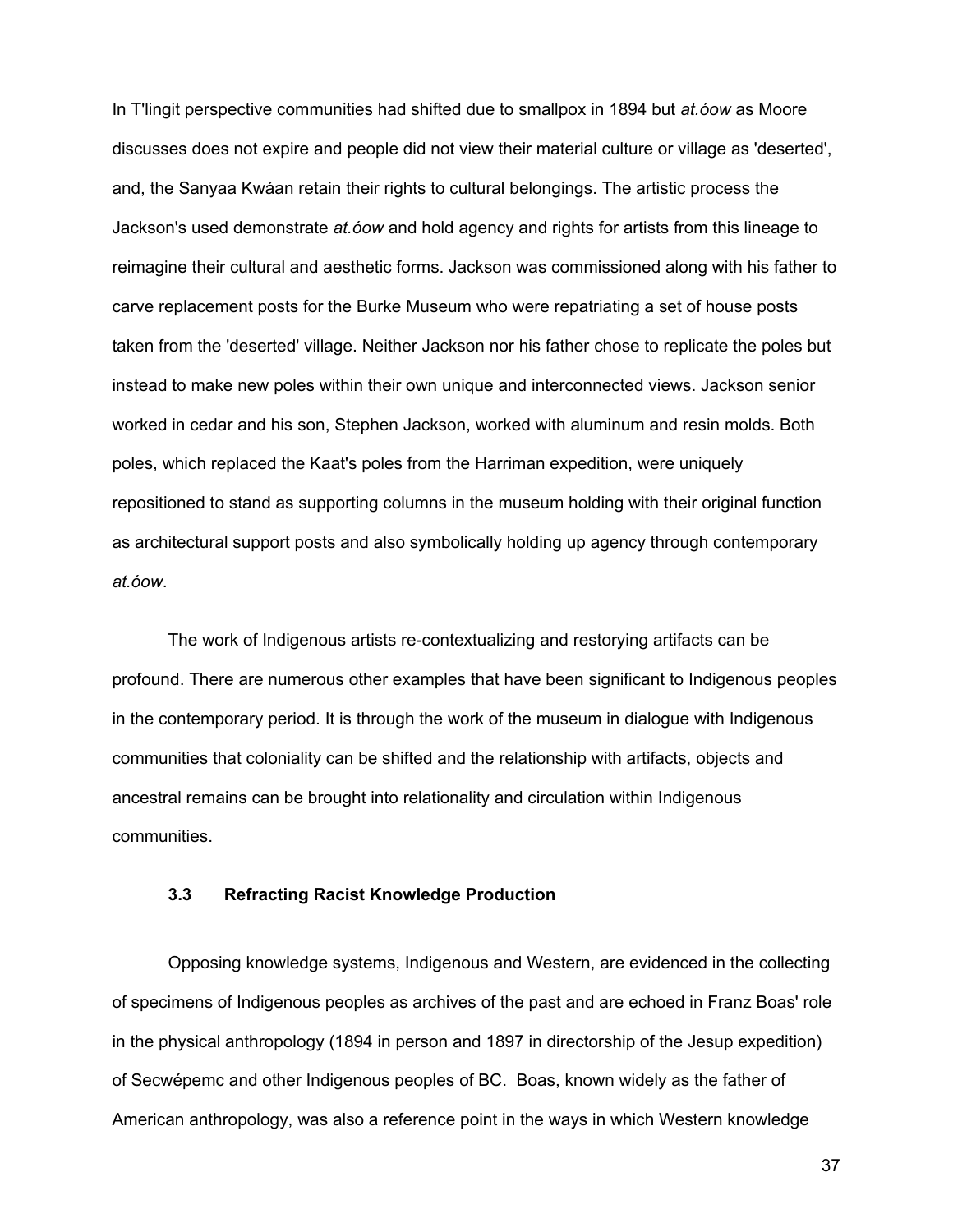In T'lingit perspective communities had shifted due to smallpox in 1894 but *at.óow* as Moore discusses does not expire and people did not view their material culture or village as 'deserted', and, the Sanyaa Kwáan retain their rights to cultural belongings. The artistic process the Jackson's used demonstrate *at.óow* and hold agency and rights for artists from this lineage to reimagine their cultural and aesthetic forms. Jackson was commissioned along with his father to carve replacement posts for the Burke Museum who were repatriating a set of house posts taken from the 'deserted' village. Neither Jackson nor his father chose to replicate the poles but instead to make new poles within their own unique and interconnected views. Jackson senior worked in cedar and his son, Stephen Jackson, worked with aluminum and resin molds. Both poles, which replaced the Kaat's poles from the Harriman expedition, were uniquely repositioned to stand as supporting columns in the museum holding with their original function as architectural support posts and also symbolically holding up agency through contemporary *at.óow*.

The work of Indigenous artists re-contextualizing and restorying artifacts can be profound. There are numerous other examples that have been significant to Indigenous peoples in the contemporary period. It is through the work of the museum in dialogue with Indigenous communities that coloniality can be shifted and the relationship with artifacts, objects and ancestral remains can be brought into relationality and circulation within Indigenous communities.

### 3.3 Refracting Racist Knowledge Production

Opposing knowledge systems, Indigenous and Western, are evidenced in the collecting of specimens of Indigenous peoples as archives of the past and are echoed in Franz Boas' role in the physical anthropology (1894 in person and 1897 in directorship of the Jesup expedition) of Secwépemc and other Indigenous peoples of BC. Boas, known widely as the father of American anthropology, was also a reference point in the ways in which Western knowledge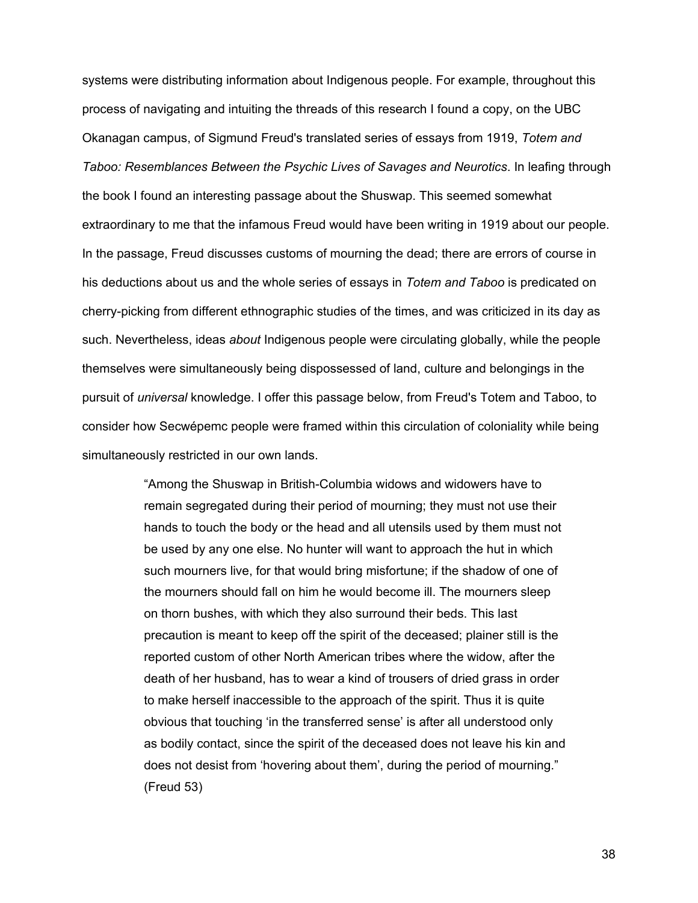systems were distributing information about Indigenous people. For example, throughout this process of navigating and intuiting the threads of this research I found a copy, on the UBC Okanagan campus, of Sigmund Freud's translated series of essays from 1919, *Totem and Taboo: Resemblances Between the Psychic Lives of Savages and Neurotics*. In leafing through the book I found an interesting passage about the Shuswap. This seemed somewhat extraordinary to me that the infamous Freud would have been writing in 1919 about our people. In the passage, Freud discusses customs of mourning the dead; there are errors of course in his deductions about us and the whole series of essays in *Totem and Taboo* is predicated on cherry-picking from different ethnographic studies of the times, and was criticized in its day as such. Nevertheless, ideas *about* Indigenous people were circulating globally, while the people themselves were simultaneously being dispossessed of land, culture and belongings in the pursuit of *universal* knowledge. I offer this passage below, from Freud's Totem and Taboo, to consider how Secwépemc people were framed within this circulation of coloniality while being simultaneously restricted in our own lands.

> "Among the Shuswap in British-Columbia widows and widowers have to remain segregated during their period of mourning; they must not use their hands to touch the body or the head and all utensils used by them must not be used by any one else. No hunter will want to approach the hut in which such mourners live, for that would bring misfortune; if the shadow of one of the mourners should fall on him he would become ill. The mourners sleep on thorn bushes, with which they also surround their beds. This last precaution is meant to keep off the spirit of the deceased; plainer still is the reported custom of other North American tribes where the widow, after the death of her husband, has to wear a kind of trousers of dried grass in order to make herself inaccessible to the approach of the spirit. Thus it is quite obvious that touching 'in the transferred sense' is after all understood only as bodily contact, since the spirit of the deceased does not leave his kin and does not desist from 'hovering about them', during the period of mourning." (Freud 53)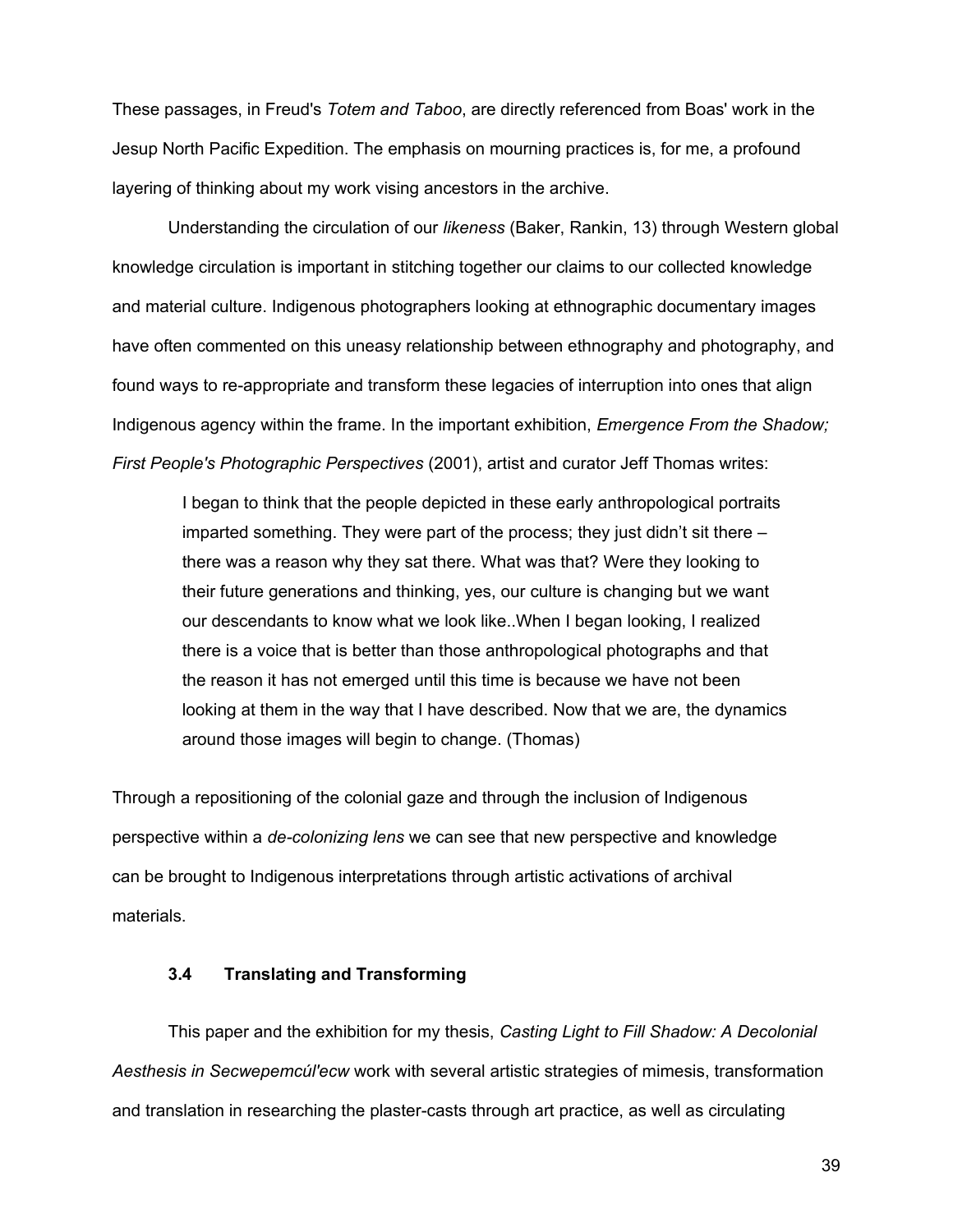These passages, in Freud's *Totem and Taboo*, are directly referenced from Boas' work in the Jesup North Pacific Expedition. The emphasis on mourning practices is, for me, a profound layering of thinking about my work vising ancestors in the archive.

Understanding the circulation of our *likeness* (Baker, Rankin, 13) through Western global knowledge circulation is important in stitching together our claims to our collected knowledge and material culture. Indigenous photographers looking at ethnographic documentary images have often commented on this uneasy relationship between ethnography and photography, and found ways to re-appropriate and transform these legacies of interruption into ones that align Indigenous agency within the frame. In the important exhibition, *Emergence From the Shadow; First People's Photographic Perspectives* (2001), artist and curator Jeff Thomas writes:

> I began to think that the people depicted in these early anthropological portraits imparted something. They were part of the process; they just didn't sit there – there was a reason why they sat there. What was that? Were they looking to their future generations and thinking, yes, our culture is changing but we want our descendants to know what we look like..When I began looking, I realized there is a voice that is better than those anthropological photographs and that the reason it has not emerged until this time is because we have not been looking at them in the way that I have described. Now that we are, the dynamics around those images will begin to change. (Thomas)

Through a repositioning of the colonial gaze and through the inclusion of Indigenous perspective within a *de-colonizing lens* we can see that new perspective and knowledge can be brought to Indigenous interpretations through artistic activations of archival materials.

### 3.4 Translating and Transforming

This paper and the exhibition for my thesis, *Casting Light to Fill Shadow: A Decolonial Aesthesis in Secwepemcúl'ecw* work with several artistic strategies of mimesis, transformation and translation in researching the plaster-casts through art practice, as well as circulating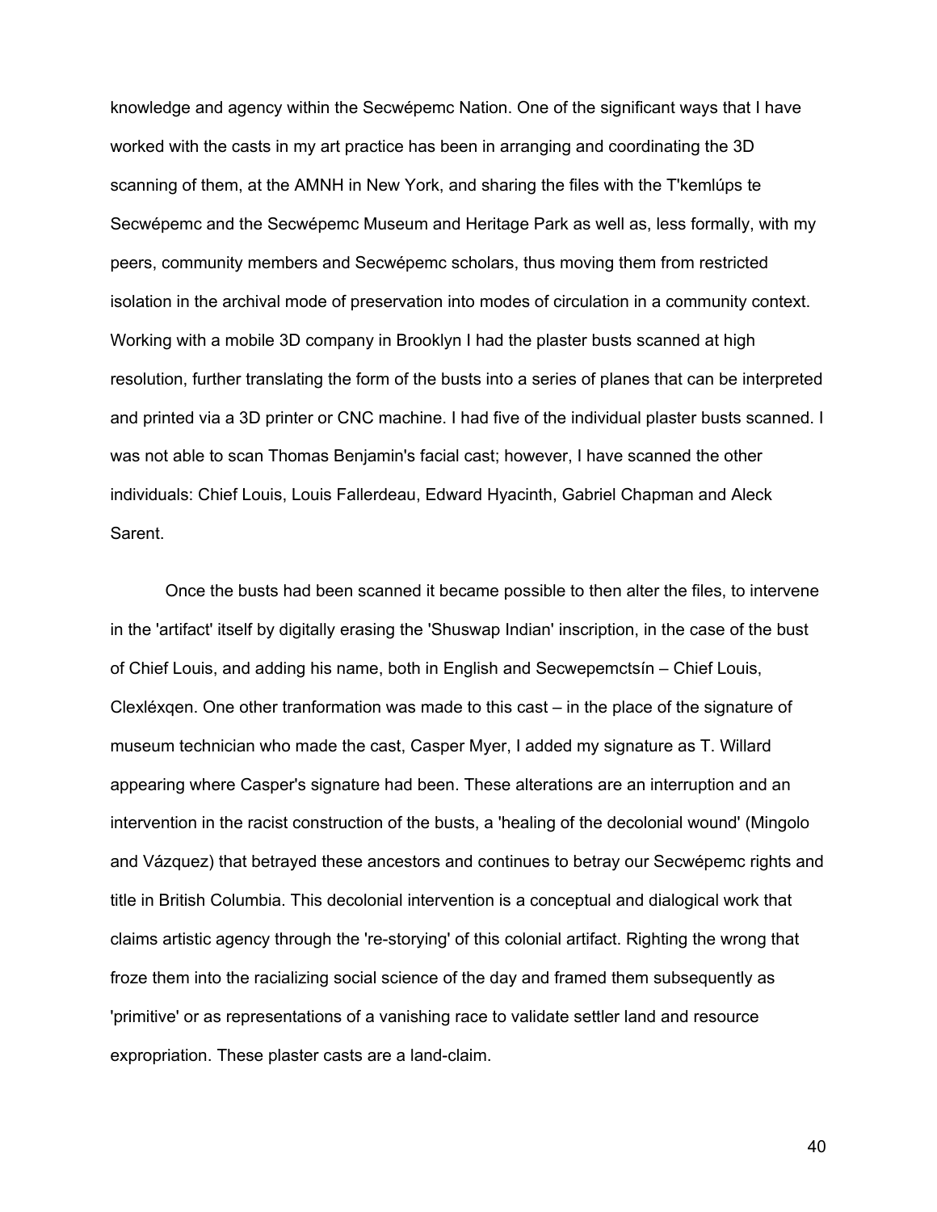knowledge and agency within the Secwépemc Nation. One of the significant ways that I have worked with the casts in my art practice has been in arranging and coordinating the 3D scanning of them, at the AMNH in New York, and sharing the files with the T'kemlúps te Secwépemc and the Secwépemc Museum and Heritage Park as well as, less formally, with my peers, community members and Secwépemc scholars, thus moving them from restricted isolation in the archival mode of preservation into modes of circulation in a community context. Working with a mobile 3D company in Brooklyn I had the plaster busts scanned at high resolution, further translating the form of the busts into a series of planes that can be interpreted and printed via a 3D printer or CNC machine. I had five of the individual plaster busts scanned. I was not able to scan Thomas Benjamin's facial cast; however, I have scanned the other individuals: Chief Louis, Louis Fallerdeau, Edward Hyacinth, Gabriel Chapman and Aleck Sarent.

Once the busts had been scanned it became possible to then alter the files, to intervene in the 'artifact' itself by digitally erasing the 'Shuswap Indian' inscription, in the case of the bust of Chief Louis, and adding his name, both in English and Secwepemctsín – Chief Louis, Clexléxqen. One other tranformation was made to this cast – in the place of the signature of museum technician who made the cast, Casper Myer, I added my signature as T. Willard appearing where Casper's signature had been. These alterations are an interruption and an intervention in the racist construction of the busts, a 'healing of the decolonial wound' (Mingolo and Vázquez) that betrayed these ancestors and continues to betray our Secwépemc rights and title in British Columbia. This decolonial intervention is a conceptual and dialogical work that claims artistic agency through the 're-storying' of this colonial artifact. Righting the wrong that froze them into the racializing social science of the day and framed them subsequently as 'primitive' or as representations of a vanishing race to validate settler land and resource expropriation. These plaster casts are a land-claim.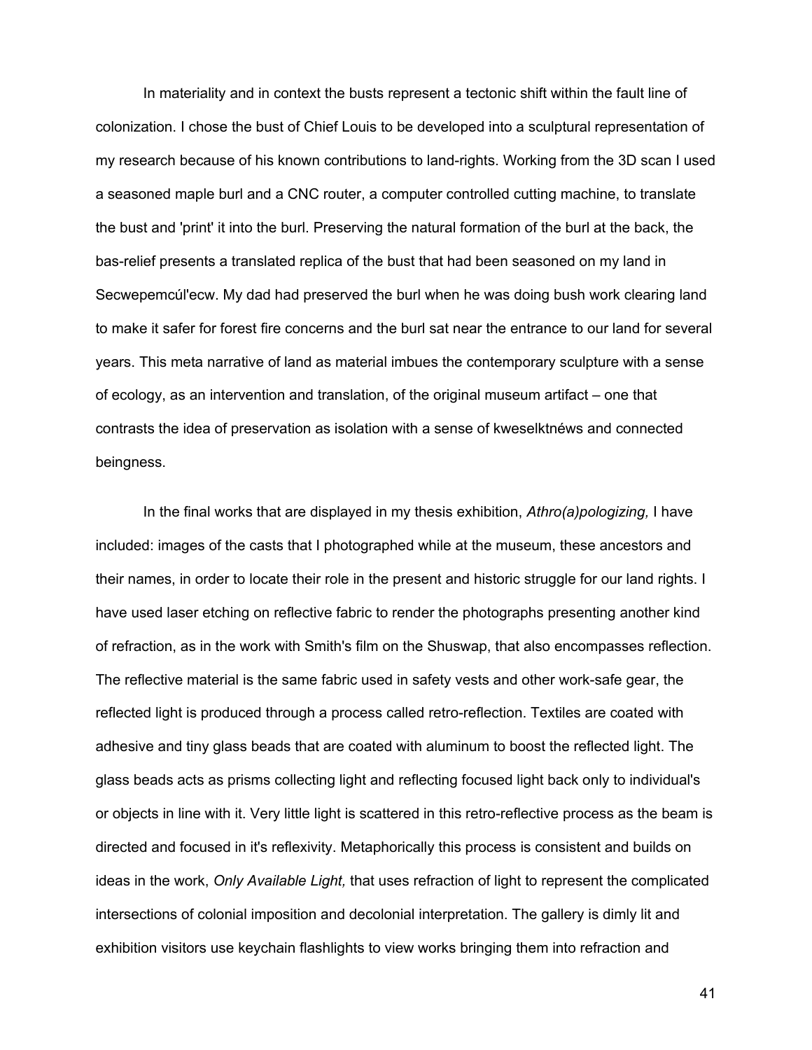In materiality and in context the busts represent a tectonic shift within the fault line of colonization. I chose the bust of Chief Louis to be developed into a sculptural representation of my research because of his known contributions to land-rights. Working from the 3D scan I used a seasoned maple burl and a CNC router, a computer controlled cutting machine, to translate the bust and 'print' it into the burl. Preserving the natural formation of the burl at the back, the bas-relief presents a translated replica of the bust that had been seasoned on my land in Secwepemcúl'ecw. My dad had preserved the burl when he was doing bush work clearing land to make it safer for forest fire concerns and the burl sat near the entrance to our land for several years. This meta narrative of land as material imbues the contemporary sculpture with a sense of ecology, as an intervention and translation, of the original museum artifact – one that contrasts the idea of preservation as isolation with a sense of kweselktnéws and connected beingness.

In the final works that are displayed in my thesis exhibition, *Athro(a)pologizing,* I have included: images of the casts that I photographed while at the museum, these ancestors and their names, in order to locate their role in the present and historic struggle for our land rights. I have used laser etching on reflective fabric to render the photographs presenting another kind of refraction, as in the work with Smith's film on the Shuswap, that also encompasses reflection. The reflective material is the same fabric used in safety vests and other work-safe gear, the reflected light is produced through a process called retro-reflection. Textiles are coated with adhesive and tiny glass beads that are coated with aluminum to boost the reflected light. The glass beads acts as prisms collecting light and reflecting focused light back only to individual's or objects in line with it. Very little light is scattered in this retro-reflective process as the beam is directed and focused in it's reflexivity. Metaphorically this process is consistent and builds on ideas in the work, *Only Available Light,* that uses refraction of light to represent the complicated intersections of colonial imposition and decolonial interpretation. The gallery is dimly lit and exhibition visitors use keychain flashlights to view works bringing them into refraction and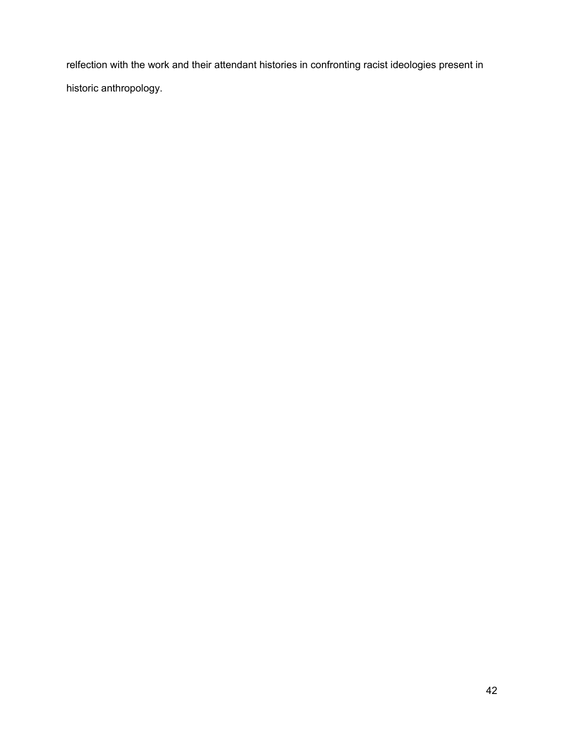relfection with the work and their attendant histories in confronting racist ideologies present in historic anthropology.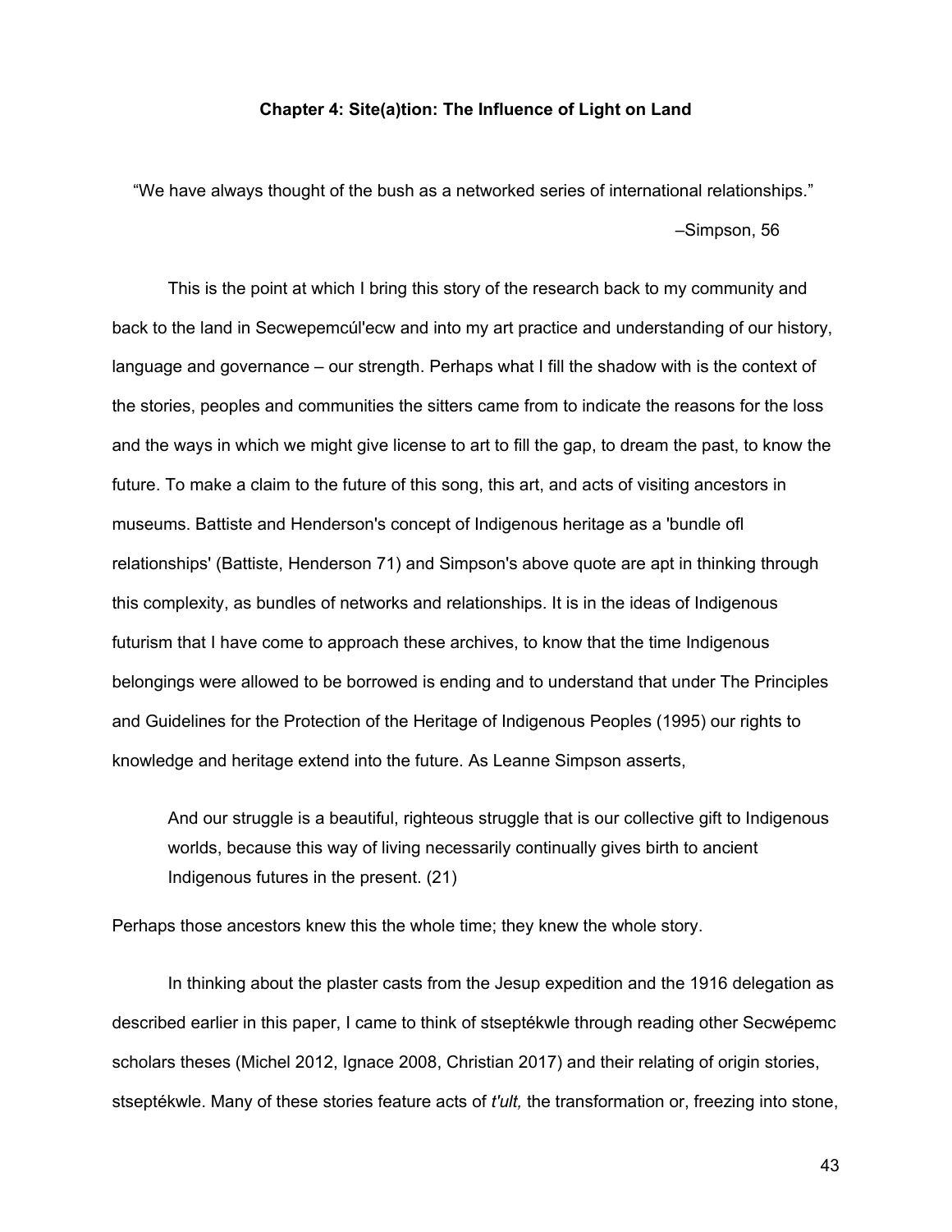**Chapter 4: Site(a)tion: The Influence of Light on Land**

"We have always thought of the bush as a networked series of international relationships."

–Simpson, 56

This is the point at which I bring this story of the research back to my community and back to the land in Secwepemcúl'ecw and into my art practice and understanding of our history, language and governance – our strength. Perhaps what I fill the shadow with is the context of the stories, peoples and communities the sitters came from to indicate the reasons for the loss and the ways in which we might give license to art to fill the gap, to dream the past, to know the future. To make a claim to the future of this song, this art, and acts of visiting ancestors in museums. Battiste and Henderson's concept of Indigenous heritage as a 'bundle ofl relationships' (Battiste, Henderson 71) and Simpson's above quote are apt in thinking through this complexity, as bundles of networks and relationships. It is in the ideas of Indigenous futurism that I have come to approach these archives, to know that the time Indigenous belongings were allowed to be borrowed is ending and to understand that under The Principles and Guidelines for the Protection of the Heritage of Indigenous Peoples (1995) our rights to knowledge and heritage extend into the future. As Leanne Simpson asserts,

> And our struggle is a beautiful, righteous struggle that is our collective gift to Indigenous worlds, because this way of living necessarily continually gives birth to ancient Indigenous futures in the present. (21)

Perhaps those ancestors knew this the whole time; they knew the whole story.

In thinking about the plaster casts from the Jesup expedition and the 1916 delegation as described earlier in this paper, I came to think of stseptékwle through reading other Secwépemc scholars theses (Michel 2012, Ignace 2008, Christian 2017) and their relating of origin stories, stseptékwle. Many of these stories feature acts of *t'ult,* the transformation or, freezing into stone,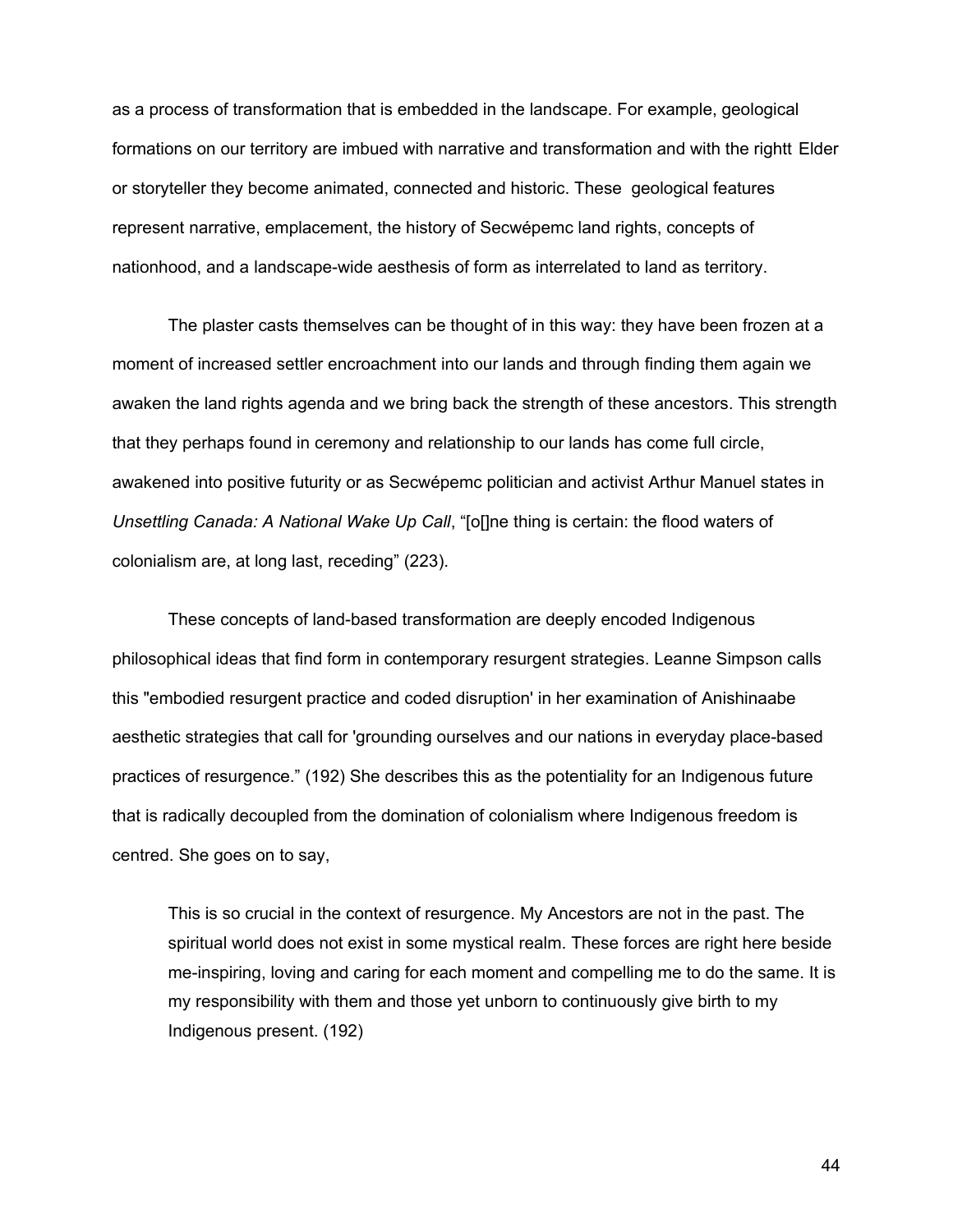as a process of transformation that is embedded in the landscape. For example, geological formations on our territory are imbued with narrative and transformation and with the rightt Elder or storyteller they become animated, connected and historic. These geological features represent narrative, emplacement, the history of Secwépemc land rights, concepts of nationhood, and a landscape-wide aesthesis of form as interrelated to land as territory.

The plaster casts themselves can be thought of in this way: they have been frozen at a moment of increased settler encroachment into our lands and through finding them again we awaken the land rights agenda and we bring back the strength of these ancestors. This strength that they perhaps found in ceremony and relationship to our lands has come full circle, awakened into positive futurity or as Secwépemc politician and activist Arthur Manuel states in *Unsettling Canada: A National Wake Up Call*, “[o[]ne thing is certain: the flood waters of colonialism are, at long last, receding” (223).

These concepts of land-based transformation are deeply encoded Indigenous philosophical ideas that find form in contemporary resurgent strategies. Leanne Simpson calls this "embodied resurgent practice and coded disruption' in her examination of Anishinaabe aesthetic strategies that call for 'grounding ourselves and our nations in everyday place-based practices of resurgence.” (192) She describes this as the potentiality for an Indigenous future that is radically decoupled from the domination of colonialism where Indigenous freedom is centred. She goes on to say,

> This is so crucial in the context of resurgence. My Ancestors are not in the past. The spiritual world does not exist in some mystical realm. These forces are right here beside me-inspiring, loving and caring for each moment and compelling me to do the same. It is my responsibility with them and those yet unborn to continuously give birth to my Indigenous present. (192)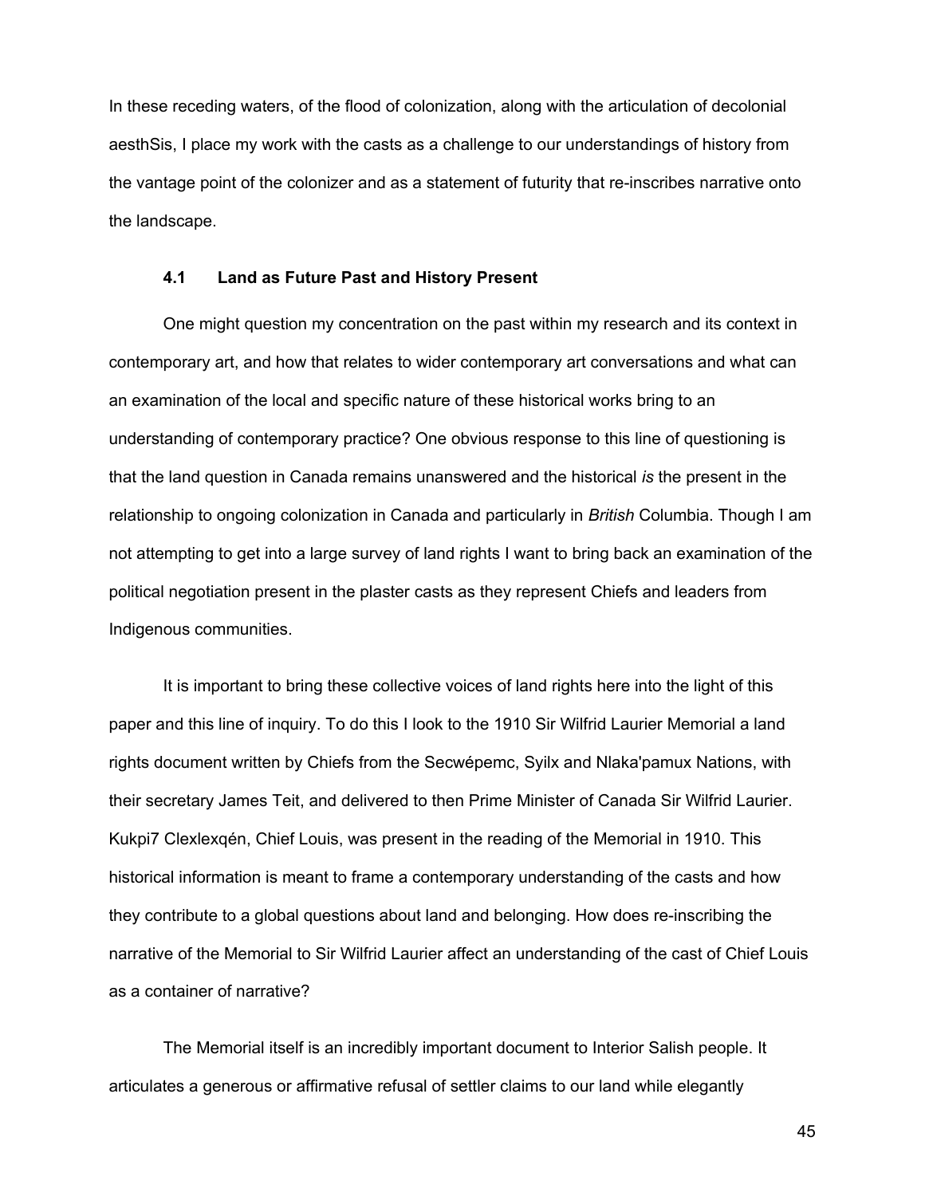In these receding waters, of the flood of colonization, along with the articulation of decolonial aesthSis, I place my work with the casts as a challenge to our understandings of history from the vantage point of the colonizer and as a statement of futurity that re-inscribes narrative onto the landscape.

### 4.1 Land as Future Past and History Present

One might question my concentration on the past within my research and its context in contemporary art, and how that relates to wider contemporary art conversations and what can an examination of the local and specific nature of these historical works bring to an understanding of contemporary practice? One obvious response to this line of questioning is that the land question in Canada remains unanswered and the historical *is* the present in the relationship to ongoing colonization in Canada and particularly in *British* Columbia. Though I am not attempting to get into a large survey of land rights I want to bring back an examination of the political negotiation present in the plaster casts as they represent Chiefs and leaders from Indigenous communities.

It is important to bring these collective voices of land rights here into the light of this paper and this line of inquiry. To do this I look to the 1910 Sir Wilfrid Laurier Memorial a land rights document written by Chiefs from the Secwépemc, Syilx and Nlaka'pamux Nations, with their secretary James Teit, and delivered to then Prime Minister of Canada Sir Wilfrid Laurier. Kukpi7 Clexlexqén, Chief Louis, was present in the reading of the Memorial in 1910. This historical information is meant to frame a contemporary understanding of the casts and how they contribute to a global questions about land and belonging. How does re-inscribing the narrative of the Memorial to Sir Wilfrid Laurier affect an understanding of the cast of Chief Louis as a container of narrative?

The Memorial itself is an incredibly important document to Interior Salish people. It articulates a generous or affirmative refusal of settler claims to our land while elegantly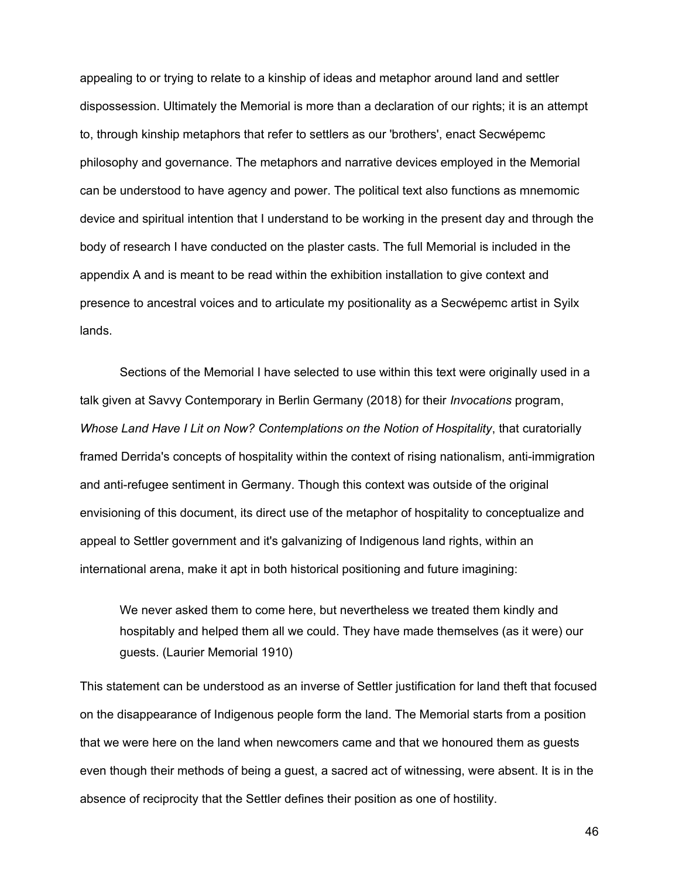appealing to or trying to relate to a kinship of ideas and metaphor around land and settler dispossession. Ultimately the Memorial is more than a declaration of our rights; it is an attempt to, through kinship metaphors that refer to settlers as our 'brothers', enact Secwépemc philosophy and governance. The metaphors and narrative devices employed in the Memorial can be understood to have agency and power. The political text also functions as mnemomic device and spiritual intention that I understand to be working in the present day and through the body of research I have conducted on the plaster casts. The full Memorial is included in the appendix A and is meant to be read within the exhibition installation to give context and presence to ancestral voices and to articulate my positionality as a Secwépemc artist in Syilx lands.

Sections of the Memorial I have selected to use within this text were originally used in a talk given at Savvy Contemporary in Berlin Germany (2018) for their *Invocations* program, *Whose Land Have I Lit on Now? Contemplations on the Notion of Hospitality*, that curatorially framed Derrida's concepts of hospitality within the context of rising nationalism, anti-immigration and anti-refugee sentiment in Germany. Though this context was outside of the original envisioning of this document, its direct use of the metaphor of hospitality to conceptualize and appeal to Settler government and it's galvanizing of Indigenous land rights, within an international arena, make it apt in both historical positioning and future imagining:

> We never asked them to come here, but nevertheless we treated them kindly and hospitably and helped them all we could. They have made themselves (as it were) our guests. (Laurier Memorial 1910)

This statement can be understood as an inverse of Settler justification for land theft that focused on the disappearance of Indigenous people form the land. The Memorial starts from a position that we were here on the land when newcomers came and that we honoured them as guests even though their methods of being a guest, a sacred act of witnessing, were absent. It is in the absence of reciprocity that the Settler defines their position as one of hostility.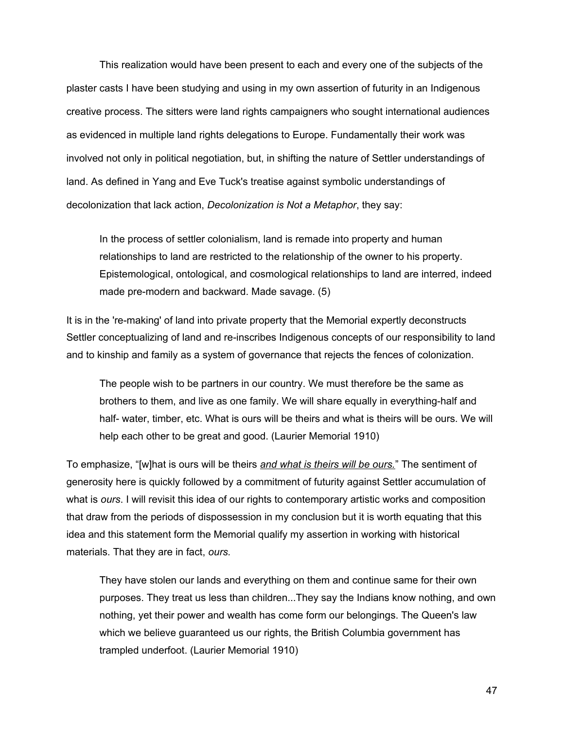This realization would have been present to each and every one of the subjects of the plaster casts I have been studying and using in my own assertion of futurity in an Indigenous creative process. The sitters were land rights campaigners who sought international audiences as evidenced in multiple land rights delegations to Europe. Fundamentally their work was involved not only in political negotiation, but, in shifting the nature of Settler understandings of land. As defined in Yang and Eve Tuck's treatise against symbolic understandings of decolonization that lack action, *Decolonization is Not a Metaphor*, they say:

> In the process of settler colonialism, land is remade into property and human relationships to land are restricted to the relationship of the owner to his property. Epistemological, ontological, and cosmological relationships to land are interred, indeed made pre-modern and backward. Made savage. (5)

It is in the 're-making' of land into private property that the Memorial expertly deconstructs Settler conceptualizing of land and re-inscribes Indigenous concepts of our responsibility to land and to kinship and family as a system of governance that rejects the fences of colonization.

> The people wish to be partners in our country. We must therefore be the same as brothers to them, and live as one family. We will share equally in everything-half and half- water, timber, etc. What is ours will be theirs and what is theirs will be ours. We will help each other to be great and good. (Laurier Memorial 1910)

To emphasize, "[w]hat is ours will be theirs <u>*and what is theirs will be ours.*</u>" The sentiment of generosity here is quickly followed by a commitment of futurity against Settler accumulation of what is *ours*. I will revisit this idea of our rights to contemporary artistic works and composition that draw from the periods of dispossession in my conclusion but it is worth equating that this idea and this statement form the Memorial qualify my assertion in working with historical materials. That they are in fact, *ours.*

> They have stolen our lands and everything on them and continue same for their own purposes. They treat us less than children...They say the Indians know nothing, and own nothing, yet their power and wealth has come form our belongings. The Queen's law which we believe guaranteed us our rights, the British Columbia government has trampled underfoot. (Laurier Memorial 1910)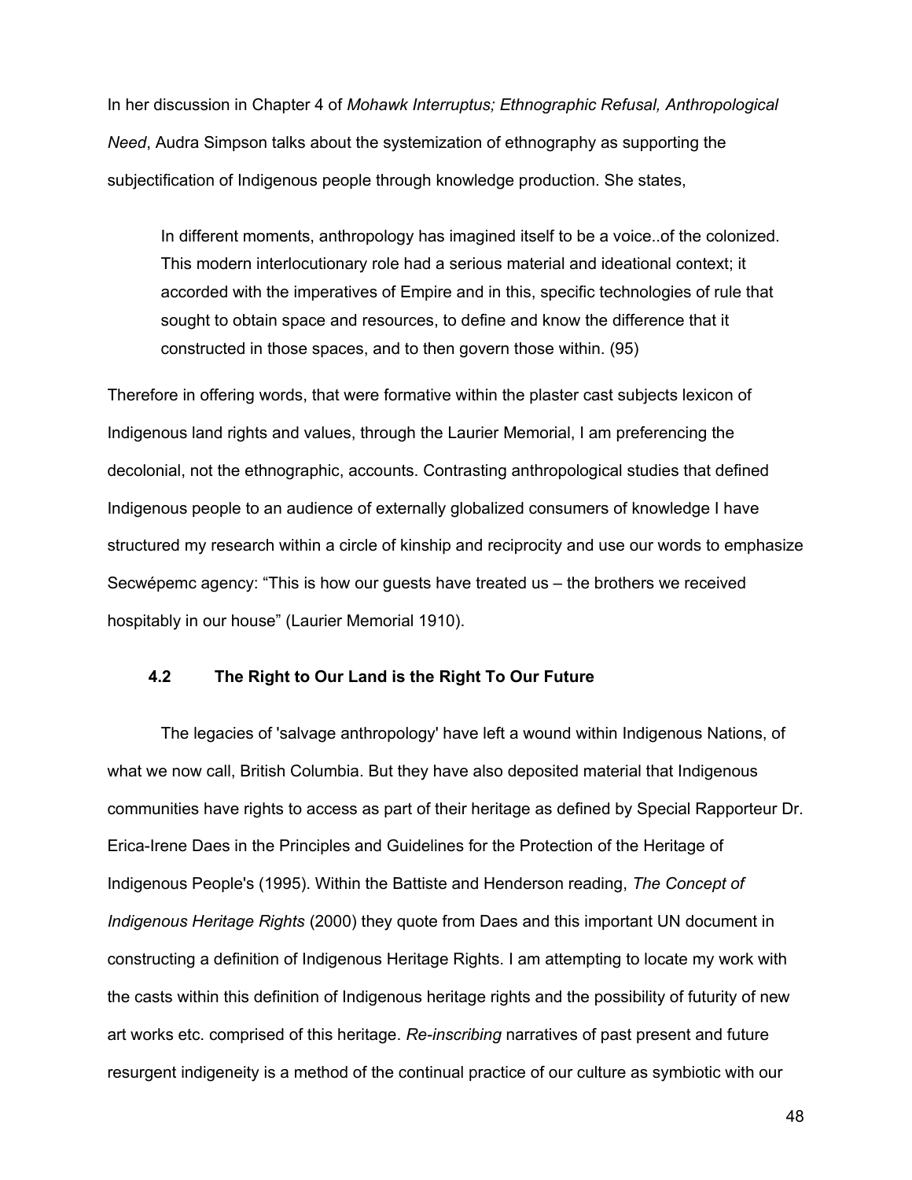In her discussion in Chapter 4 of *Mohawk Interruptus; Ethnographic Refusal, Anthropological Need*, Audra Simpson talks about the systemization of ethnography as supporting the subjectification of Indigenous people through knowledge production. She states,

> In different moments, anthropology has imagined itself to be a voice..of the colonized. This modern interlocutionary role had a serious material and ideational context; it accorded with the imperatives of Empire and in this, specific technologies of rule that sought to obtain space and resources, to define and know the difference that it constructed in those spaces, and to then govern those within. (95)

Therefore in offering words, that were formative within the plaster cast subjects lexicon of Indigenous land rights and values, through the Laurier Memorial, I am preferencing the decolonial, not the ethnographic, accounts. Contrasting anthropological studies that defined Indigenous people to an audience of externally globalized consumers of knowledge I have structured my research within a circle of kinship and reciprocity and use our words to emphasize Secwépemc agency: "This is how our guests have treated us – the brothers we received hospitably in our house" (Laurier Memorial 1910).

## 4.2 The Right to Our Land is the Right To Our Future

The legacies of 'salvage anthropology' have left a wound within Indigenous Nations, of what we now call, British Columbia. But they have also deposited material that Indigenous communities have rights to access as part of their heritage as defined by Special Rapporteur Dr. Erica-Irene Daes in the Principles and Guidelines for the Protection of the Heritage of Indigenous People's (1995). Within the Battiste and Henderson reading, *The Concept of Indigenous Heritage Rights* (2000) they quote from Daes and this important UN document in constructing a definition of Indigenous Heritage Rights. I am attempting to locate my work with the casts within this definition of Indigenous heritage rights and the possibility of futurity of new art works etc. comprised of this heritage. *Re-inscribing* narratives of past present and future resurgent indigeneity is a method of the continual practice of our culture as symbiotic with our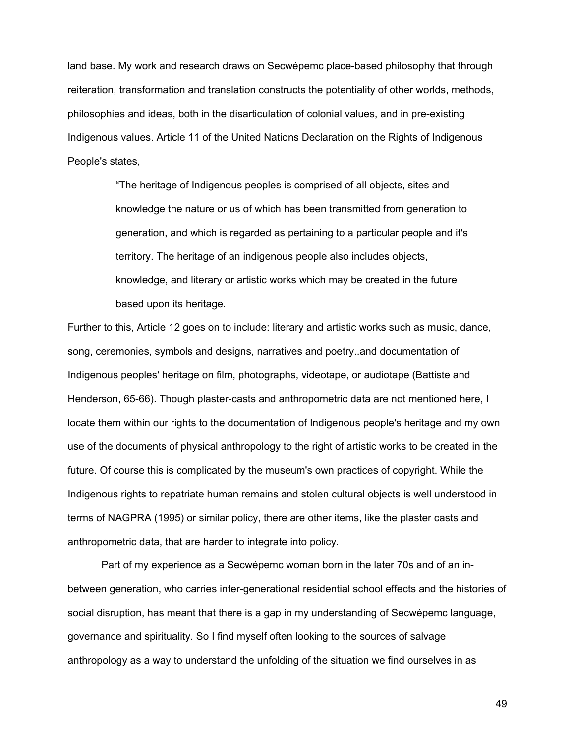land base. My work and research draws on Secwépemc place-based philosophy that through reiteration, transformation and translation constructs the potentiality of other worlds, methods, philosophies and ideas, both in the disarticulation of colonial values, and in pre-existing Indigenous values. Article 11 of the United Nations Declaration on the Rights of Indigenous People's states,

> "The heritage of Indigenous peoples is comprised of all objects, sites and knowledge the nature or us of which has been transmitted from generation to generation, and which is regarded as pertaining to a particular people and it's territory. The heritage of an indigenous people also includes objects, knowledge, and literary or artistic works which may be created in the future based upon its heritage.

Further to this, Article 12 goes on to include: literary and artistic works such as music, dance, song, ceremonies, symbols and designs, narratives and poetry..and documentation of Indigenous peoples' heritage on film, photographs, videotape, or audiotape (Battiste and Henderson, 65-66). Though plaster-casts and anthropometric data are not mentioned here, I locate them within our rights to the documentation of Indigenous people's heritage and my own use of the documents of physical anthropology to the right of artistic works to be created in the future. Of course this is complicated by the museum's own practices of copyright. While the Indigenous rights to repatriate human remains and stolen cultural objects is well understood in terms of NAGPRA (1995) or similar policy, there are other items, like the plaster casts and anthropometric data, that are harder to integrate into policy.

Part of my experience as a Secwépemc woman born in the later 70s and of an in-between generation, who carries inter-generational residential school effects and the histories of social disruption, has meant that there is a gap in my understanding of Secwépemc language, governance and spirituality. So I find myself often looking to the sources of salvage anthropology as a way to understand the unfolding of the situation we find ourselves in as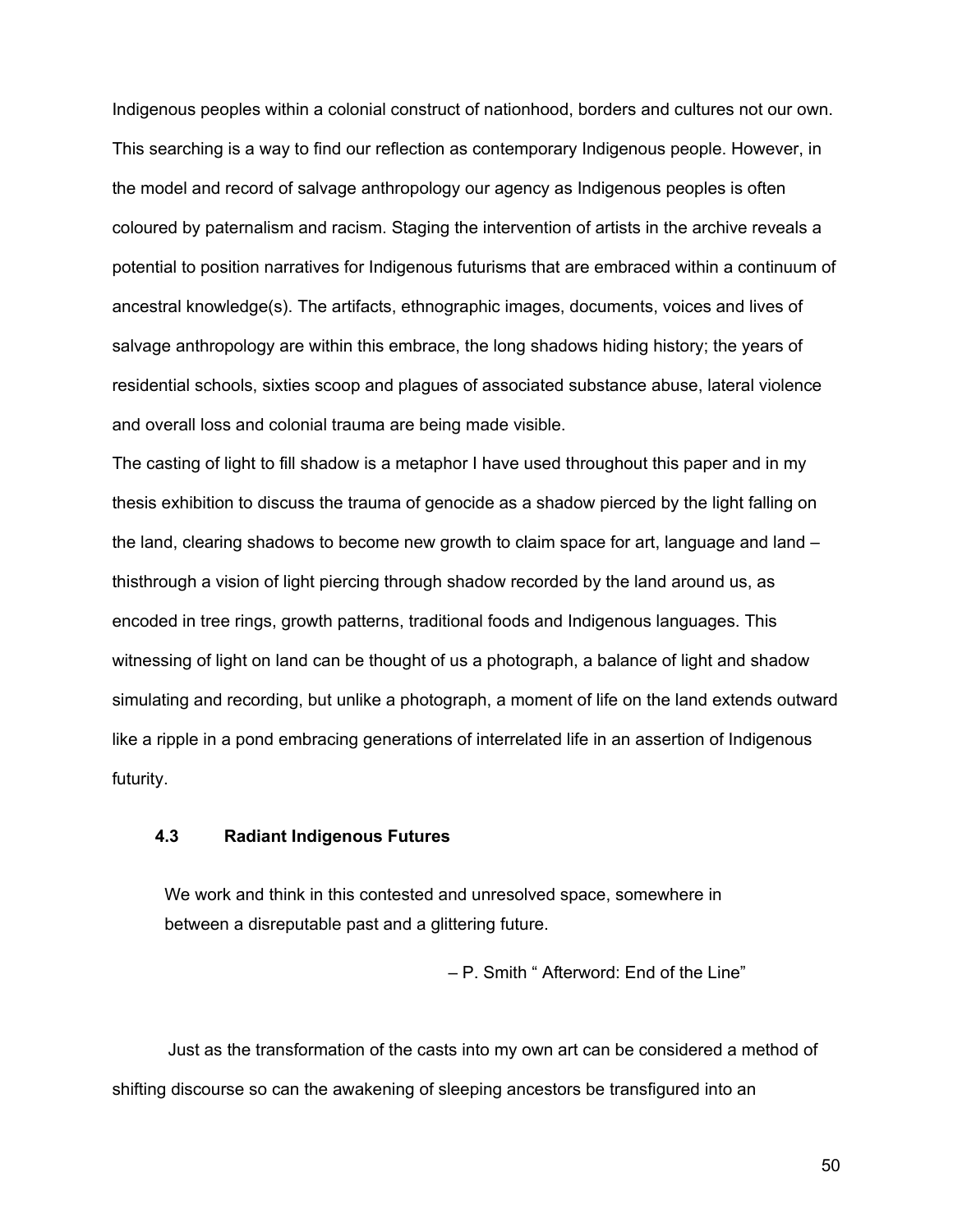Indigenous peoples within a colonial construct of nationhood, borders and cultures not our own. This searching is a way to find our reflection as contemporary Indigenous people. However, in the model and record of salvage anthropology our agency as Indigenous peoples is often coloured by paternalism and racism. Staging the intervention of artists in the archive reveals a potential to position narratives for Indigenous futurisms that are embraced within a continuum of ancestral knowledge(s). The artifacts, ethnographic images, documents, voices and lives of salvage anthropology are within this embrace, the long shadows hiding history; the years of residential schools, sixties scoop and plagues of associated substance abuse, lateral violence and overall loss and colonial trauma are being made visible.

The casting of light to fill shadow is a metaphor I have used throughout this paper and in my thesis exhibition to discuss the trauma of genocide as a shadow pierced by the light falling on the land, clearing shadows to become new growth to claim space for art, language and land – thisthrough a vision of light piercing through shadow recorded by the land around us, as encoded in tree rings, growth patterns, traditional foods and Indigenous languages. This witnessing of light on land can be thought of us a photograph, a balance of light and shadow simulating and recording, but unlike a photograph, a moment of life on the land extends outward like a ripple in a pond embracing generations of interrelated life in an assertion of Indigenous futurity.

### 4.3 Radiant Indigenous Futures

> We work and think in this contested and unresolved space, somewhere in between a disreputable past and a glittering future.
>
> – P. Smith " Afterword: End of the Line"

Just as the transformation of the casts into my own art can be considered a method of shifting discourse so can the awakening of sleeping ancestors be transfigured into an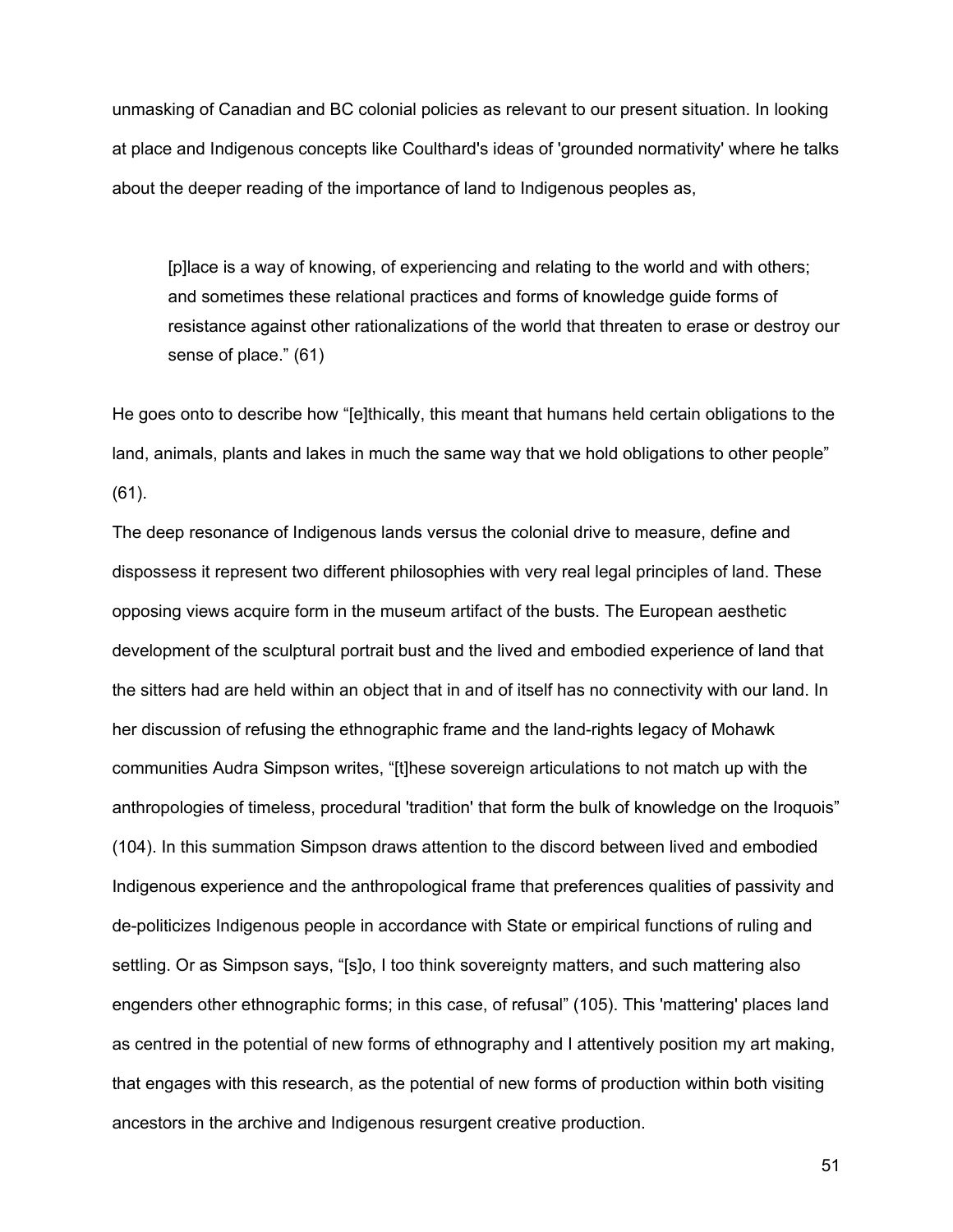unmasking of Canadian and BC colonial policies as relevant to our present situation. In looking at place and Indigenous concepts like Coulthard's ideas of 'grounded normativity' where he talks about the deeper reading of the importance of land to Indigenous peoples as,

> [p]lace is a way of knowing, of experiencing and relating to the world and with others; and sometimes these relational practices and forms of knowledge guide forms of resistance against other rationalizations of the world that threaten to erase or destroy our sense of place." (61)

He goes onto to describe how "[e]thically, this meant that humans held certain obligations to the land, animals, plants and lakes in much the same way that we hold obligations to other people" (61).

The deep resonance of Indigenous lands versus the colonial drive to measure, define and dispossess it represent two different philosophies with very real legal principles of land. These opposing views acquire form in the museum artifact of the busts. The European aesthetic development of the sculptural portrait bust and the lived and embodied experience of land that the sitters had are held within an object that in and of itself has no connectivity with our land. In her discussion of refusing the ethnographic frame and the land-rights legacy of Mohawk communities Audra Simpson writes, "[t]hese sovereign articulations to not match up with the anthropologies of timeless, procedural 'tradition' that form the bulk of knowledge on the Iroquois" (104). In this summation Simpson draws attention to the discord between lived and embodied Indigenous experience and the anthropological frame that preferences qualities of passivity and de-politicizes Indigenous people in accordance with State or empirical functions of ruling and settling. Or as Simpson says, "[s]o, I too think sovereignty matters, and such mattering also engenders other ethnographic forms; in this case, of refusal" (105). This 'mattering' places land as centred in the potential of new forms of ethnography and I attentively position my art making, that engages with this research, as the potential of new forms of production within both visiting ancestors in the archive and Indigenous resurgent creative production.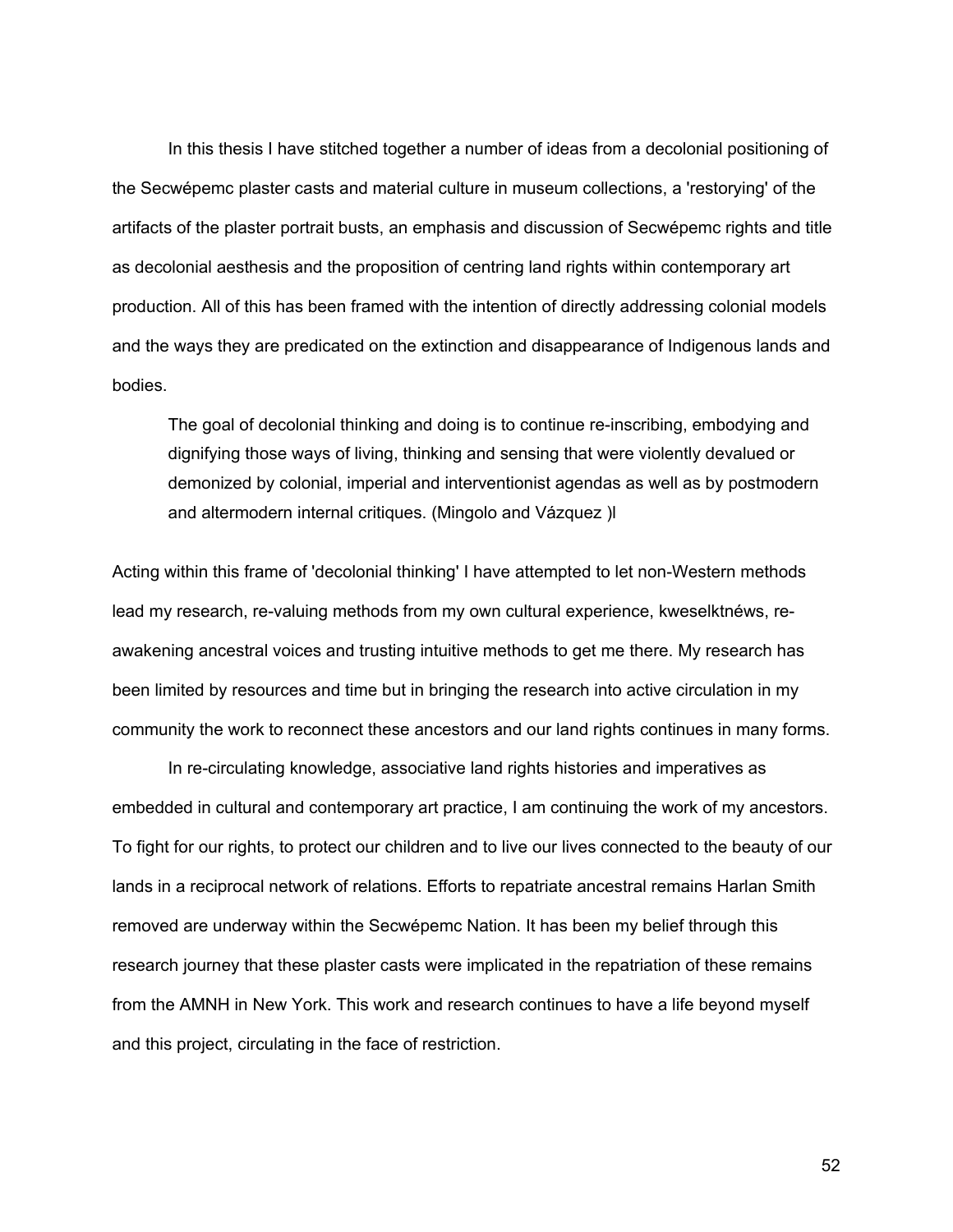In this thesis I have stitched together a number of ideas from a decolonial positioning of the Secwépemc plaster casts and material culture in museum collections, a 'restorying' of the artifacts of the plaster portrait busts, an emphasis and discussion of Secwépemc rights and title as decolonial aesthesis and the proposition of centring land rights within contemporary art production. All of this has been framed with the intention of directly addressing colonial models and the ways they are predicated on the extinction and disappearance of Indigenous lands and bodies.

> The goal of decolonial thinking and doing is to continue re-inscribing, embodying and dignifying those ways of living, thinking and sensing that were violently devalued or demonized by colonial, imperial and interventionist agendas as well as by postmodern and altermodern internal critiques. (Mingolo and Vázquez )l

Acting within this frame of 'decolonial thinking' I have attempted to let non-Western methods lead my research, re-valuing methods from my own cultural experience, kweselktnéws, re-awakening ancestral voices and trusting intuitive methods to get me there. My research has been limited by resources and time but in bringing the research into active circulation in my community the work to reconnect these ancestors and our land rights continues in many forms.

In re-circulating knowledge, associative land rights histories and imperatives as embedded in cultural and contemporary art practice, I am continuing the work of my ancestors. To fight for our rights, to protect our children and to live our lives connected to the beauty of our lands in a reciprocal network of relations. Efforts to repatriate ancestral remains Harlan Smith removed are underway within the Secwépemc Nation. It has been my belief through this research journey that these plaster casts were implicated in the repatriation of these remains from the AMNH in New York. This work and research continues to have a life beyond myself and this project, circulating in the face of restriction.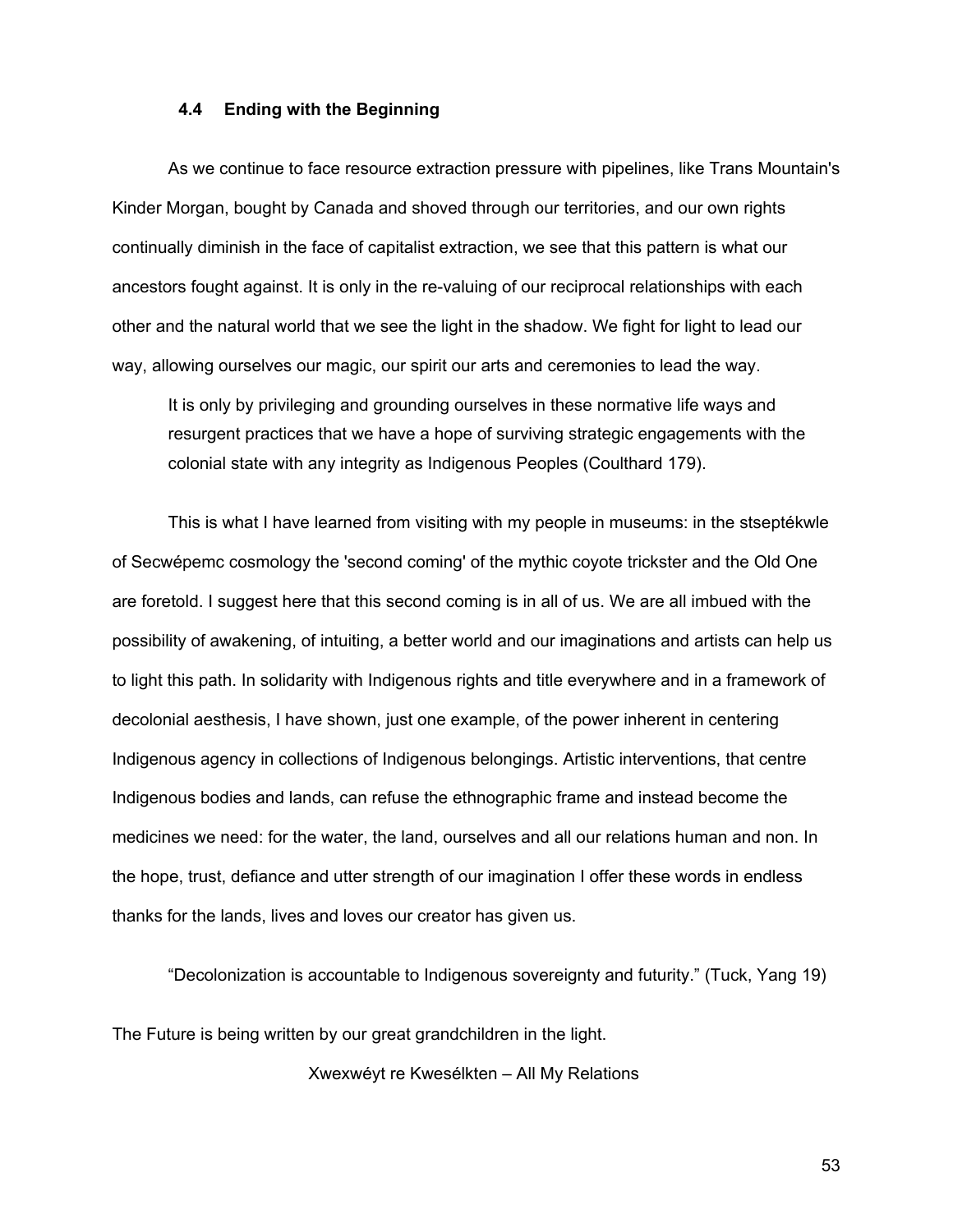### 4.4 Ending with the Beginning

As we continue to face resource extraction pressure with pipelines, like Trans Mountain's Kinder Morgan, bought by Canada and shoved through our territories, and our own rights continually diminish in the face of capitalist extraction, we see that this pattern is what our ancestors fought against. It is only in the re-valuing of our reciprocal relationships with each other and the natural world that we see the light in the shadow. We fight for light to lead our way, allowing ourselves our magic, our spirit our arts and ceremonies to lead the way.

> It is only by privileging and grounding ourselves in these normative life ways and resurgent practices that we have a hope of surviving strategic engagements with the colonial state with any integrity as Indigenous Peoples (Coulthard 179).

This is what I have learned from visiting with my people in museums: in the stseptékwle of Secwépemc cosmology the 'second coming' of the mythic coyote trickster and the Old One are foretold. I suggest here that this second coming is in all of us. We are all imbued with the possibility of awakening, of intuiting, a better world and our imaginations and artists can help us to light this path. In solidarity with Indigenous rights and title everywhere and in a framework of decolonial aesthesis, I have shown, just one example, of the power inherent in centering Indigenous agency in collections of Indigenous belongings. Artistic interventions, that centre Indigenous bodies and lands, can refuse the ethnographic frame and instead become the medicines we need: for the water, the land, ourselves and all our relations human and non. In the hope, trust, defiance and utter strength of our imagination I offer these words in endless thanks for the lands, lives and loves our creator has given us.

"Decolonization is accountable to Indigenous sovereignty and futurity." (Tuck, Yang 19)

The Future is being written by our great grandchildren in the light.

Xwexwéyt re Kwesélkten – All My Relations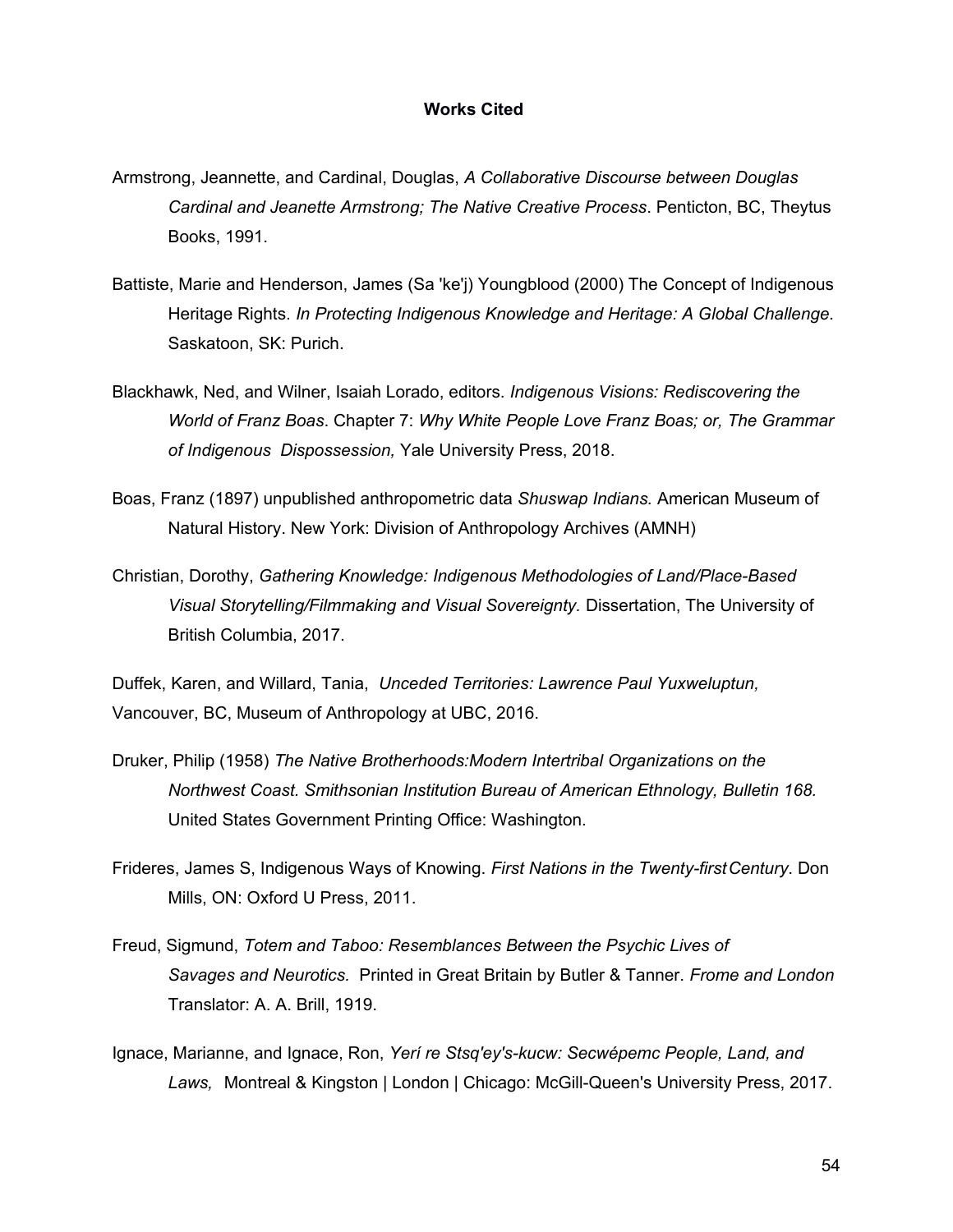**Works Cited**

Armstrong, Jeannette, and Cardinal, Douglas, *A Collaborative Discourse between Douglas Cardinal and Jeanette Armstrong; The Native Creative Process*. Penticton, BC, Theytus Books, 1991.

Battiste, Marie and Henderson, James (Sa 'ke'j) Youngblood (2000) The Concept of Indigenous Heritage Rights. *In Protecting Indigenous Knowledge and Heritage: A Global Challenge.* Saskatoon, SK: Purich.

Blackhawk, Ned, and Wilner, Isaiah Lorado, editors. *Indigenous Visions: Rediscovering the World of Franz Boas*. Chapter 7: *Why White People Love Franz Boas; or, The Grammar of Indigenous Dispossession,* Yale University Press, 2018.

Boas, Franz (1897) unpublished anthropometric data *Shuswap Indians.* American Museum of Natural History. New York: Division of Anthropology Archives (AMNH)

Christian, Dorothy, *Gathering Knowledge: Indigenous Methodologies of Land/Place-Based Visual Storytelling/Filmmaking and Visual Sovereignty.* Dissertation, The University of British Columbia, 2017.

Duffek, Karen, and Willard, Tania, *Unceded Territories: Lawrence Paul Yuxweluptun,* Vancouver, BC, Museum of Anthropology at UBC, 2016.

Druker, Philip (1958) *The Native Brotherhoods:Modern Intertribal Organizations on the Northwest Coast. Smithsonian Institution Bureau of American Ethnology, Bulletin 168.* United States Government Printing Office: Washington.

Frideres, James S, Indigenous Ways of Knowing. *First Nations in the Twenty-first Century*. Don Mills, ON: Oxford U Press, 2011.

Freud, Sigmund, *Totem and Taboo: Resemblances Between the Psychic Lives of Savages and Neurotics.* Printed in Great Britain by Butler & Tanner. *Frome and London* Translator: A. A. Brill, 1919.

Ignace, Marianne, and Ignace, Ron, *Yerí re Stsq'ey's-kucw: Secwépemc People, Land, and Laws,* Montreal & Kingston | London | Chicago: McGill-Queen's University Press, 2017.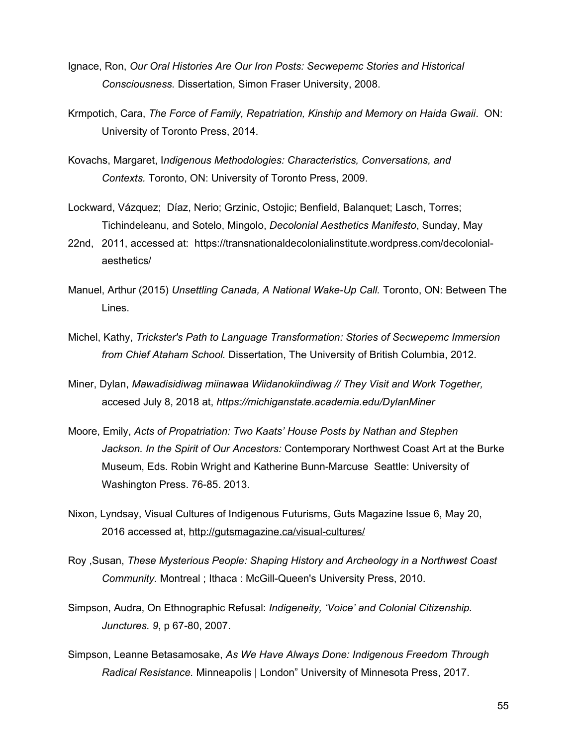Ignace, Ron, *Our Oral Histories Are Our Iron Posts: Secwepemc Stories and Historical Consciousness.* Dissertation, Simon Fraser University, 2008.

Krmpotich, Cara, *The Force of Family, Repatriation, Kinship and Memory on Haida Gwaii*. ON: University of Toronto Press, 2014.

Kovachs, Margaret, I*ndigenous Methodologies: Characteristics, Conversations, and Contexts.* Toronto, ON: University of Toronto Press, 2009.

Lockward, Vázquez; Díaz, Nerio; Grzinic, Ostojic; Benfield, Balanquet; Lasch, Torres; Tichindeleanu, and Sotelo, Mingolo, *Decolonial Aesthetics Manifesto*, Sunday, May 22nd, 2011, accessed at: https://transnationaldecolonialinstitute.wordpress.com/decolonial-aesthetics/

Manuel, Arthur (2015) *Unsettling Canada, A National Wake-Up Call.* Toronto, ON: Between The Lines.

Michel, Kathy, *Trickster's Path to Language Transformation: Stories of Secwepemc Immersion from Chief Ataham School.* Dissertation, The University of British Columbia, 2012.

Miner, Dylan, *Mawadisidiwag miinawaa Wiidanokiindiwag // They Visit and Work Together,* accesed July 8, 2018 at, *https://michiganstate.academia.edu/DylanMiner*

Moore, Emily, *Acts of Propatriation: Two Kaats' House Posts by Nathan and Stephen Jackson. In the Spirit of Our Ancestors:* Contemporary Northwest Coast Art at the Burke Museum, Eds. Robin Wright and Katherine Bunn-Marcuse Seattle: University of Washington Press. 76-85. 2013.

Nixon, Lyndsay, Visual Cultures of Indigenous Futurisms, Guts Magazine Issue 6, May 20, 2016 accessed at, http://gutsmagazine.ca/visual-cultures/

Roy ,Susan, *These Mysterious People: Shaping History and Archeology in a Northwest Coast Community.* Montreal ; Ithaca : McGill-Queen's University Press, 2010.

Simpson, Audra, On Ethnographic Refusal: *Indigeneity, 'Voice' and Colonial Citizenship. Junctures. 9*, p 67-80, 2007.

Simpson, Leanne Betasamosake, *As We Have Always Done: Indigenous Freedom Through Radical Resistance.* Minneapolis | London" University of Minnesota Press, 2017.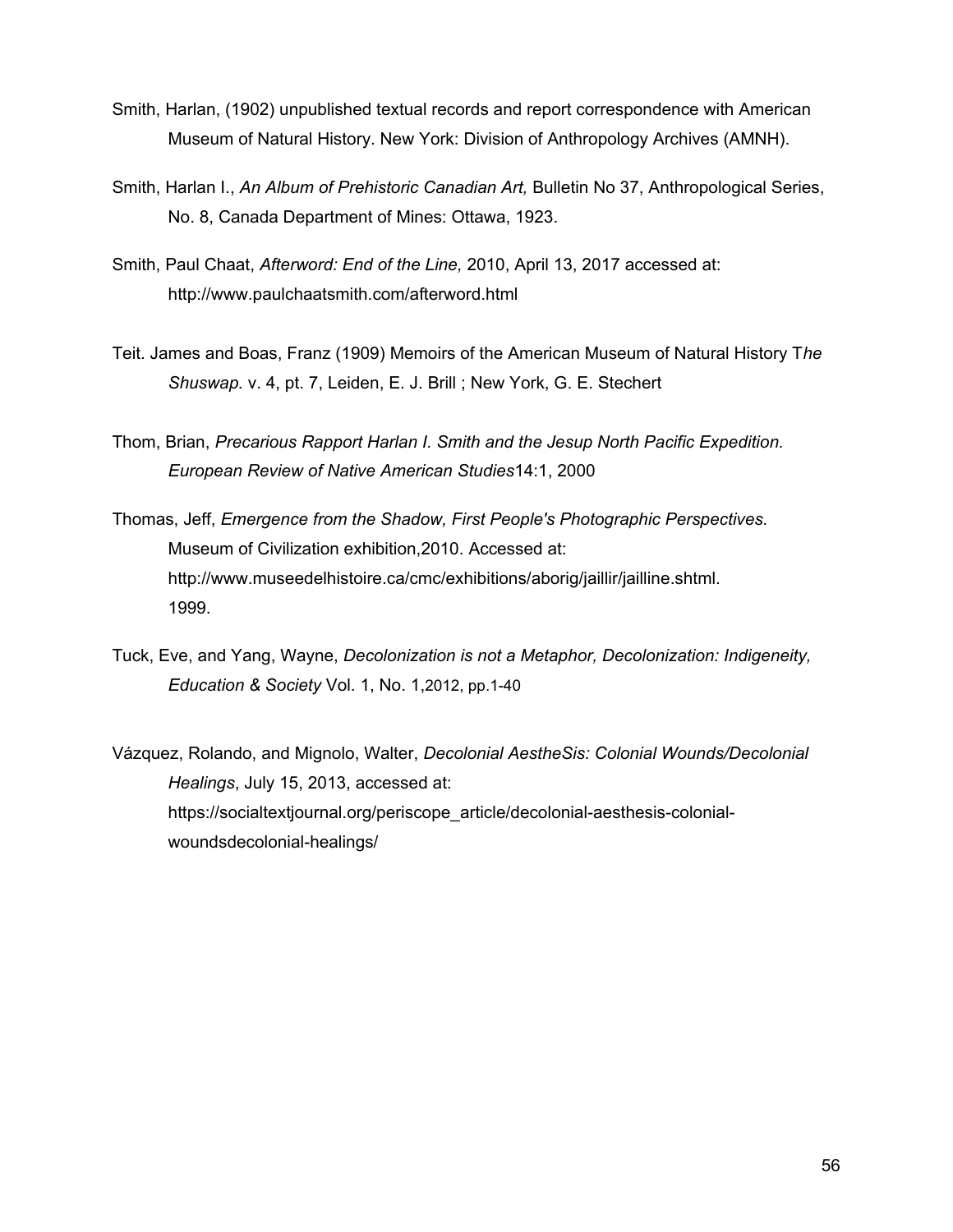Smith, Harlan, (1902) unpublished textual records and report correspondence with American Museum of Natural History. New York: Division of Anthropology Archives (AMNH).

Smith, Harlan I., *An Album of Prehistoric Canadian Art,* Bulletin No 37, Anthropological Series, No. 8, Canada Department of Mines: Ottawa, 1923.

Smith, Paul Chaat, *Afterword: End of the Line,* 2010, April 13, 2017 accessed at: http://www.paulchaatsmith.com/afterword.html

Teit. James and Boas, Franz (1909) Memoirs of the American Museum of Natural History T*he Shuswap.* v. 4, pt. 7, Leiden, E. J. Brill ; New York, G. E. Stechert

Thom, Brian, *Precarious Rapport Harlan I. Smith and the Jesup North Pacific Expedition. European Review of Native American Studies*14:1, 2000

Thomas, Jeff, *Emergence from the Shadow, First People's Photographic Perspectives.* Museum of Civilization exhibition,2010. Accessed at: http://www.museedelhistoire.ca/cmc/exhibitions/aborig/jaillir/jailline.shtml. 1999.

Tuck, Eve, and Yang, Wayne, *Decolonization is not a Metaphor, Decolonization: Indigeneity, Education & Society* Vol. 1, No. 1,2012, pp.1-40

Vázquez, Rolando, and Mignolo, Walter, *Decolonial AestheSis: Colonial Wounds/Decolonial Healings*, July 15, 2013, accessed at: https://socialtextjournal.org/periscope_article/decolonial-aesthesis-colonial-woundsdecolonial-healings/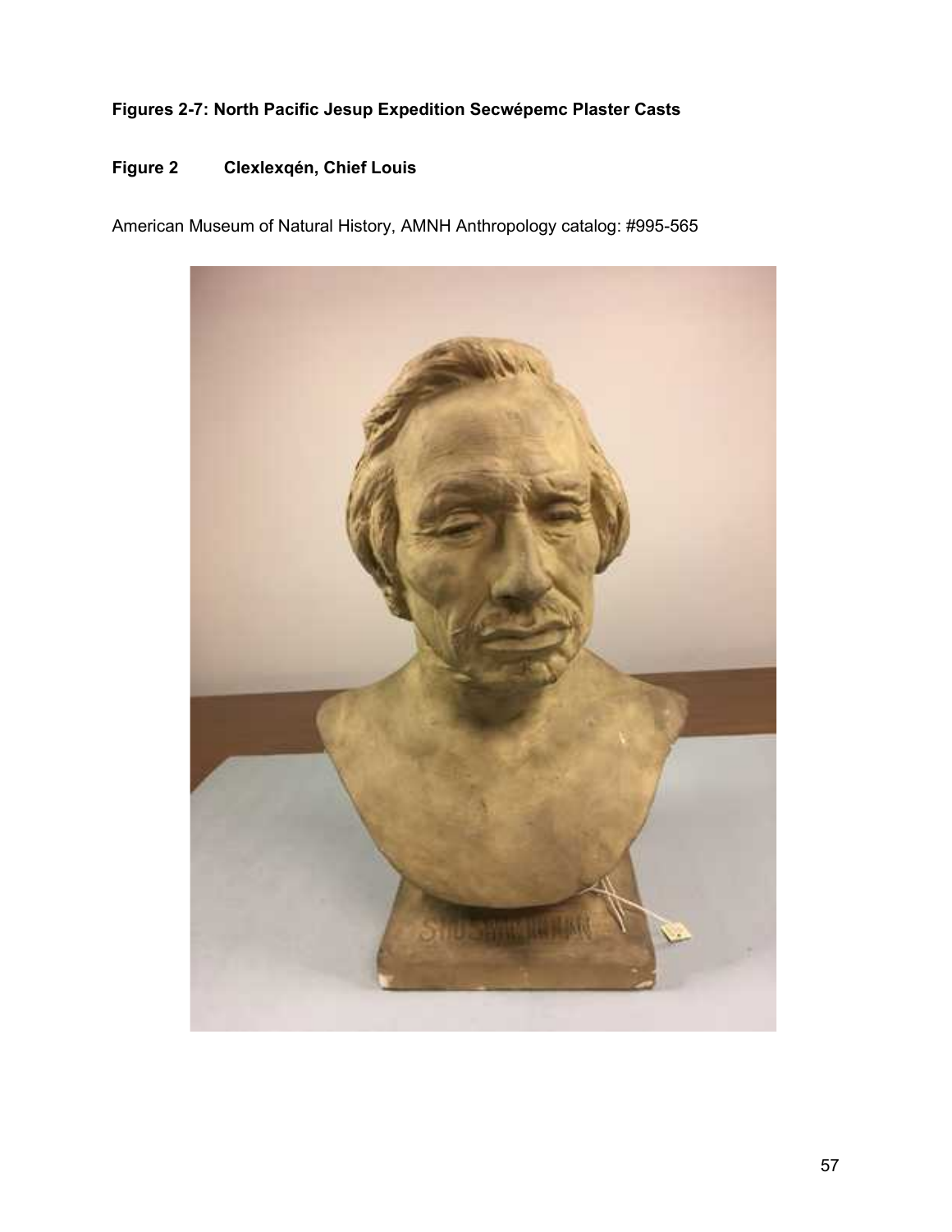**Figures 2-7: North Pacific Jesup Expedition Secwépemc Plaster Casts**

**Figure 2 Clexlexqén, Chief Louis**

American Museum of Natural History, AMNH Anthropology catalog: #995-565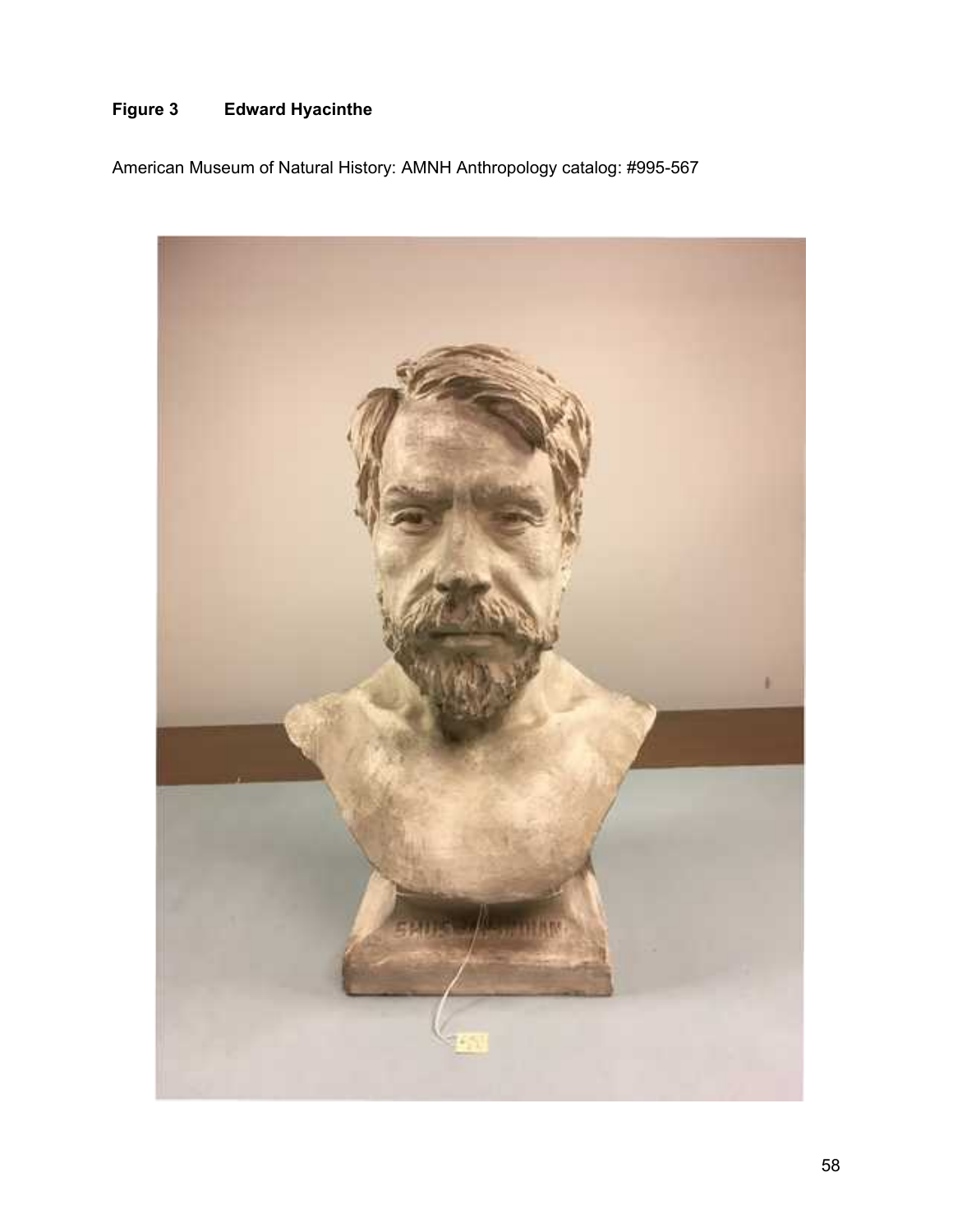**Figure 3 Edward Hyacinthe**

American Museum of Natural History: AMNH Anthropology catalog: #995-567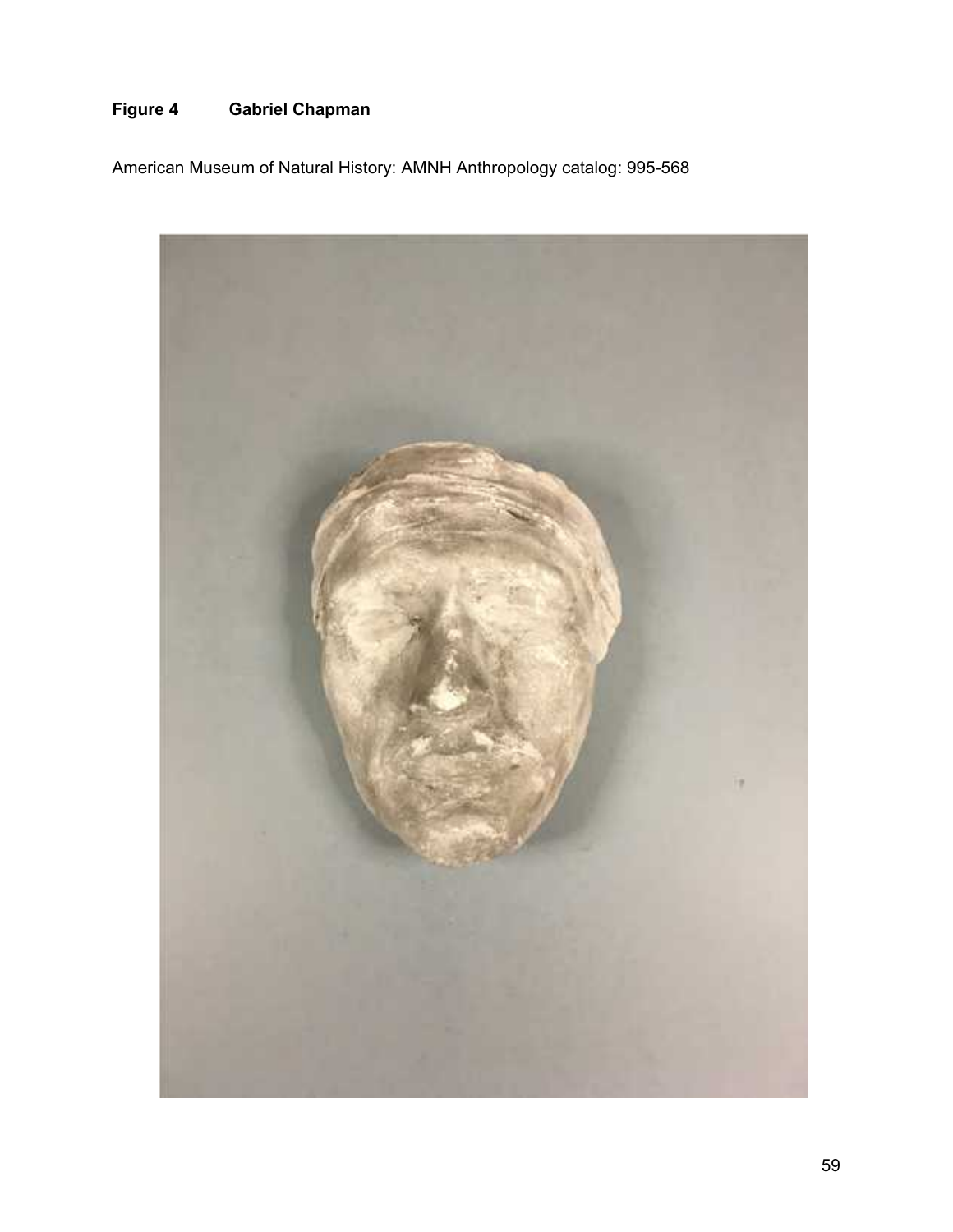**Figure 4 Gabriel Chapman**

American Museum of Natural History: AMNH Anthropology catalog: 995-568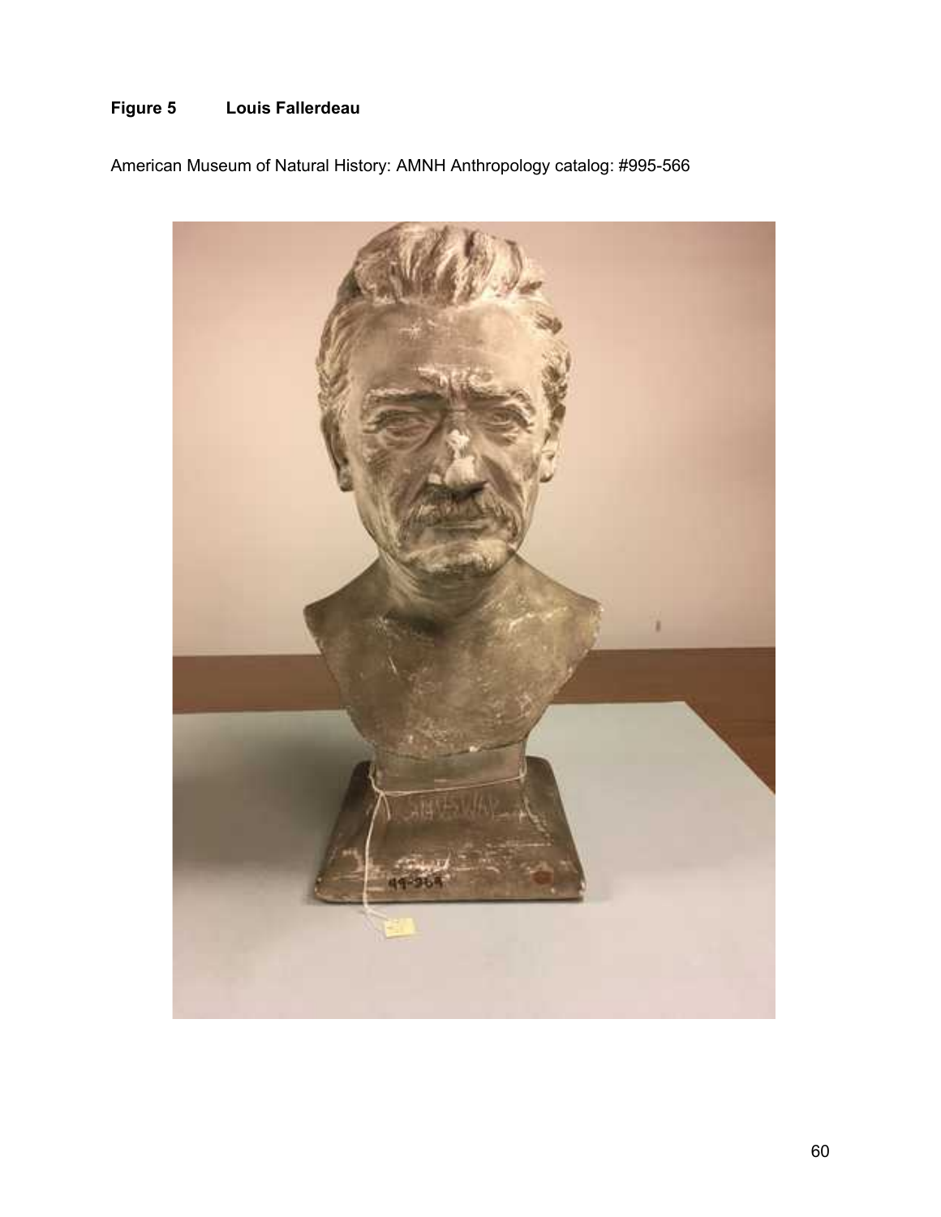**Figure 5 Louis Fallerdeau**

American Museum of Natural History: AMNH Anthropology catalog: #995-566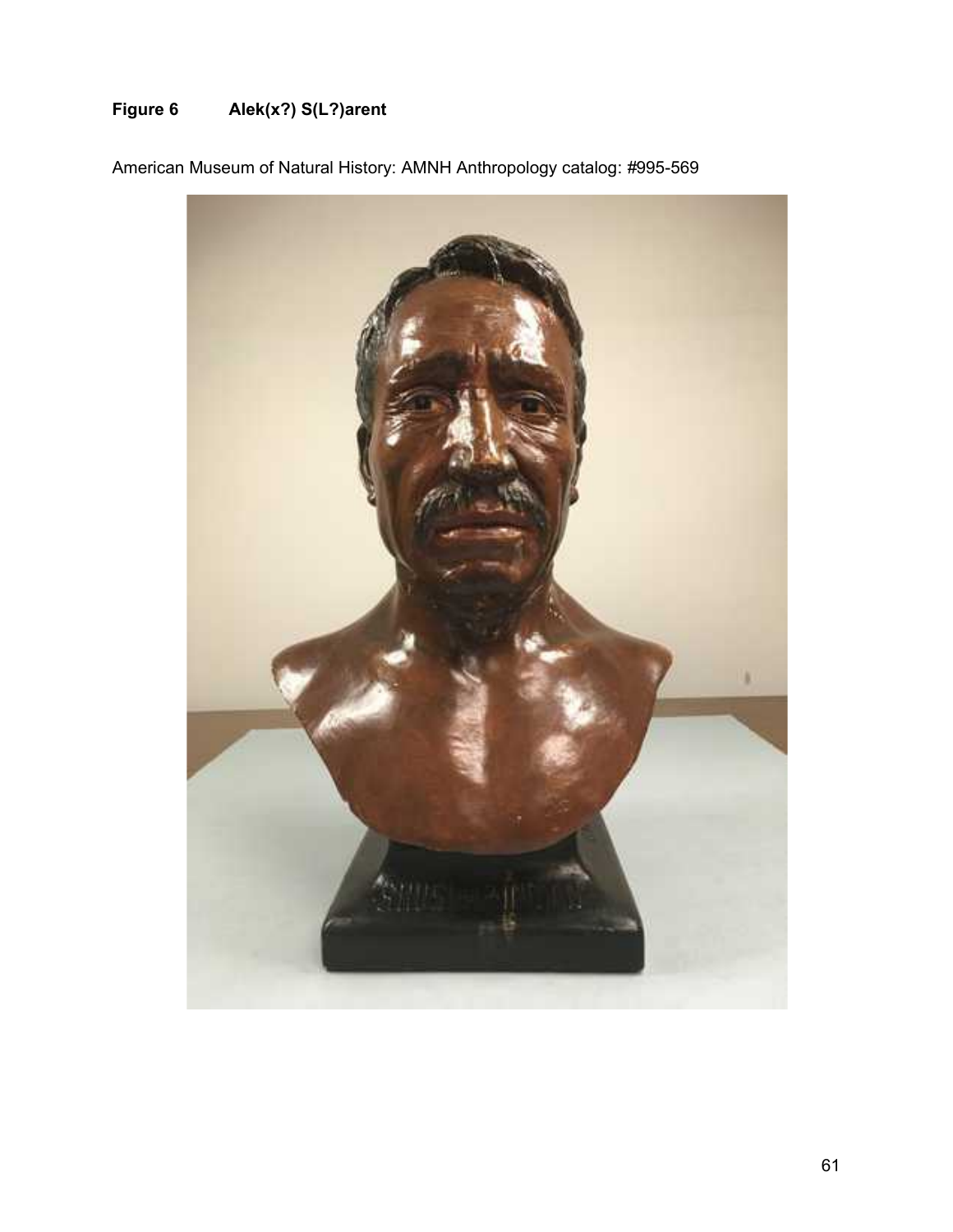**Figure 6 Alek(x?) S(L?)arent**

American Museum of Natural History: AMNH Anthropology catalog: #995-569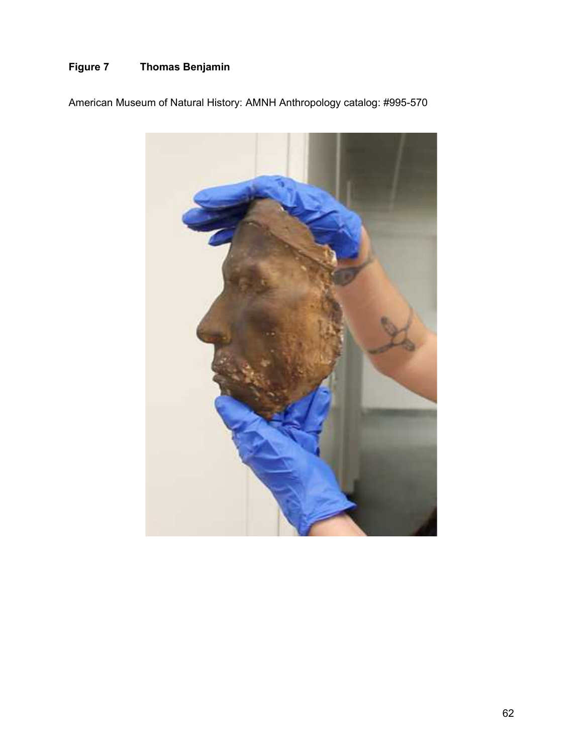**Figure 7 Thomas Benjamin**

American Museum of Natural History: AMNH Anthropology catalog: #995-570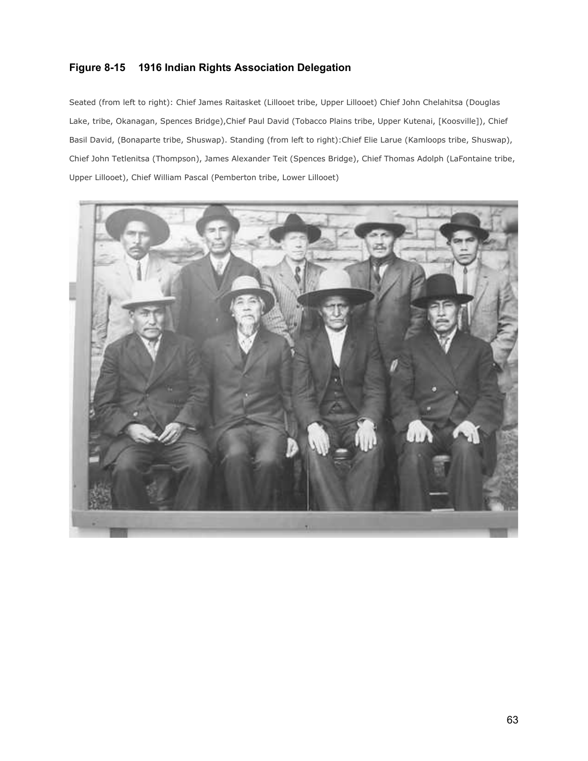#### Figure 8-15    1916 Indian Rights Association Delegation

Seated (from left to right): Chief James Raitasket (Lillooet tribe, Upper Lillooet) Chief John Chelahitsa (Douglas Lake, tribe, Okanagan, Spences Bridge),Chief Paul David (Tobacco Plains tribe, Upper Kutenai, [Koosville]), Chief Basil David, (Bonaparte tribe, Shuswap). Standing (from left to right):Chief Elie Larue (Kamloops tribe, Shuswap), Chief John Tetlenitsa (Thompson), James Alexander Teit (Spences Bridge), Chief Thomas Adolph (LaFontaine tribe, Upper Lillooet), Chief William Pascal (Pemberton tribe, Lower Lillooet)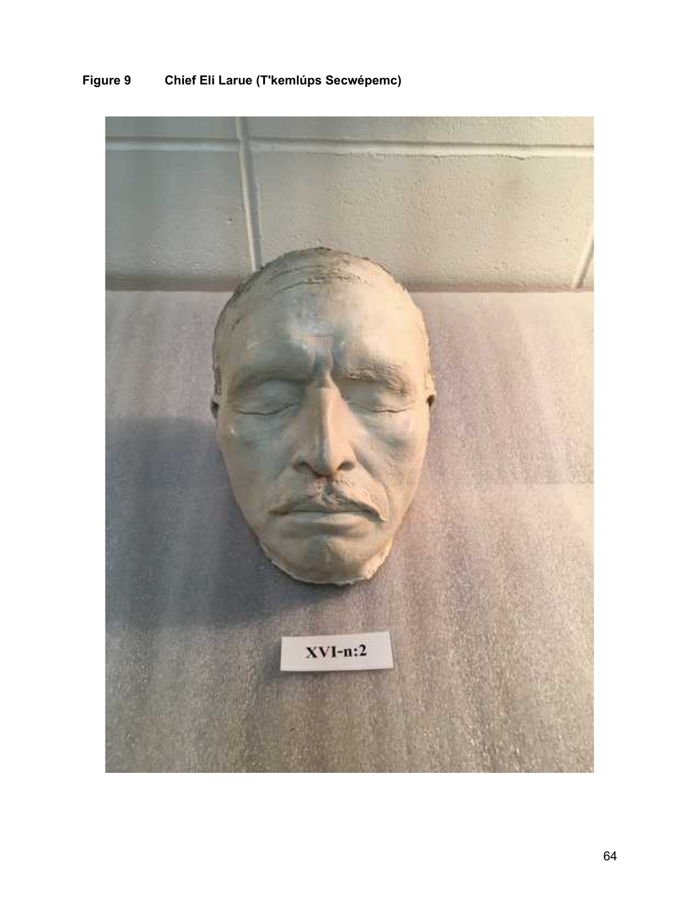**Figure 9 Chief Eli Larue (T'kemlúps Secwépemc)**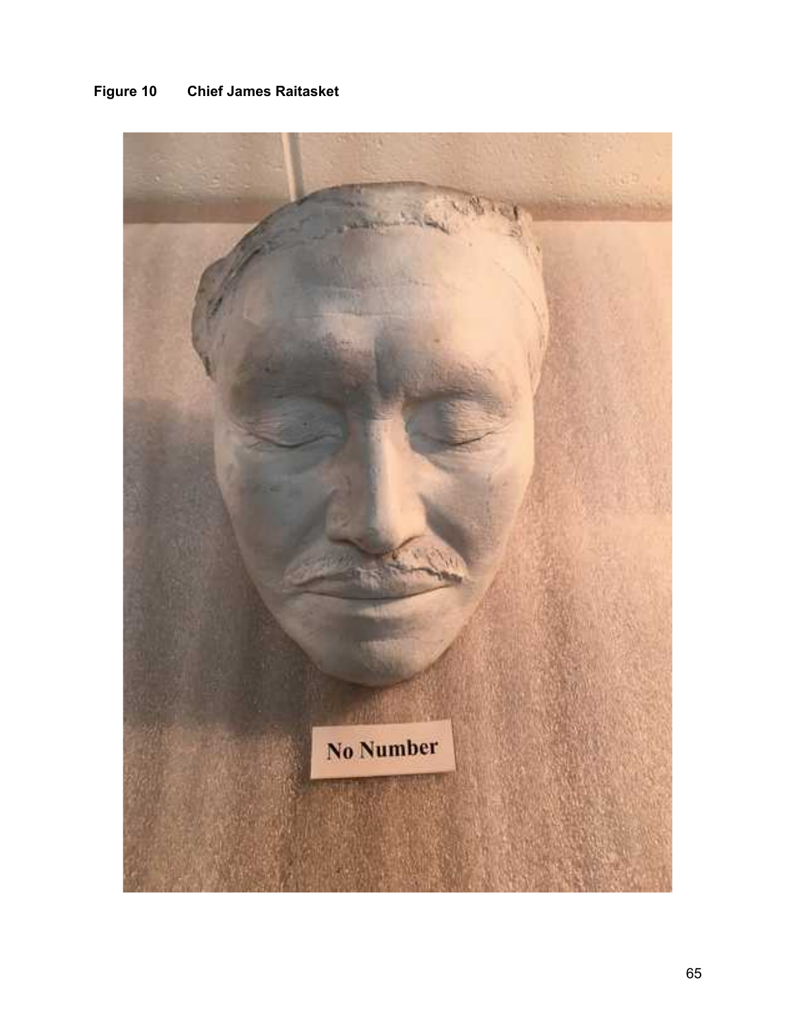**Figure 10 Chief James Raitasket**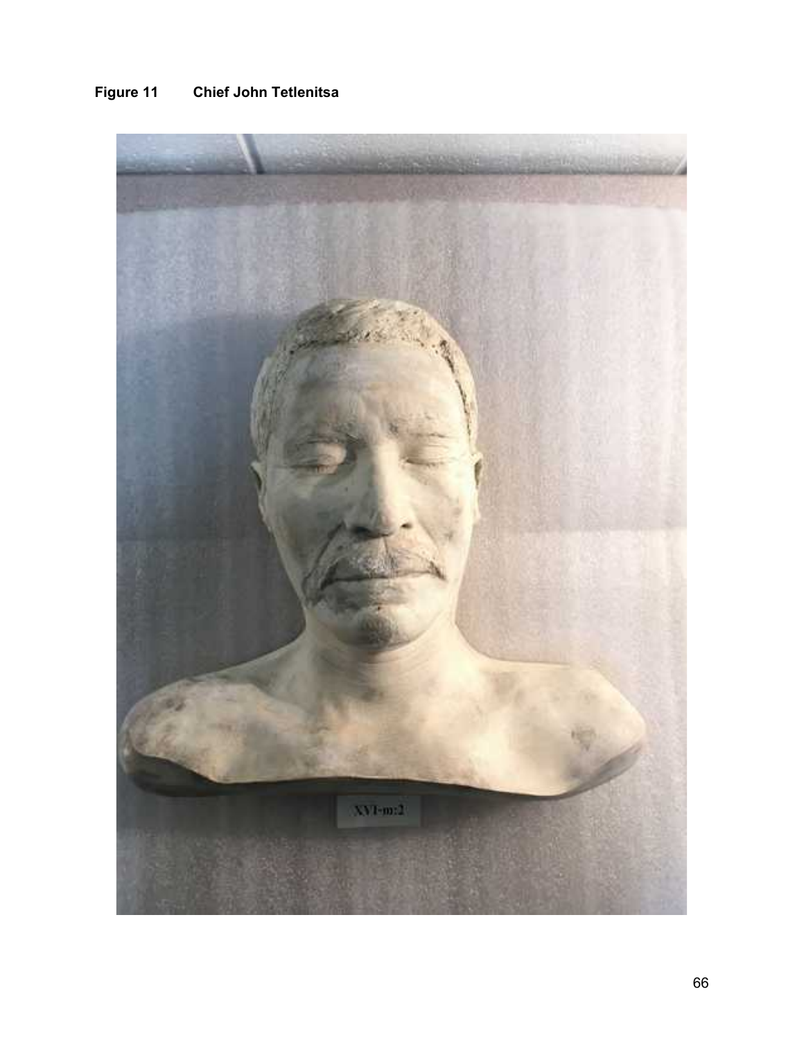**Figure 11 Chief John Tetlenitsa**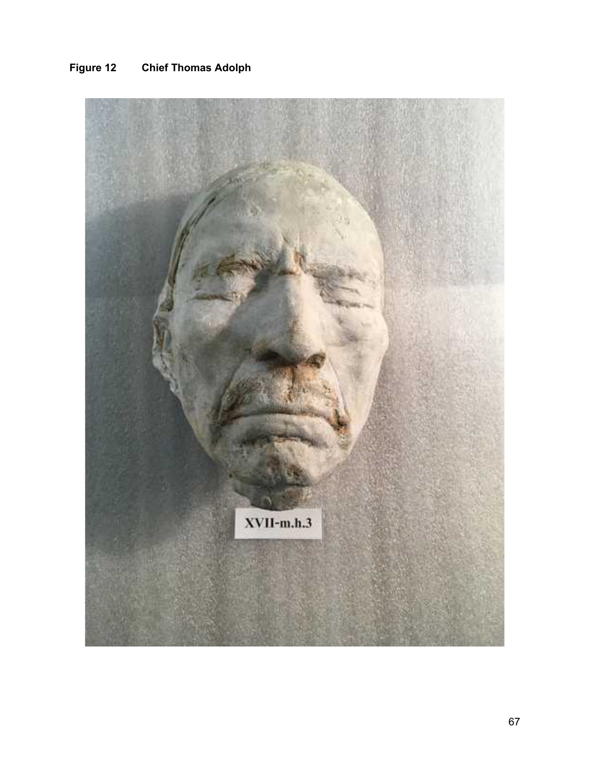**Figure 12 Chief Thomas Adolph**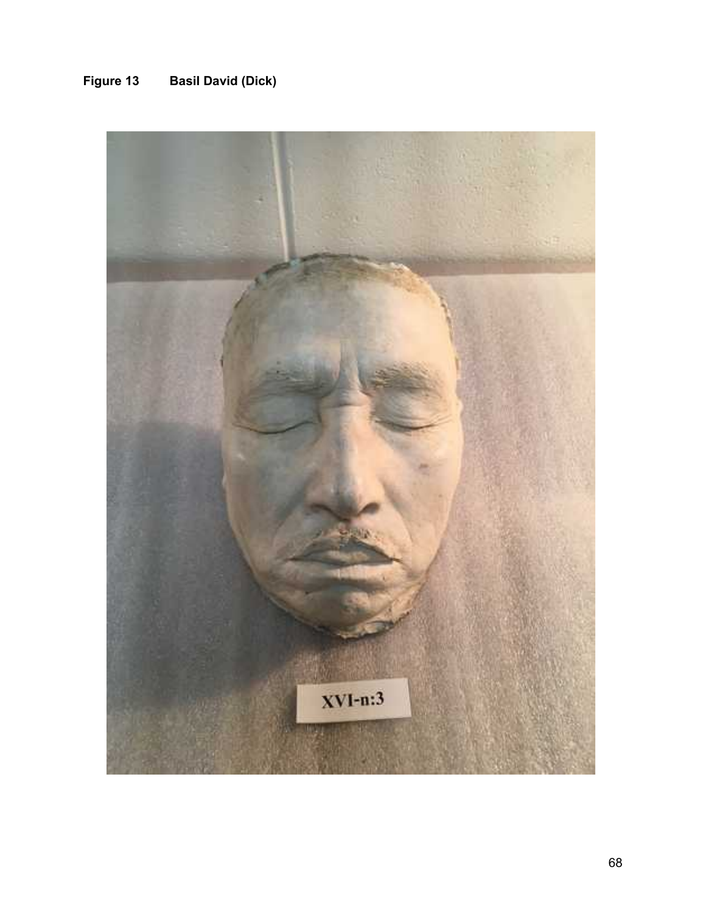**Figure 13 Basil David (Dick)**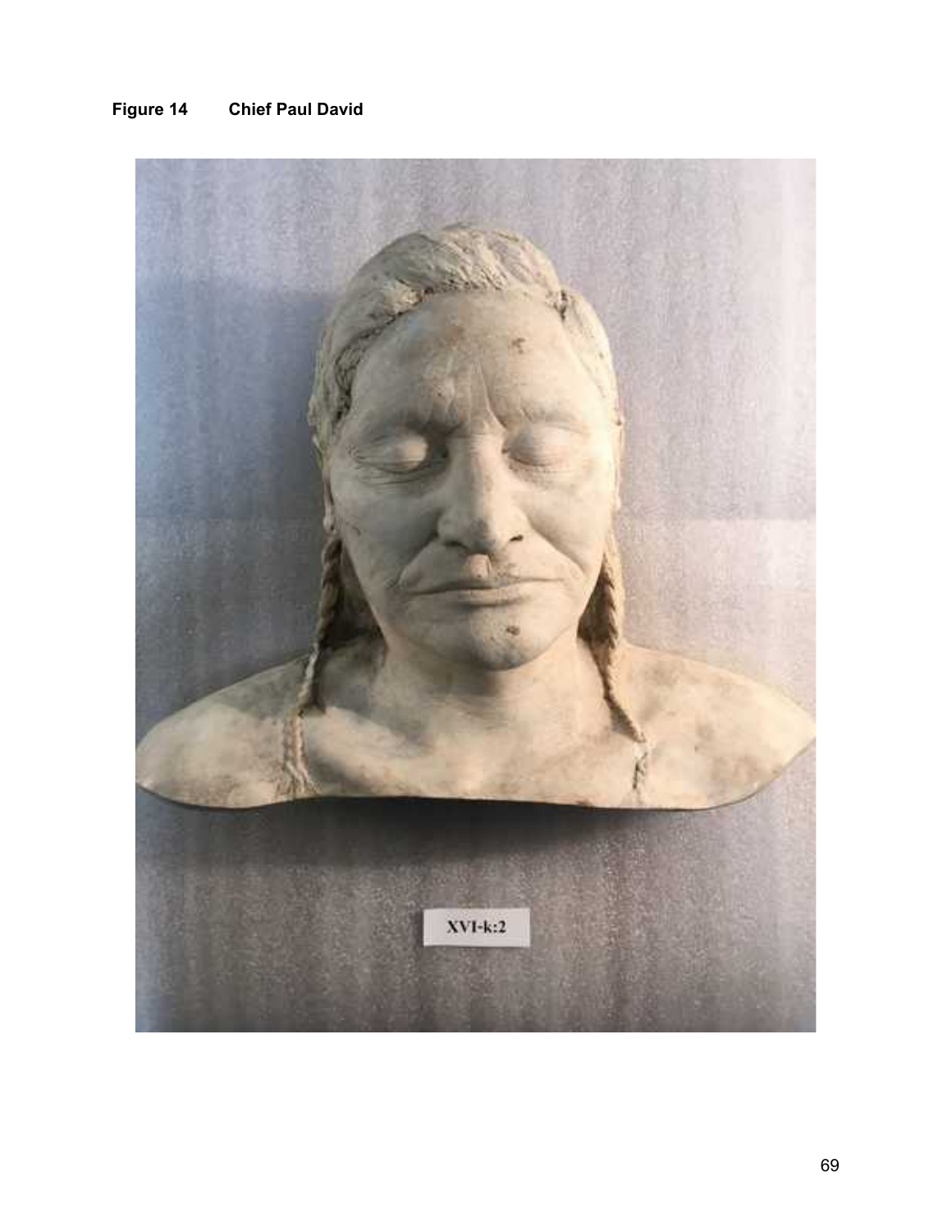**Figure 14 Chief Paul David**

XVI-k:2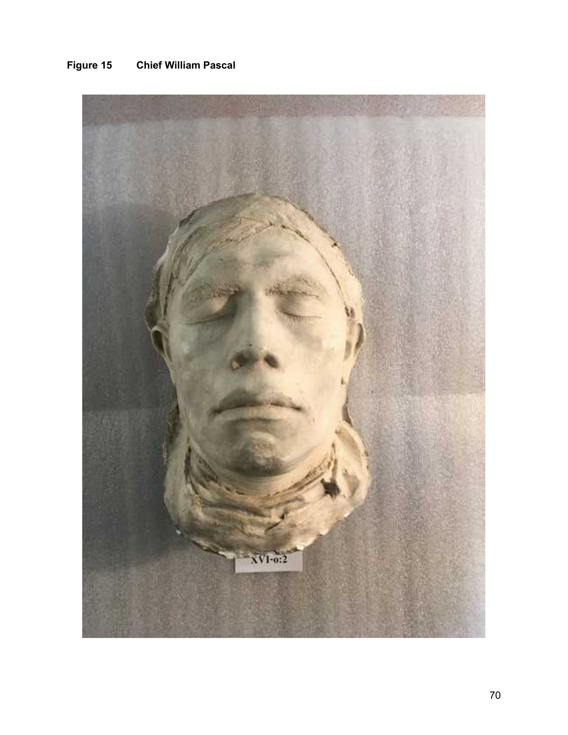**Figure 15 Chief William Pascal**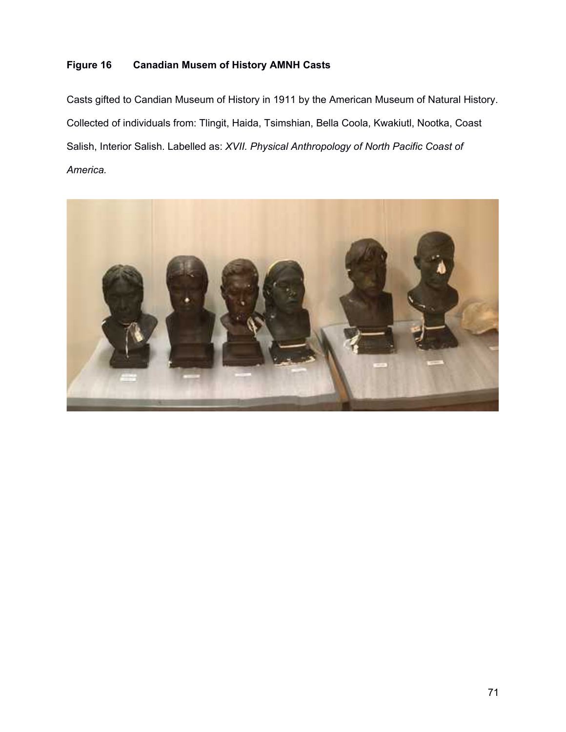**Figure 16 Canadian Musem of History AMNH Casts**

Casts gifted to Candian Museum of History in 1911 by the American Museum of Natural History. Collected of individuals from: Tlingit, Haida, Tsimshian, Bella Coola, Kwakiutl, Nootka, Coast Salish, Interior Salish. Labelled as: *XVII. Physical Anthropology of North Pacific Coast of America.*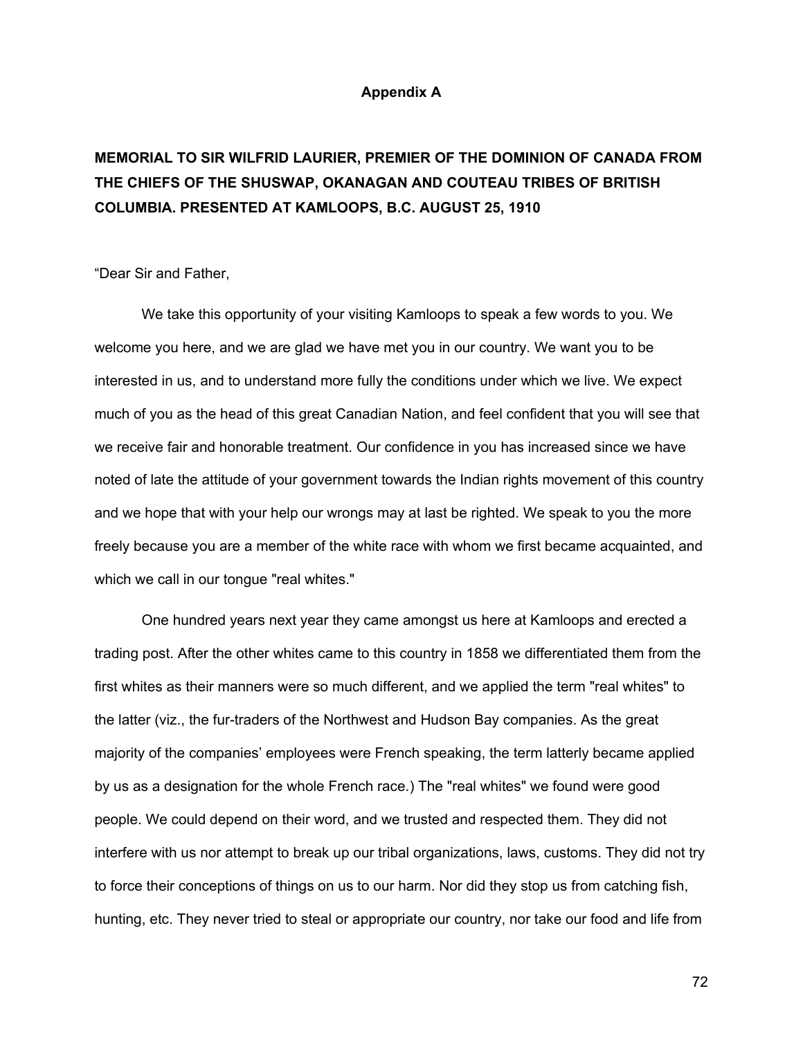# Appendix A

## MEMORIAL TO SIR WILFRID LAURIER, PREMIER OF THE DOMINION OF CANADA FROM THE CHIEFS OF THE SHUSWAP, OKANAGAN AND COUTEAU TRIBES OF BRITISH COLUMBIA. PRESENTED AT KAMLOOPS, B.C. AUGUST 25, 1910

"Dear Sir and Father,

We take this opportunity of your visiting Kamloops to speak a few words to you. We welcome you here, and we are glad we have met you in our country. We want you to be interested in us, and to understand more fully the conditions under which we live. We expect much of you as the head of this great Canadian Nation, and feel confident that you will see that we receive fair and honorable treatment. Our confidence in you has increased since we have noted of late the attitude of your government towards the Indian rights movement of this country and we hope that with your help our wrongs may at last be righted. We speak to you the more freely because you are a member of the white race with whom we first became acquainted, and which we call in our tongue "real whites."

One hundred years next year they came amongst us here at Kamloops and erected a trading post. After the other whites came to this country in 1858 we differentiated them from the first whites as their manners were so much different, and we applied the term "real whites" to the latter (viz., the fur-traders of the Northwest and Hudson Bay companies. As the great majority of the companies' employees were French speaking, the term latterly became applied by us as a designation for the whole French race.) The "real whites" we found were good people. We could depend on their word, and we trusted and respected them. They did not interfere with us nor attempt to break up our tribal organizations, laws, customs. They did not try to force their conceptions of things on us to our harm. Nor did they stop us from catching fish, hunting, etc. They never tried to steal or appropriate our country, nor take our food and life from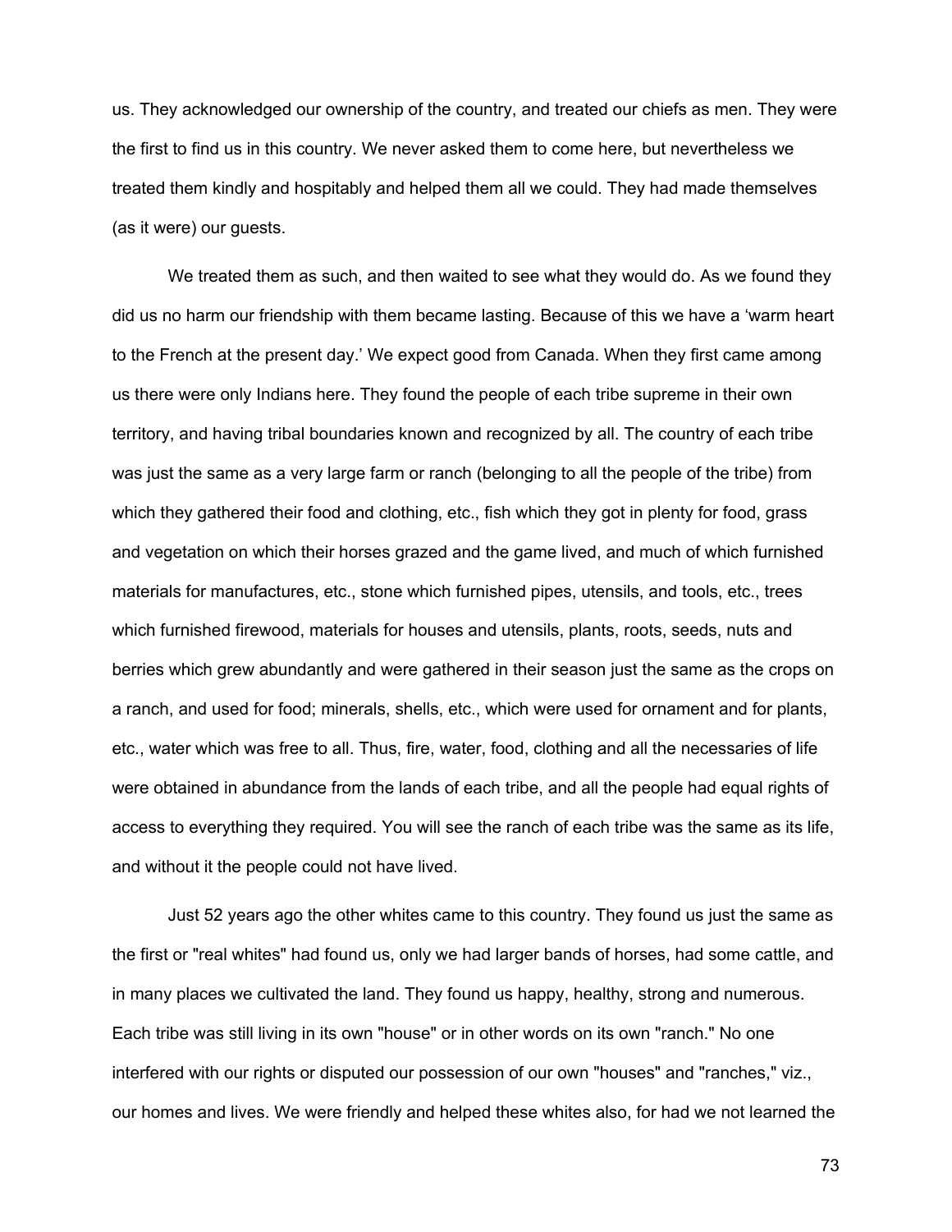us. They acknowledged our ownership of the country, and treated our chiefs as men. They were the first to find us in this country. We never asked them to come here, but nevertheless we treated them kindly and hospitably and helped them all we could. They had made themselves (as it were) our guests.

We treated them as such, and then waited to see what they would do. As we found they did us no harm our friendship with them became lasting. Because of this we have a 'warm heart to the French at the present day.' We expect good from Canada. When they first came among us there were only Indians here. They found the people of each tribe supreme in their own territory, and having tribal boundaries known and recognized by all. The country of each tribe was just the same as a very large farm or ranch (belonging to all the people of the tribe) from which they gathered their food and clothing, etc., fish which they got in plenty for food, grass and vegetation on which their horses grazed and the game lived, and much of which furnished materials for manufactures, etc., stone which furnished pipes, utensils, and tools, etc., trees which furnished firewood, materials for houses and utensils, plants, roots, seeds, nuts and berries which grew abundantly and were gathered in their season just the same as the crops on a ranch, and used for food; minerals, shells, etc., which were used for ornament and for plants, etc., water which was free to all. Thus, fire, water, food, clothing and all the necessaries of life were obtained in abundance from the lands of each tribe, and all the people had equal rights of access to everything they required. You will see the ranch of each tribe was the same as its life, and without it the people could not have lived.

Just 52 years ago the other whites came to this country. They found us just the same as the first or "real whites" had found us, only we had larger bands of horses, had some cattle, and in many places we cultivated the land. They found us happy, healthy, strong and numerous. Each tribe was still living in its own "house" or in other words on its own "ranch." No one interfered with our rights or disputed our possession of our own "houses" and "ranches," viz., our homes and lives. We were friendly and helped these whites also, for had we not learned the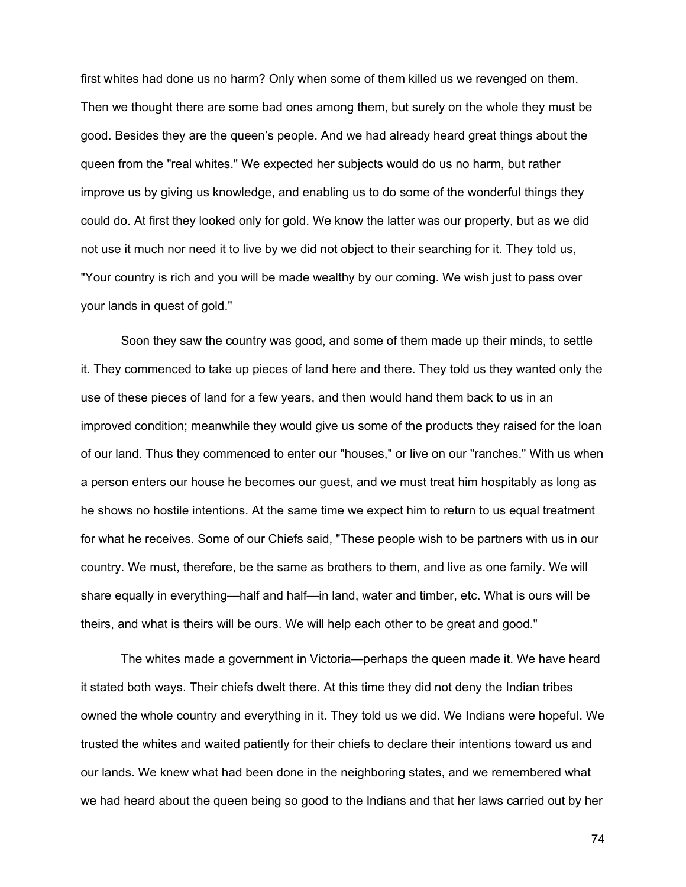first whites had done us no harm? Only when some of them killed us we revenged on them. Then we thought there are some bad ones among them, but surely on the whole they must be good. Besides they are the queen's people. And we had already heard great things about the queen from the "real whites." We expected her subjects would do us no harm, but rather improve us by giving us knowledge, and enabling us to do some of the wonderful things they could do. At first they looked only for gold. We know the latter was our property, but as we did not use it much nor need it to live by we did not object to their searching for it. They told us, "Your country is rich and you will be made wealthy by our coming. We wish just to pass over your lands in quest of gold."

Soon they saw the country was good, and some of them made up their minds, to settle it. They commenced to take up pieces of land here and there. They told us they wanted only the use of these pieces of land for a few years, and then would hand them back to us in an improved condition; meanwhile they would give us some of the products they raised for the loan of our land. Thus they commenced to enter our "houses," or live on our "ranches." With us when a person enters our house he becomes our guest, and we must treat him hospitably as long as he shows no hostile intentions. At the same time we expect him to return to us equal treatment for what he receives. Some of our Chiefs said, "These people wish to be partners with us in our country. We must, therefore, be the same as brothers to them, and live as one family. We will share equally in everything—half and half—in land, water and timber, etc. What is ours will be theirs, and what is theirs will be ours. We will help each other to be great and good."

The whites made a government in Victoria—perhaps the queen made it. We have heard it stated both ways. Their chiefs dwelt there. At this time they did not deny the Indian tribes owned the whole country and everything in it. They told us we did. We Indians were hopeful. We trusted the whites and waited patiently for their chiefs to declare their intentions toward us and our lands. We knew what had been done in the neighboring states, and we remembered what we had heard about the queen being so good to the Indians and that her laws carried out by her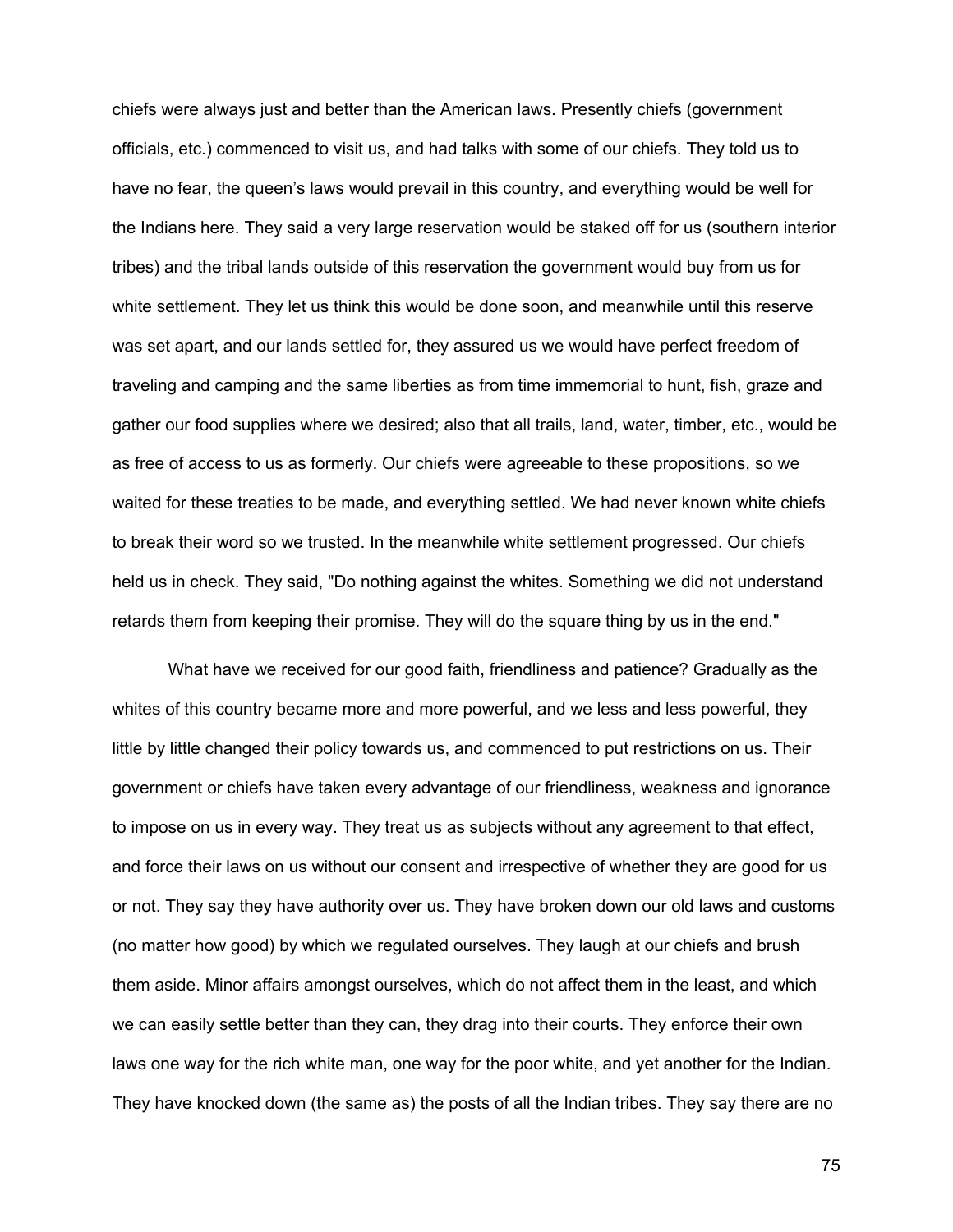chiefs were always just and better than the American laws. Presently chiefs (government officials, etc.) commenced to visit us, and had talks with some of our chiefs. They told us to have no fear, the queen's laws would prevail in this country, and everything would be well for the Indians here. They said a very large reservation would be staked off for us (southern interior tribes) and the tribal lands outside of this reservation the government would buy from us for white settlement. They let us think this would be done soon, and meanwhile until this reserve was set apart, and our lands settled for, they assured us we would have perfect freedom of traveling and camping and the same liberties as from time immemorial to hunt, fish, graze and gather our food supplies where we desired; also that all trails, land, water, timber, etc., would be as free of access to us as formerly. Our chiefs were agreeable to these propositions, so we waited for these treaties to be made, and everything settled. We had never known white chiefs to break their word so we trusted. In the meanwhile white settlement progressed. Our chiefs held us in check. They said, "Do nothing against the whites. Something we did not understand retards them from keeping their promise. They will do the square thing by us in the end."

What have we received for our good faith, friendliness and patience? Gradually as the whites of this country became more and more powerful, and we less and less powerful, they little by little changed their policy towards us, and commenced to put restrictions on us. Their government or chiefs have taken every advantage of our friendliness, weakness and ignorance to impose on us in every way. They treat us as subjects without any agreement to that effect, and force their laws on us without our consent and irrespective of whether they are good for us or not. They say they have authority over us. They have broken down our old laws and customs (no matter how good) by which we regulated ourselves. They laugh at our chiefs and brush them aside. Minor affairs amongst ourselves, which do not affect them in the least, and which we can easily settle better than they can, they drag into their courts. They enforce their own laws one way for the rich white man, one way for the poor white, and yet another for the Indian. They have knocked down (the same as) the posts of all the Indian tribes. They say there are no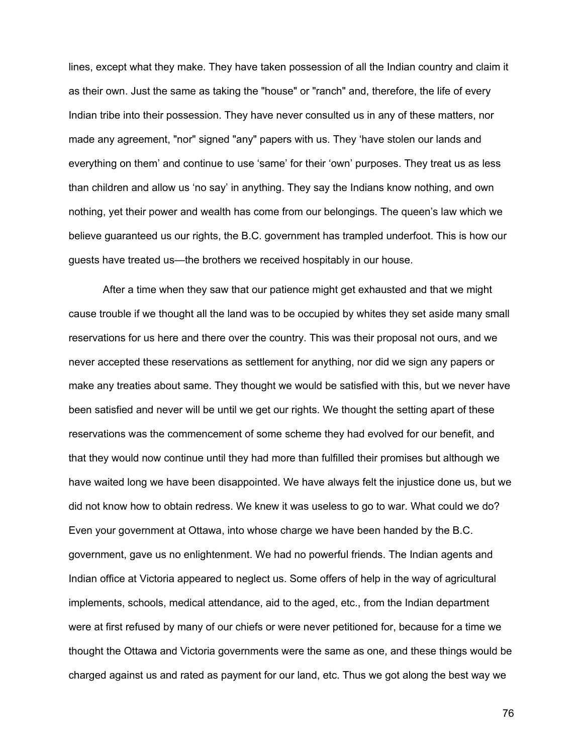lines, except what they make. They have taken possession of all the Indian country and claim it as their own. Just the same as taking the "house" or "ranch" and, therefore, the life of every Indian tribe into their possession. They have never consulted us in any of these matters, nor made any agreement, "nor" signed "any" papers with us. They 'have stolen our lands and everything on them' and continue to use 'same' for their 'own' purposes. They treat us as less than children and allow us 'no say' in anything. They say the Indians know nothing, and own nothing, yet their power and wealth has come from our belongings. The queen's law which we believe guaranteed us our rights, the B.C. government has trampled underfoot. This is how our guests have treated us—the brothers we received hospitably in our house.

After a time when they saw that our patience might get exhausted and that we might cause trouble if we thought all the land was to be occupied by whites they set aside many small reservations for us here and there over the country. This was their proposal not ours, and we never accepted these reservations as settlement for anything, nor did we sign any papers or make any treaties about same. They thought we would be satisfied with this, but we never have been satisfied and never will be until we get our rights. We thought the setting apart of these reservations was the commencement of some scheme they had evolved for our benefit, and that they would now continue until they had more than fulfilled their promises but although we have waited long we have been disappointed. We have always felt the injustice done us, but we did not know how to obtain redress. We knew it was useless to go to war. What could we do? Even your government at Ottawa, into whose charge we have been handed by the B.C. government, gave us no enlightenment. We had no powerful friends. The Indian agents and Indian office at Victoria appeared to neglect us. Some offers of help in the way of agricultural implements, schools, medical attendance, aid to the aged, etc., from the Indian department were at first refused by many of our chiefs or were never petitioned for, because for a time we thought the Ottawa and Victoria governments were the same as one, and these things would be charged against us and rated as payment for our land, etc. Thus we got along the best way we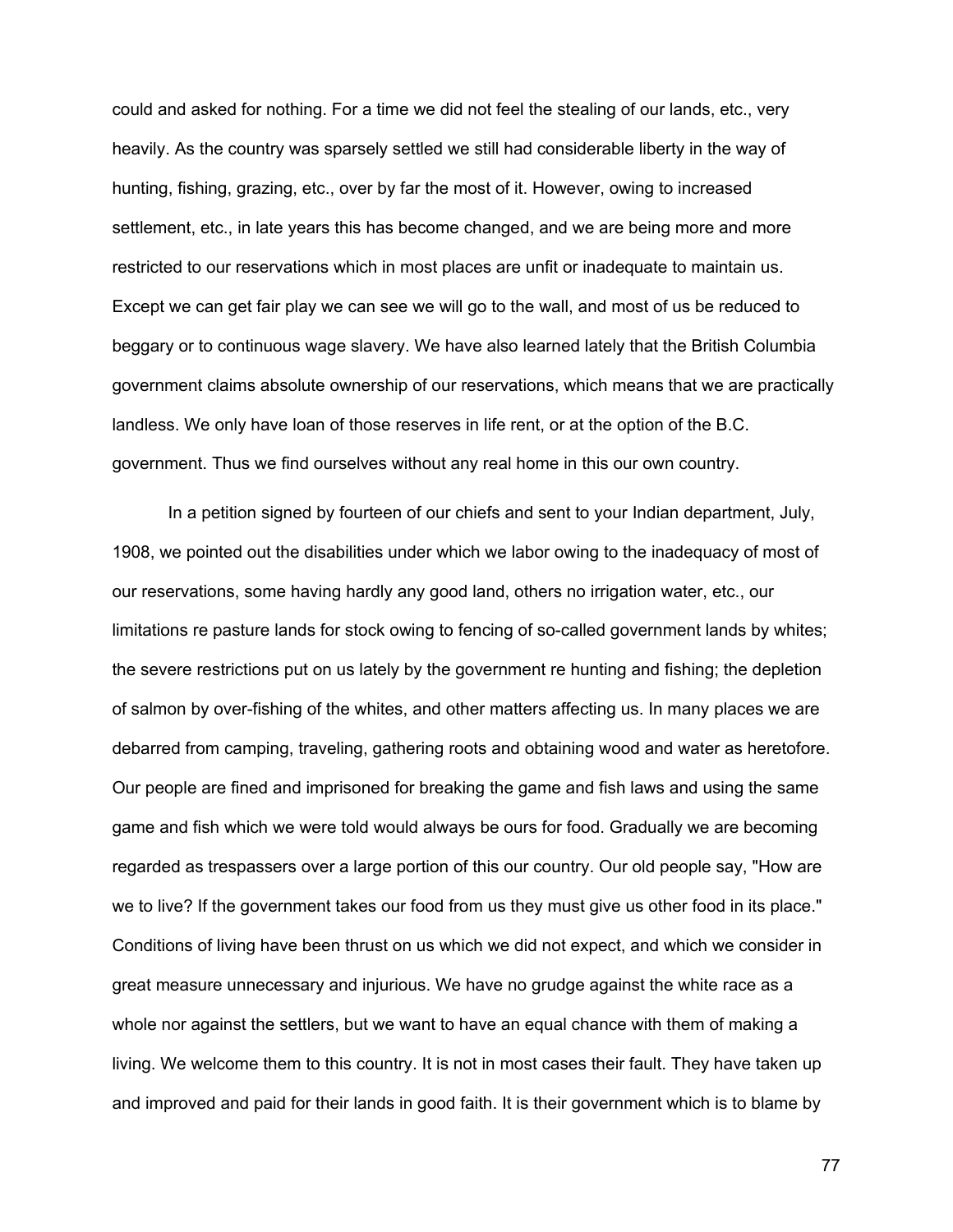could and asked for nothing. For a time we did not feel the stealing of our lands, etc., very heavily. As the country was sparsely settled we still had considerable liberty in the way of hunting, fishing, grazing, etc., over by far the most of it. However, owing to increased settlement, etc., in late years this has become changed, and we are being more and more restricted to our reservations which in most places are unfit or inadequate to maintain us. Except we can get fair play we can see we will go to the wall, and most of us be reduced to beggary or to continuous wage slavery. We have also learned lately that the British Columbia government claims absolute ownership of our reservations, which means that we are practically landless. We only have loan of those reserves in life rent, or at the option of the B.C. government. Thus we find ourselves without any real home in this our own country.

In a petition signed by fourteen of our chiefs and sent to your Indian department, July, 1908, we pointed out the disabilities under which we labor owing to the inadequacy of most of our reservations, some having hardly any good land, others no irrigation water, etc., our limitations re pasture lands for stock owing to fencing of so-called government lands by whites; the severe restrictions put on us lately by the government re hunting and fishing; the depletion of salmon by over-fishing of the whites, and other matters affecting us. In many places we are debarred from camping, traveling, gathering roots and obtaining wood and water as heretofore. Our people are fined and imprisoned for breaking the game and fish laws and using the same game and fish which we were told would always be ours for food. Gradually we are becoming regarded as trespassers over a large portion of this our country. Our old people say, "How are we to live? If the government takes our food from us they must give us other food in its place." Conditions of living have been thrust on us which we did not expect, and which we consider in great measure unnecessary and injurious. We have no grudge against the white race as a whole nor against the settlers, but we want to have an equal chance with them of making a living. We welcome them to this country. It is not in most cases their fault. They have taken up and improved and paid for their lands in good faith. It is their government which is to blame by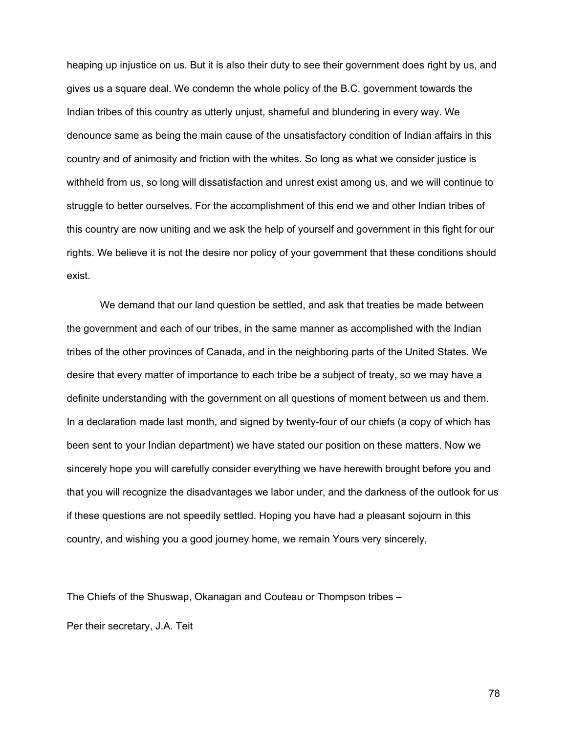heaping up injustice on us. But it is also their duty to see their government does right by us, and gives us a square deal. We condemn the whole policy of the B.C. government towards the Indian tribes of this country as utterly unjust, shameful and blundering in every way. We denounce same as being the main cause of the unsatisfactory condition of Indian affairs in this country and of animosity and friction with the whites. So long as what we consider justice is withheld from us, so long will dissatisfaction and unrest exist among us, and we will continue to struggle to better ourselves. For the accomplishment of this end we and other Indian tribes of this country are now uniting and we ask the help of yourself and government in this fight for our rights. We believe it is not the desire nor policy of your government that these conditions should exist.

We demand that our land question be settled, and ask that treaties be made between the government and each of our tribes, in the same manner as accomplished with the Indian tribes of the other provinces of Canada, and in the neighboring parts of the United States. We desire that every matter of importance to each tribe be a subject of treaty, so we may have a definite understanding with the government on all questions of moment between us and them. In a declaration made last month, and signed by twenty-four of our chiefs (a copy of which has been sent to your Indian department) we have stated our position on these matters. Now we sincerely hope you will carefully consider everything we have herewith brought before you and that you will recognize the disadvantages we labor under, and the darkness of the outlook for us if these questions are not speedily settled. Hoping you have had a pleasant sojourn in this country, and wishing you a good journey home, we remain Yours very sincerely,

The Chiefs of the Shuswap, Okanagan and Couteau or Thompson tribes –

Per their secretary, J.A. Teit